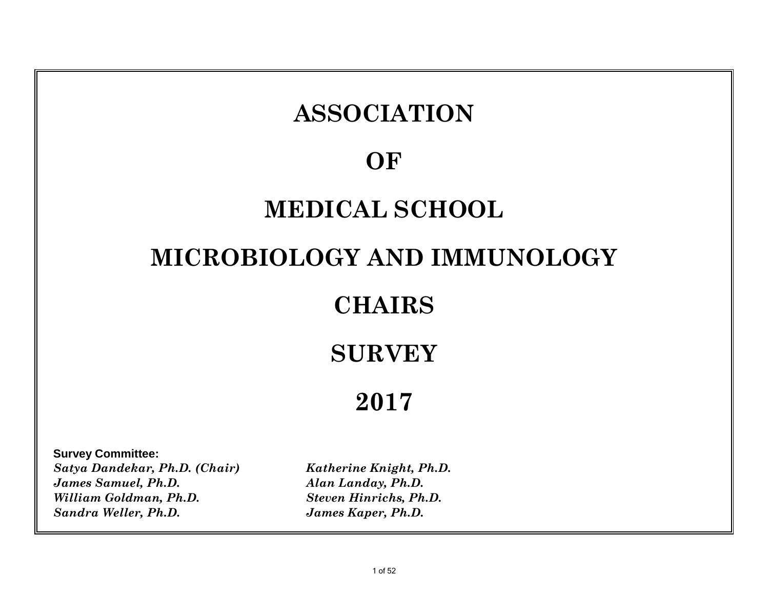# ASSOCIATION

# OF

# MEDICAL SCHOOL

# MICROBIOLOGY AND IMMUNOLOGY

# CHAIRS

# SURVEY

# 2017

**Survey Committee:**

*Satya Dandekar, Ph.D. (Chair)*
*James Samuel, Ph.D.*
*William Goldman, Ph.D.*
*Sandra Weller, Ph.D.*
*Katherine Knight, Ph.D.*
*Alan Landay, Ph.D.*
*Steven Hinrichs, Ph.D.*
*James Kaper, Ph.D.*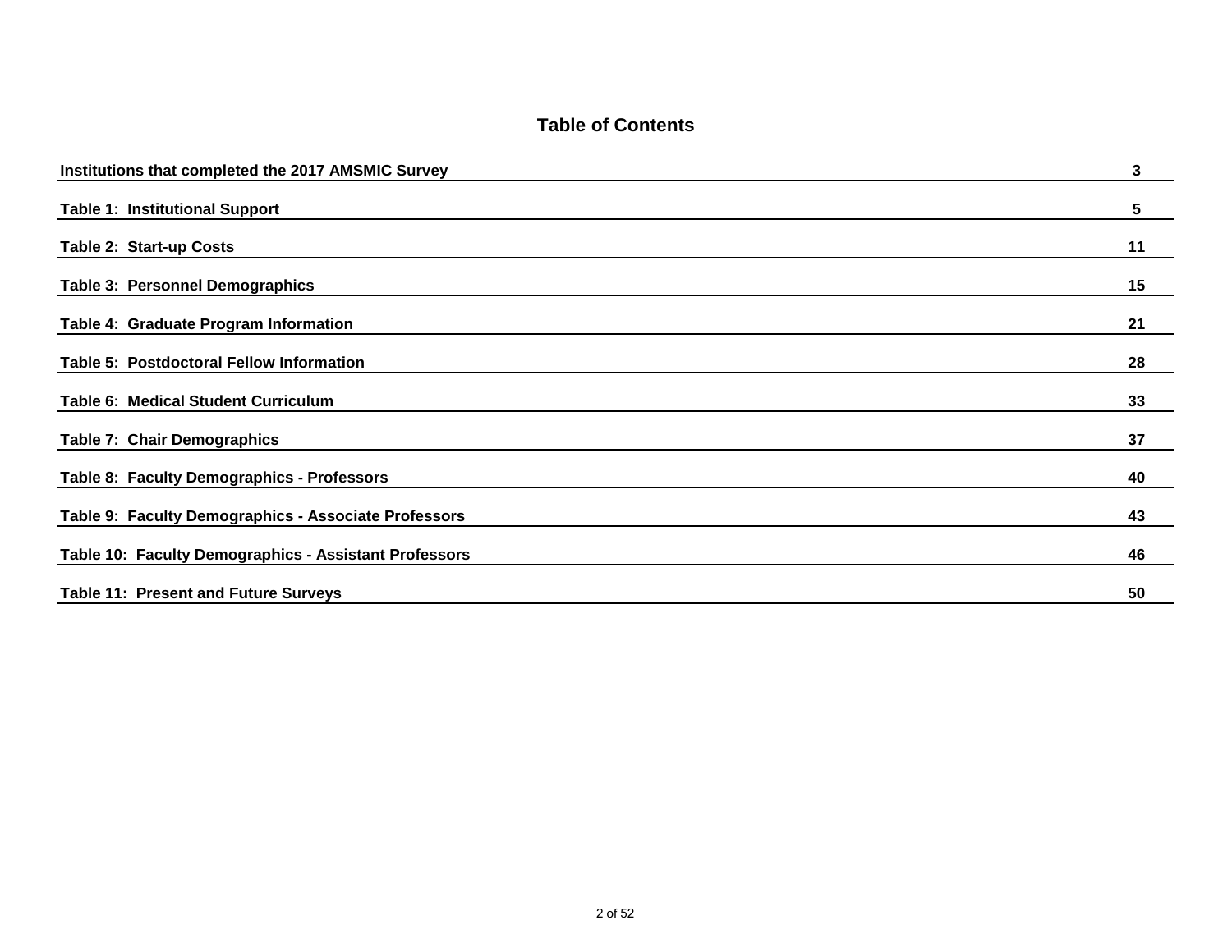# Table of Contents

| | |
|---|---|
| **Institutions that completed the 2017 AMSMIC Survey** | **3** |
| **Table 1: Institutional Support** | **5** |
| **Table 2: Start-up Costs** | **11** |
| **Table 3: Personnel Demographics** | **15** |
| **Table 4: Graduate Program Information** | **21** |
| **Table 5: Postdoctoral Fellow Information** | **28** |
| **Table 6: Medical Student Curriculum** | **33** |
| **Table 7: Chair Demographics** | **37** |
| **Table 8: Faculty Demographics - Professors** | **40** |
| **Table 9: Faculty Demographics - Associate Professors** | **43** |
| **Table 10: Faculty Demographics - Assistant Professors** | **46** |
| **Table 11: Present and Future Surveys** | **50** |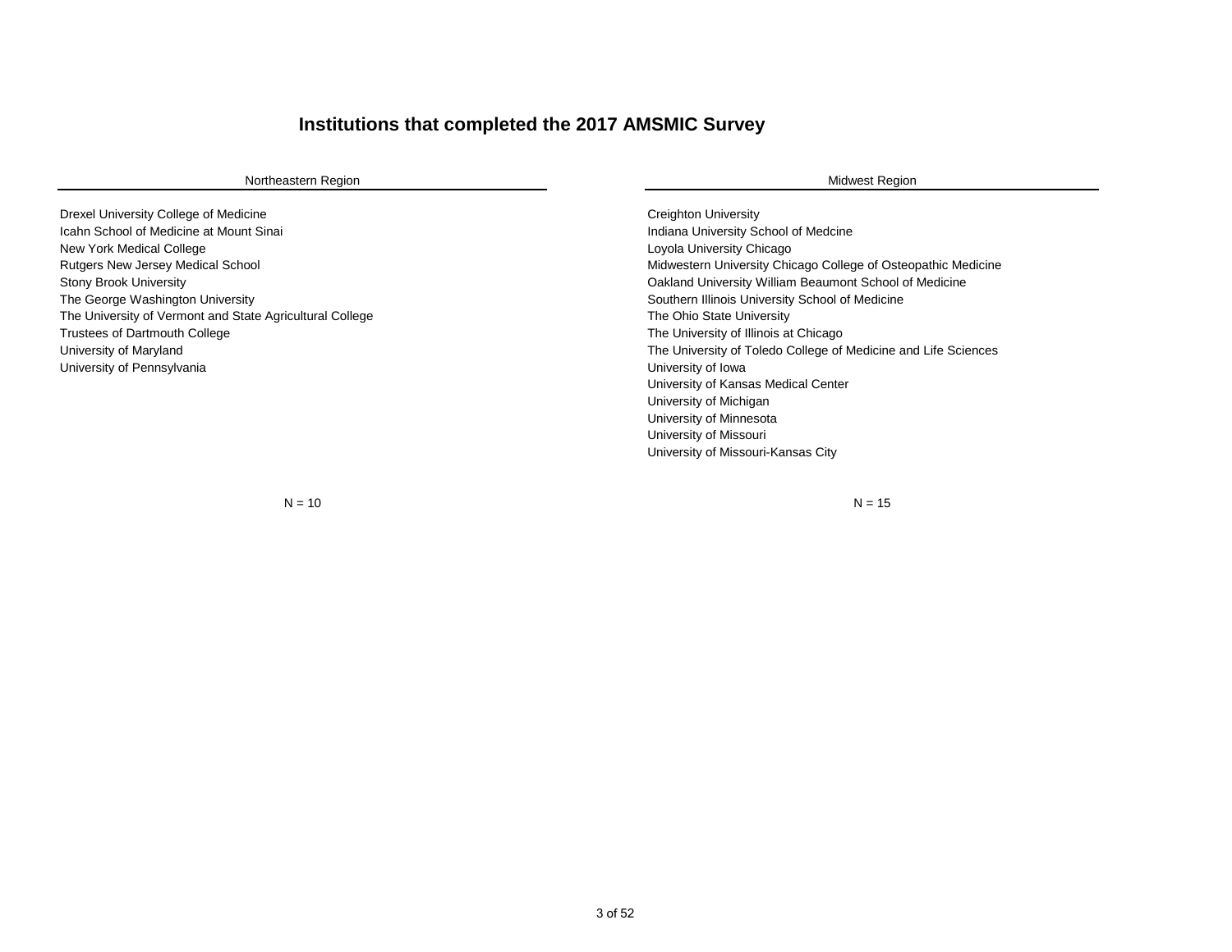# Institutions that completed the 2017 AMSMIC Survey

## Northeastern Region

Drexel University College of Medicine
Icahn School of Medicine at Mount Sinai
New York Medical College
Rutgers New Jersey Medical School
Stony Brook University
The George Washington University
The University of Vermont and State Agricultural College
Trustees of Dartmouth College
University of Maryland
University of Pennsylvania

N = 10

## Midwest Region

Creighton University
Indiana University School of Medcine
Loyola University Chicago
Midwestern University Chicago College of Osteopathic Medicine
Oakland University William Beaumont School of Medicine
Southern Illinois University School of Medicine
The Ohio State University
The University of Illinois at Chicago
The University of Toledo College of Medicine and Life Sciences
University of Iowa
University of Kansas Medical Center
University of Michigan
University of Minnesota
University of Missouri
University of Missouri-Kansas City

N = 15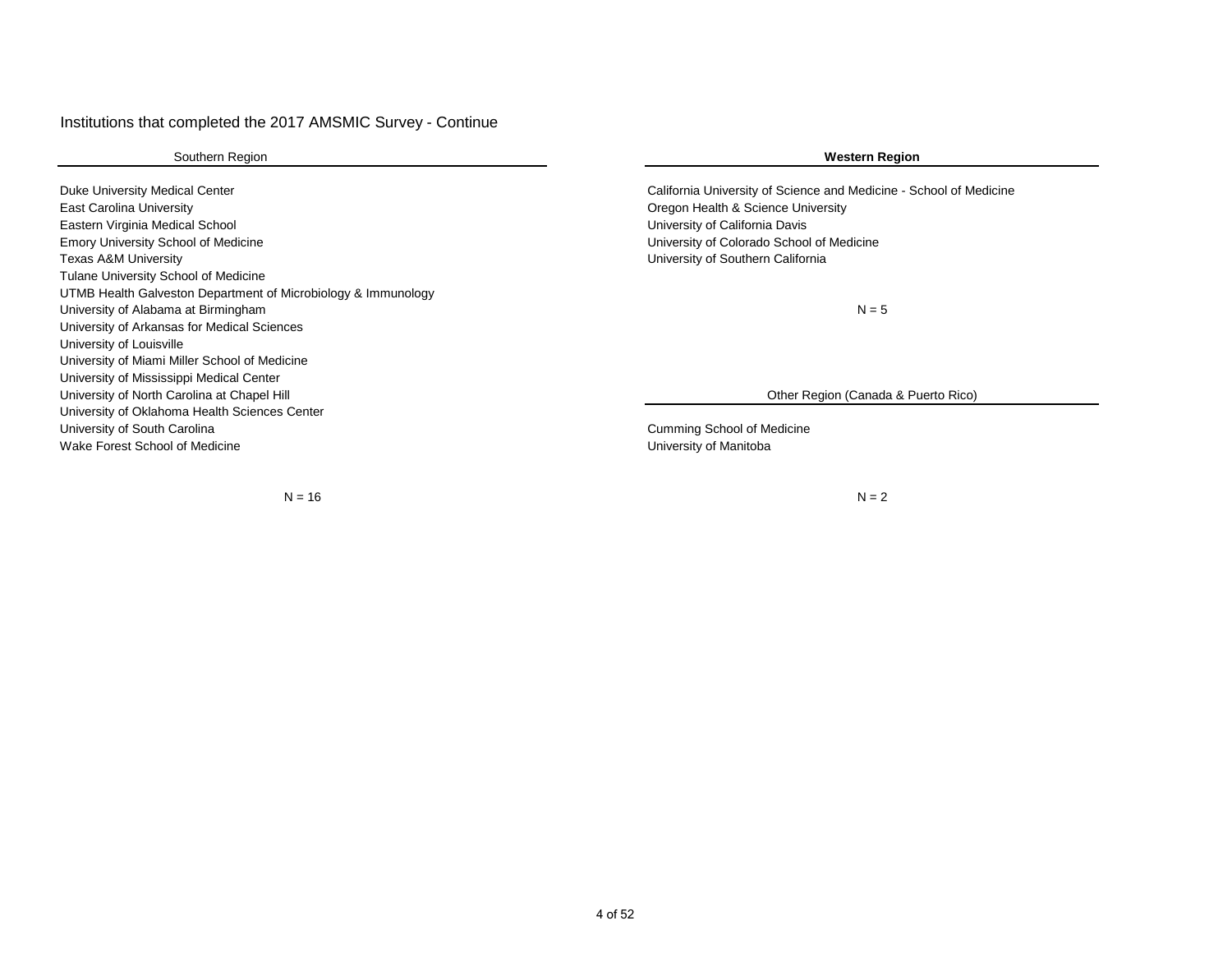Institutions that completed the 2017 AMSMIC Survey - Continue

### Southern Region

Duke University Medical Center
East Carolina University
Eastern Virginia Medical School
Emory University School of Medicine
Texas A&M University
Tulane University School of Medicine
UTMB Health Galveston Department of Microbiology & Immunology
University of Alabama at Birmingham
University of Arkansas for Medical Sciences
University of Louisville
University of Miami Miller School of Medicine
University of Mississippi Medical Center
University of North Carolina at Chapel Hill
University of Oklahoma Health Sciences Center
University of South Carolina
Wake Forest School of Medicine

N = 16

### **Western Region**

California University of Science and Medicine - School of Medicine
Oregon Health & Science University
University of California Davis
University of Colorado School of Medicine
University of Southern California

N = 5

### Other Region (Canada & Puerto Rico)

Cumming School of Medicine
University of Manitoba

N = 2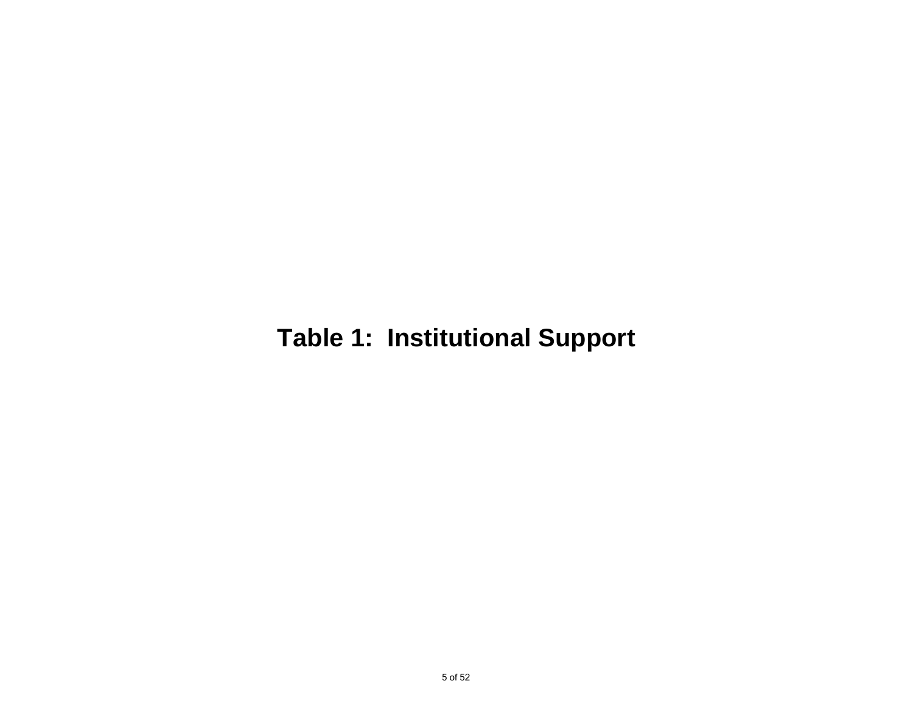# Table 1:  Institutional Support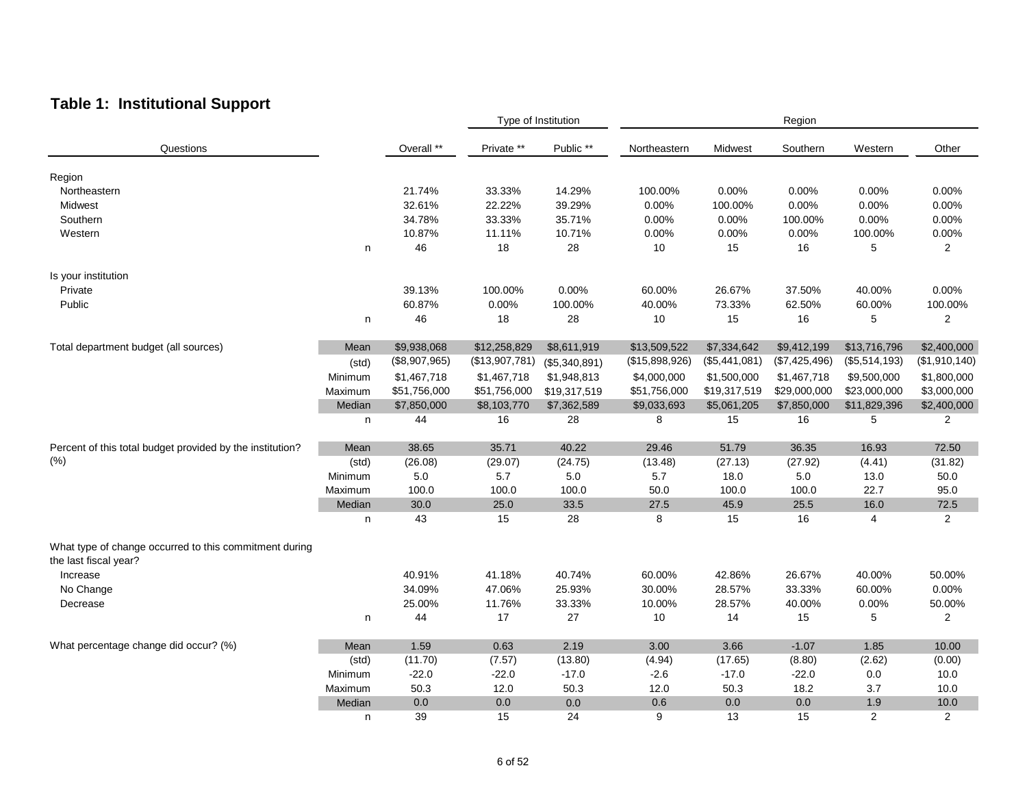## Table 1: Institutional Support

| Questions | | Overall ** | Type of Institution: Private ** | Public ** | Region: Northeastern | Midwest | Southern | Western | Other |
|---|---|---|---|---|---|---|---|---|---|
| **Region** | | | | | | | | | |
| Northeastern | | 21.74% | 33.33% | 14.29% | 100.00% | 0.00% | 0.00% | 0.00% | 0.00% |
| Midwest | | 32.61% | 22.22% | 39.29% | 0.00% | 100.00% | 0.00% | 0.00% | 0.00% |
| Southern | | 34.78% | 33.33% | 35.71% | 0.00% | 0.00% | 100.00% | 0.00% | 0.00% |
| Western | | 10.87% | 11.11% | 10.71% | 0.00% | 0.00% | 0.00% | 100.00% | 0.00% |
| | n | 46 | 18 | 28 | 10 | 15 | 16 | 5 | 2 |
| **Is your institution** | | | | | | | | | |
| Private | | 39.13% | 100.00% | 0.00% | 60.00% | 26.67% | 37.50% | 40.00% | 0.00% |
| Public | | 60.87% | 0.00% | 100.00% | 40.00% | 73.33% | 62.50% | 60.00% | 100.00% |
| | n | 46 | 18 | 28 | 10 | 15 | 16 | 5 | 2 |
| **Total department budget (all sources)** | Mean | $9,938,068 | $12,258,829 | $8,611,919 | $13,509,522 | $7,334,642 | $9,412,199 | $13,716,796 | $2,400,000 |
| | (std) | ($8,907,965) | ($13,907,781) | ($5,340,891) | ($15,898,926) | ($5,441,081) | ($7,425,496) | ($5,514,193) | ($1,910,140) |
| | Minimum | $1,467,718 | $1,467,718 | $1,948,813 | $4,000,000 | $1,500,000 | $1,467,718 | $9,500,000 | $1,800,000 |
| | Maximum | $51,756,000 | $51,756,000 | $19,317,519 | $51,756,000 | $19,317,519 | $29,000,000 | $23,000,000 | $3,000,000 |
| | Median | $7,850,000 | $8,103,770 | $7,362,589 | $9,033,693 | $5,061,205 | $7,850,000 | $11,829,396 | $2,400,000 |
| | n | 44 | 16 | 28 | 8 | 15 | 16 | 5 | 2 |
| **Percent of this total budget provided by the institution? (%)** | Mean | 38.65 | 35.71 | 40.22 | 29.46 | 51.79 | 36.35 | 16.93 | 72.50 |
| | (std) | (26.08) | (29.07) | (24.75) | (13.48) | (27.13) | (27.92) | (4.41) | (31.82) |
| | Minimum | 5.0 | 5.7 | 5.0 | 5.7 | 18.0 | 5.0 | 13.0 | 50.0 |
| | Maximum | 100.0 | 100.0 | 100.0 | 50.0 | 100.0 | 100.0 | 22.7 | 95.0 |
| | Median | 30.0 | 25.0 | 33.5 | 27.5 | 45.9 | 25.5 | 16.0 | 72.5 |
| | n | 43 | 15 | 28 | 8 | 15 | 16 | 4 | 2 |
| **What type of change occurred to this commitment during the last fiscal year?** | | | | | | | | | |
| Increase | | 40.91% | 41.18% | 40.74% | 60.00% | 42.86% | 26.67% | 40.00% | 50.00% |
| No Change | | 34.09% | 47.06% | 25.93% | 30.00% | 28.57% | 33.33% | 60.00% | 0.00% |
| Decrease | | 25.00% | 11.76% | 33.33% | 10.00% | 28.57% | 40.00% | 0.00% | 50.00% |
| | n | 44 | 17 | 27 | 10 | 14 | 15 | 5 | 2 |
| **What percentage change did occur? (%)** | Mean | 1.59 | 0.63 | 2.19 | 3.00 | 3.66 | -1.07 | 1.85 | 10.00 |
| | (std) | (11.70) | (7.57) | (13.80) | (4.94) | (17.65) | (8.80) | (2.62) | (0.00) |
| | Minimum | -22.0 | -22.0 | -17.0 | -2.6 | -17.0 | -22.0 | 0.0 | 10.0 |
| | Maximum | 50.3 | 12.0 | 50.3 | 12.0 | 50.3 | 18.2 | 3.7 | 10.0 |
| | Median | 0.0 | 0.0 | 0.0 | 0.6 | 0.0 | 0.0 | 1.9 | 10.0 |
| | n | 39 | 15 | 24 | 9 | 13 | 15 | 2 | 2 |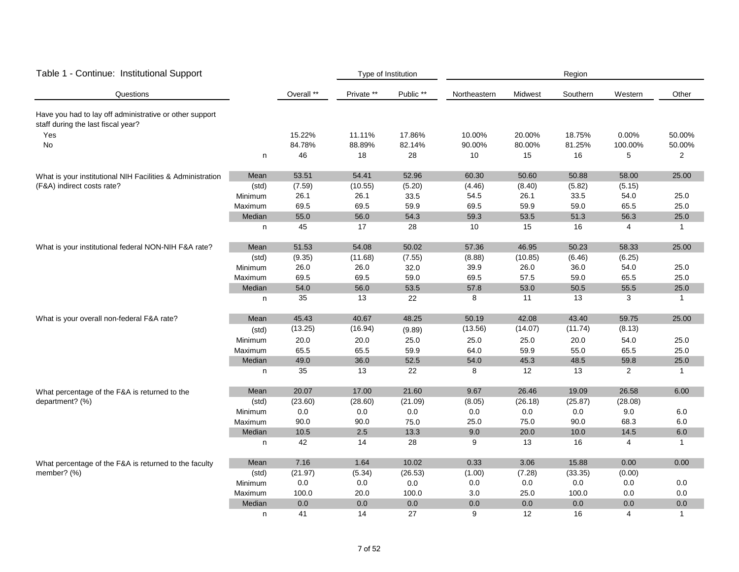Table 1 - Continue: Institutional Support

| Questions | | Overall ** | Type of Institution | | Region | | | | |
|---|---|---|---|---|---|---|---|---|---|
| | | | Private ** | Public ** | Northeastern | Midwest | Southern | Western | Other |
| Have you had to lay off administrative or other support staff during the last fiscal year? | | | | | | | | | |
| Yes | | 15.22% | 11.11% | 17.86% | 10.00% | 20.00% | 18.75% | 0.00% | 50.00% |
| No | | 84.78% | 88.89% | 82.14% | 90.00% | 80.00% | 81.25% | 100.00% | 50.00% |
| | n | 46 | 18 | 28 | 10 | 15 | 16 | 5 | 2 |
| What is your institutional NIH Facilities & Administration (F&A) indirect costs rate? | Mean | 53.51 | 54.41 | 52.96 | 60.30 | 50.60 | 50.88 | 58.00 | 25.00 |
| | (std) | (7.59) | (10.55) | (5.20) | (4.46) | (8.40) | (5.82) | (5.15) | |
| | Minimum | 26.1 | 26.1 | 33.5 | 54.5 | 26.1 | 33.5 | 54.0 | 25.0 |
| | Maximum | 69.5 | 69.5 | 59.9 | 69.5 | 59.9 | 59.0 | 65.5 | 25.0 |
| | Median | 55.0 | 56.0 | 54.3 | 59.3 | 53.5 | 51.3 | 56.3 | 25.0 |
| | n | 45 | 17 | 28 | 10 | 15 | 16 | 4 | 1 |
| What is your institutional federal NON-NIH F&A rate? | Mean | 51.53 | 54.08 | 50.02 | 57.36 | 46.95 | 50.23 | 58.33 | 25.00 |
| | (std) | (9.35) | (11.68) | (7.55) | (8.88) | (10.85) | (6.46) | (6.25) | |
| | Minimum | 26.0 | 26.0 | 32.0 | 39.9 | 26.0 | 36.0 | 54.0 | 25.0 |
| | Maximum | 69.5 | 69.5 | 59.0 | 69.5 | 57.5 | 59.0 | 65.5 | 25.0 |
| | Median | 54.0 | 56.0 | 53.5 | 57.8 | 53.0 | 50.5 | 55.5 | 25.0 |
| | n | 35 | 13 | 22 | 8 | 11 | 13 | 3 | 1 |
| What is your overall non-federal F&A rate? | Mean | 45.43 | 40.67 | 48.25 | 50.19 | 42.08 | 43.40 | 59.75 | 25.00 |
| | (std) | (13.25) | (16.94) | (9.89) | (13.56) | (14.07) | (11.74) | (8.13) | |
| | Minimum | 20.0 | 20.0 | 25.0 | 25.0 | 25.0 | 20.0 | 54.0 | 25.0 |
| | Maximum | 65.5 | 65.5 | 59.9 | 64.0 | 59.9 | 55.0 | 65.5 | 25.0 |
| | Median | 49.0 | 36.0 | 52.5 | 54.0 | 45.3 | 48.5 | 59.8 | 25.0 |
| | n | 35 | 13 | 22 | 8 | 12 | 13 | 2 | 1 |
| What percentage of the F&A is returned to the department? (%) | Mean | 20.07 | 17.00 | 21.60 | 9.67 | 26.46 | 19.09 | 26.58 | 6.00 |
| | (std) | (23.60) | (28.60) | (21.09) | (8.05) | (26.18) | (25.87) | (28.08) | |
| | Minimum | 0.0 | 0.0 | 0.0 | 0.0 | 0.0 | 0.0 | 9.0 | 6.0 |
| | Maximum | 90.0 | 90.0 | 75.0 | 25.0 | 75.0 | 90.0 | 68.3 | 6.0 |
| | Median | 10.5 | 2.5 | 13.3 | 9.0 | 20.0 | 10.0 | 14.5 | 6.0 |
| | n | 42 | 14 | 28 | 9 | 13 | 16 | 4 | 1 |
| What percentage of the F&A is returned to the faculty member? (%) | Mean | 7.16 | 1.64 | 10.02 | 0.33 | 3.06 | 15.88 | 0.00 | 0.00 |
| | (std) | (21.97) | (5.34) | (26.53) | (1.00) | (7.28) | (33.35) | (0.00) | |
| | Minimum | 0.0 | 0.0 | 0.0 | 0.0 | 0.0 | 0.0 | 0.0 | 0.0 |
| | Maximum | 100.0 | 20.0 | 100.0 | 3.0 | 25.0 | 100.0 | 0.0 | 0.0 |
| | Median | 0.0 | 0.0 | 0.0 | 0.0 | 0.0 | 0.0 | 0.0 | 0.0 |
| | n | 41 | 14 | 27 | 9 | 12 | 16 | 4 | 1 |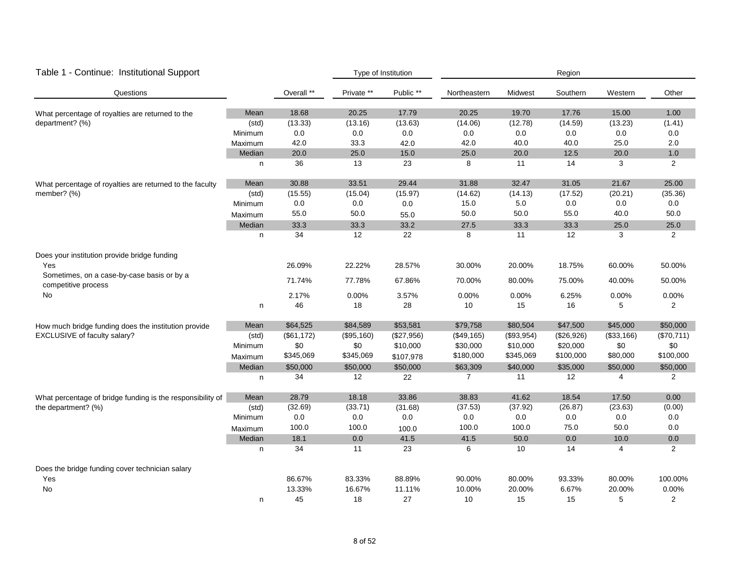## Table 1 - Continue: Institutional Support

| Questions | | Overall ** | Type of Institution: Private ** | Public ** | Region: Northeastern | Midwest | Southern | Western | Other |
|---|---|---|---|---|---|---|---|---|---|
| What percentage of royalties are returned to the department? (%) | Mean | 18.68 | 20.25 | 17.79 | 20.25 | 19.70 | 17.76 | 15.00 | 1.00 |
| | (std) | (13.33) | (13.16) | (13.63) | (14.06) | (12.78) | (14.59) | (13.23) | (1.41) |
| | Minimum | 0.0 | 0.0 | 0.0 | 0.0 | 0.0 | 0.0 | 0.0 | 0.0 |
| | Maximum | 42.0 | 33.3 | 42.0 | 42.0 | 40.0 | 40.0 | 25.0 | 2.0 |
| | Median | 20.0 | 25.0 | 15.0 | 25.0 | 20.0 | 12.5 | 20.0 | 1.0 |
| | n | 36 | 13 | 23 | 8 | 11 | 14 | 3 | 2 |
| What percentage of royalties are returned to the faculty member? (%) | Mean | 30.88 | 33.51 | 29.44 | 31.88 | 32.47 | 31.05 | 21.67 | 25.00 |
| | (std) | (15.55) | (15.04) | (15.97) | (14.62) | (14.13) | (17.52) | (20.21) | (35.36) |
| | Minimum | 0.0 | 0.0 | 0.0 | 15.0 | 5.0 | 0.0 | 0.0 | 0.0 |
| | Maximum | 55.0 | 50.0 | 55.0 | 50.0 | 50.0 | 55.0 | 40.0 | 50.0 |
| | Median | 33.3 | 33.3 | 33.2 | 27.5 | 33.3 | 33.3 | 25.0 | 25.0 |
| | n | 34 | 12 | 22 | 8 | 11 | 12 | 3 | 2 |
| Does your institution provide bridge funding | | | | | | | | | |
| Yes | | 26.09% | 22.22% | 28.57% | 30.00% | 20.00% | 18.75% | 60.00% | 50.00% |
| Sometimes, on a case-by-case basis or by a competitive process | | 71.74% | 77.78% | 67.86% | 70.00% | 80.00% | 75.00% | 40.00% | 50.00% |
| No | | 2.17% | 0.00% | 3.57% | 0.00% | 0.00% | 6.25% | 0.00% | 0.00% |
| | n | 46 | 18 | 28 | 10 | 15 | 16 | 5 | 2 |
| How much bridge funding does the institution provide EXCLUSIVE of faculty salary? | Mean | $64,525 | $84,589 | $53,581 | $79,758 | $80,504 | $47,500 | $45,000 | $50,000 |
| | (std) | ($61,172) | ($95,160) | ($27,956) | ($49,165) | ($93,954) | ($26,926) | ($33,166) | ($70,711) |
| | Minimum | $0 | $0 | $10,000 | $30,000 | $10,000 | $20,000 | $0 | $0 |
| | Maximum | $345,069 | $345,069 | $107,978 | $180,000 | $345,069 | $100,000 | $80,000 | $100,000 |
| | Median | $50,000 | $50,000 | $50,000 | $63,309 | $40,000 | $35,000 | $50,000 | $50,000 |
| | n | 34 | 12 | 22 | 7 | 11 | 12 | 4 | 2 |
| What percentage of bridge funding is the responsibility of the department? (%) | Mean | 28.79 | 18.18 | 33.86 | 38.83 | 41.62 | 18.54 | 17.50 | 0.00 |
| | (std) | (32.69) | (33.71) | (31.68) | (37.53) | (37.92) | (26.87) | (23.63) | (0.00) |
| | Minimum | 0.0 | 0.0 | 0.0 | 0.0 | 0.0 | 0.0 | 0.0 | 0.0 |
| | Maximum | 100.0 | 100.0 | 100.0 | 100.0 | 100.0 | 75.0 | 50.0 | 0.0 |
| | Median | 18.1 | 0.0 | 41.5 | 41.5 | 50.0 | 0.0 | 10.0 | 0.0 |
| | n | 34 | 11 | 23 | 6 | 10 | 14 | 4 | 2 |
| Does the bridge funding cover technician salary | | | | | | | | | |
| Yes | | 86.67% | 83.33% | 88.89% | 90.00% | 80.00% | 93.33% | 80.00% | 100.00% |
| No | | 13.33% | 16.67% | 11.11% | 10.00% | 20.00% | 6.67% | 20.00% | 0.00% |
| | n | 45 | 18 | 27 | 10 | 15 | 15 | 5 | 2 |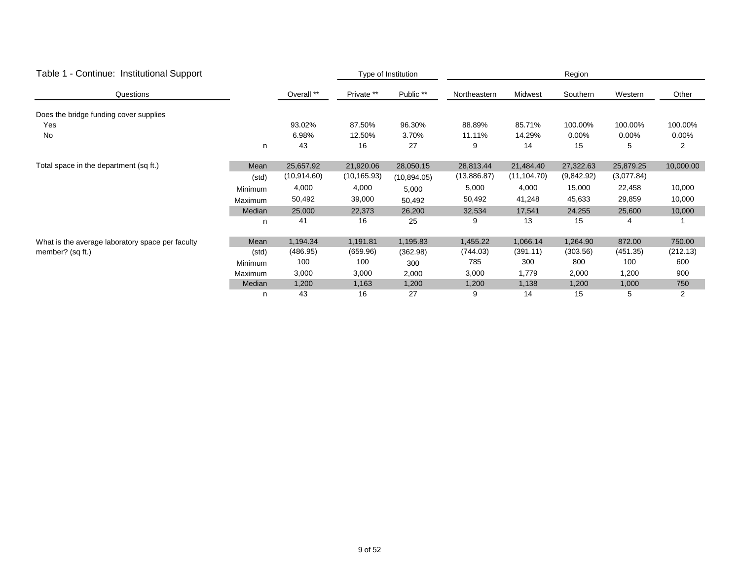## Table 1 - Continue: Institutional Support

| Questions | | Overall ** | Private ** | Public ** | Northeastern | Midwest | Southern | Western | Other |
|---|---|---|---|---|---|---|---|---|---|
| | | | Type of Institution | | Region | | | | |
| Does the bridge funding cover supplies | | | | | | | | | |
| Yes | | 93.02% | 87.50% | 96.30% | 88.89% | 85.71% | 100.00% | 100.00% | 100.00% |
| No | | 6.98% | 12.50% | 3.70% | 11.11% | 14.29% | 0.00% | 0.00% | 0.00% |
| | n | 43 | 16 | 27 | 9 | 14 | 15 | 5 | 2 |
| Total space in the department (sq ft.) | Mean | 25,657.92 | 21,920.06 | 28,050.15 | 28,813.44 | 21,484.40 | 27,322.63 | 25,879.25 | 10,000.00 |
| | (std) | (10,914.60) | (10,165.93) | (10,894.05) | (13,886.87) | (11,104.70) | (9,842.92) | (3,077.84) | |
| | Minimum | 4,000 | 4,000 | 5,000 | 5,000 | 4,000 | 15,000 | 22,458 | 10,000 |
| | Maximum | 50,492 | 39,000 | 50,492 | 50,492 | 41,248 | 45,633 | 29,859 | 10,000 |
| | Median | 25,000 | 22,373 | 26,200 | 32,534 | 17,541 | 24,255 | 25,600 | 10,000 |
| | n | 41 | 16 | 25 | 9 | 13 | 15 | 4 | 1 |
| What is the average laboratory space per faculty member? (sq ft.) | Mean | 1,194.34 | 1,191.81 | 1,195.83 | 1,455.22 | 1,066.14 | 1,264.90 | 872.00 | 750.00 |
| | (std) | (486.95) | (659.96) | (362.98) | (744.03) | (391.11) | (303.56) | (451.35) | (212.13) |
| | Minimum | 100 | 100 | 300 | 785 | 300 | 800 | 100 | 600 |
| | Maximum | 3,000 | 3,000 | 2,000 | 3,000 | 1,779 | 2,000 | 1,200 | 900 |
| | Median | 1,200 | 1,163 | 1,200 | 1,200 | 1,138 | 1,200 | 1,000 | 750 |
| | n | 43 | 16 | 27 | 9 | 14 | 15 | 5 | 2 |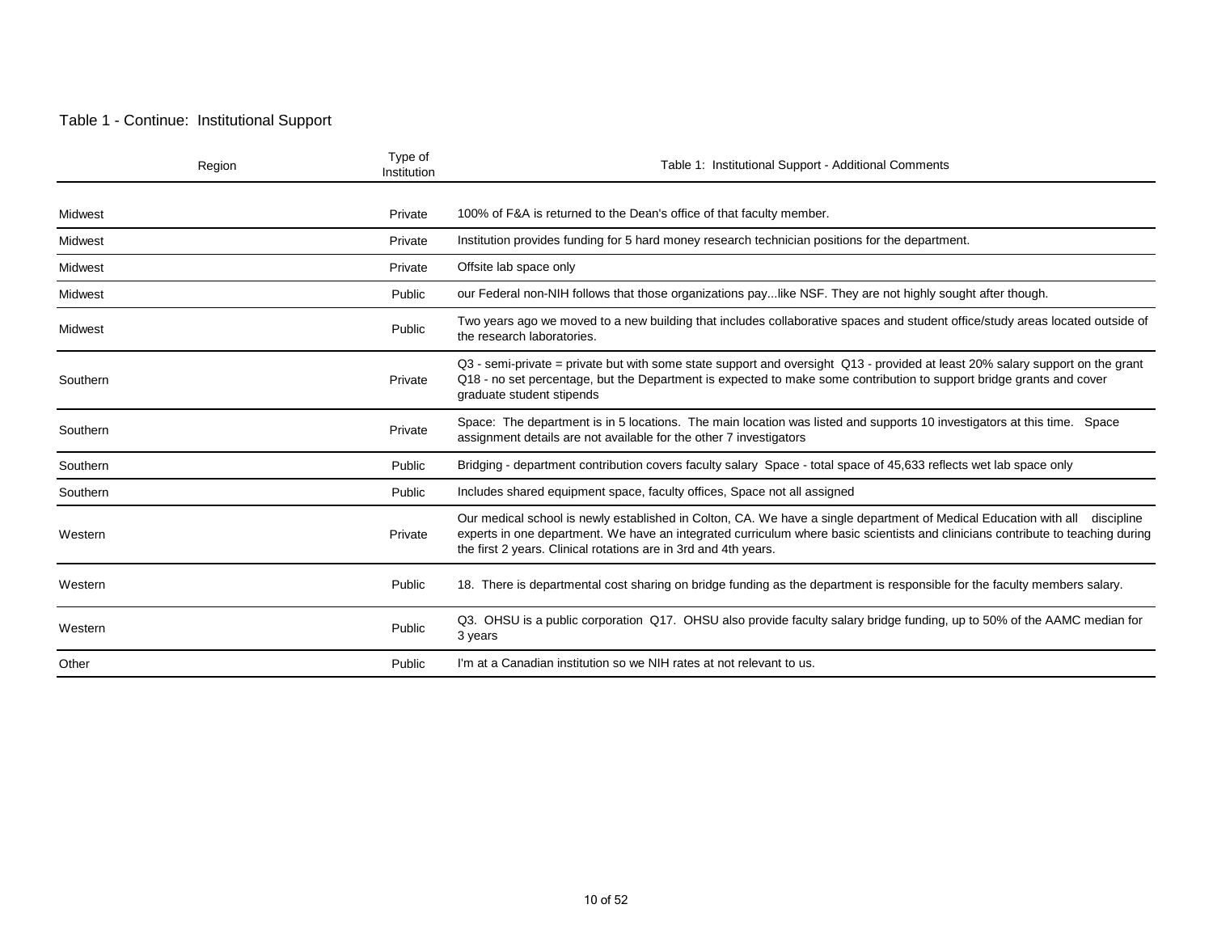Table 1 - Continue: Institutional Support

| Region | Type of Institution | Table 1: Institutional Support - Additional Comments |
|---|---|---|
| Midwest | Private | 100% of F&A is returned to the Dean's office of that faculty member. |
| Midwest | Private | Institution provides funding for 5 hard money research technician positions for the department. |
| Midwest | Private | Offsite lab space only |
| Midwest | Public | our Federal non-NIH follows that those organizations pay...like NSF. They are not highly sought after though. |
| Midwest | Public | Two years ago we moved to a new building that includes collaborative spaces and student office/study areas located outside of the research laboratories. |
| Southern | Private | Q3 - semi-private = private but with some state support and oversight Q13 - provided at least 20% salary support on the grant Q18 - no set percentage, but the Department is expected to make some contribution to support bridge grants and cover graduate student stipends |
| Southern | Private | Space: The department is in 5 locations. The main location was listed and supports 10 investigators at this time. Space assignment details are not available for the other 7 investigators |
| Southern | Public | Bridging - department contribution covers faculty salary Space - total space of 45,633 reflects wet lab space only |
| Southern | Public | Includes shared equipment space, faculty offices, Space not all assigned |
| Western | Private | Our medical school is newly established in Colton, CA. We have a single department of Medical Education with all discipline experts in one department. We have an integrated curriculum where basic scientists and clinicians contribute to teaching during the first 2 years. Clinical rotations are in 3rd and 4th years. |
| Western | Public | 18. There is departmental cost sharing on bridge funding as the department is responsible for the faculty members salary. |
| Western | Public | Q3. OHSU is a public corporation Q17. OHSU also provide faculty salary bridge funding, up to 50% of the AAMC median for 3 years |
| Other | Public | I'm at a Canadian institution so we NIH rates at not relevant to us. |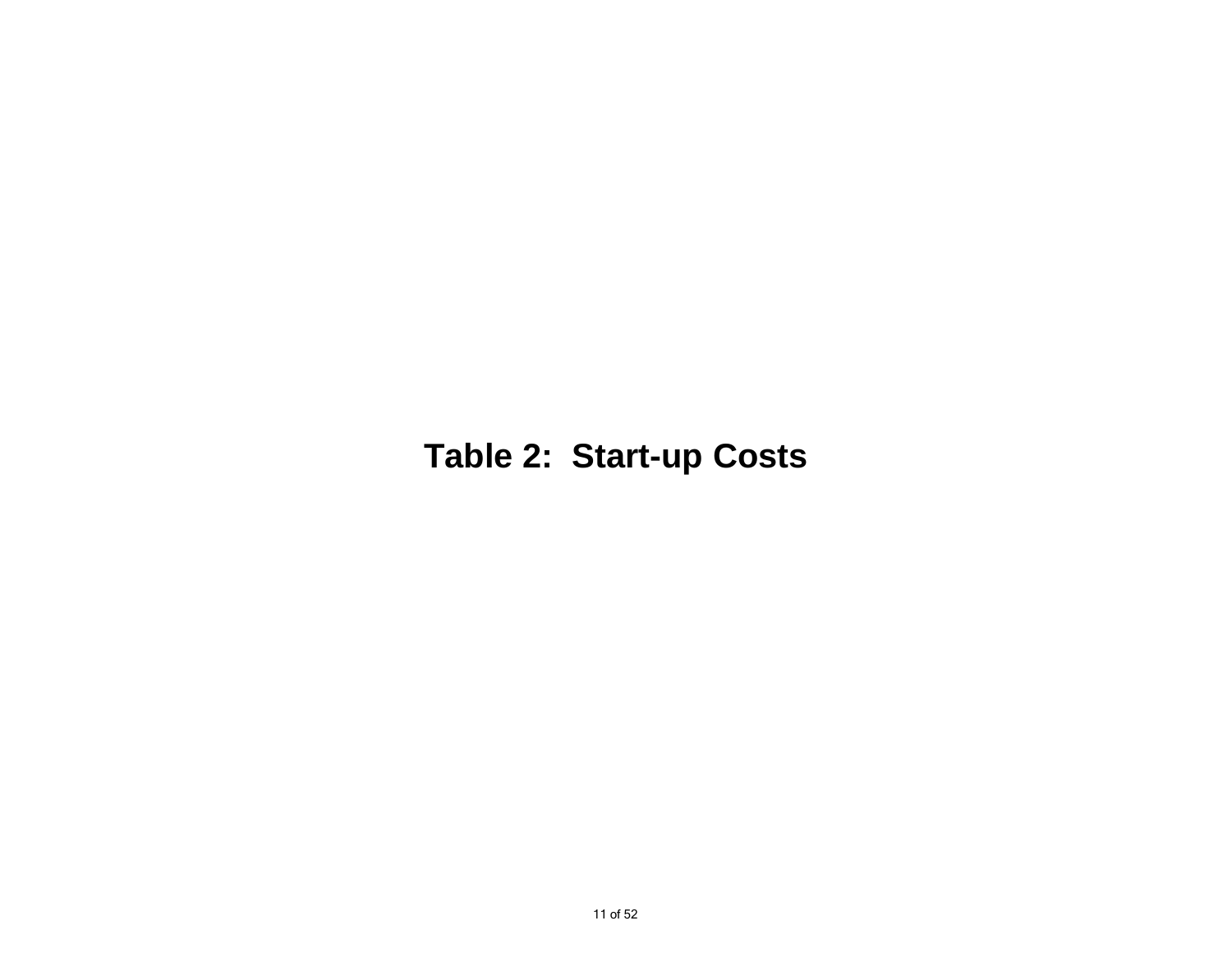# Table 2: Start-up Costs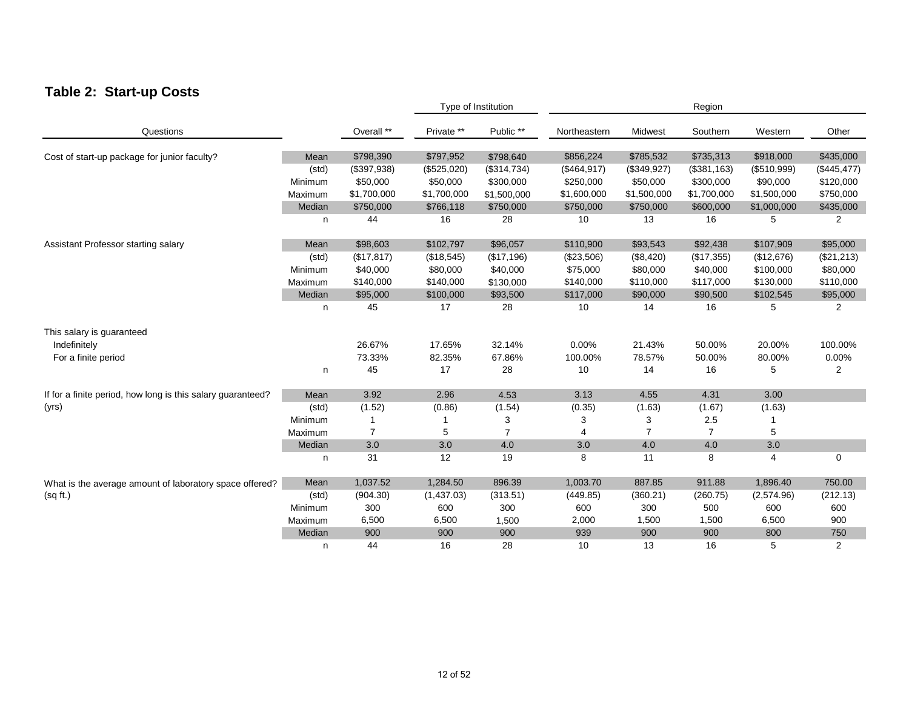## Table 2: Start-up Costs

| Questions | | Overall ** | Private ** | Public ** | Northeastern | Midwest | Southern | Western | Other |
|---|---|---|---|---|---|---|---|---|---|
| | | | Type of Institution | | Region | | | | |
| Cost of start-up package for junior faculty? | Mean | $798,390 | $797,952 | $798,640 | $856,224 | $785,532 | $735,313 | $918,000 | $435,000 |
| | (std) | ($397,938) | ($525,020) | ($314,734) | ($464,917) | ($349,927) | ($381,163) | ($510,999) | ($445,477) |
| | Minimum | $50,000 | $50,000 | $300,000 | $250,000 | $50,000 | $300,000 | $90,000 | $120,000 |
| | Maximum | $1,700,000 | $1,700,000 | $1,500,000 | $1,600,000 | $1,500,000 | $1,700,000 | $1,500,000 | $750,000 |
| | Median | $750,000 | $766,118 | $750,000 | $750,000 | $750,000 | $600,000 | $1,000,000 | $435,000 |
| | n | 44 | 16 | 28 | 10 | 13 | 16 | 5 | 2 |
| Assistant Professor starting salary | Mean | $98,603 | $102,797 | $96,057 | $110,900 | $93,543 | $92,438 | $107,909 | $95,000 |
| | (std) | ($17,817) | ($18,545) | ($17,196) | ($23,506) | ($8,420) | ($17,355) | ($12,676) | ($21,213) |
| | Minimum | $40,000 | $80,000 | $40,000 | $75,000 | $80,000 | $40,000 | $100,000 | $80,000 |
| | Maximum | $140,000 | $140,000 | $130,000 | $140,000 | $110,000 | $117,000 | $130,000 | $110,000 |
| | Median | $95,000 | $100,000 | $93,500 | $117,000 | $90,000 | $90,500 | $102,545 | $95,000 |
| | n | 45 | 17 | 28 | 10 | 14 | 16 | 5 | 2 |
| This salary is guaranteed | | | | | | | | | |
| Indefinitely | | 26.67% | 17.65% | 32.14% | 0.00% | 21.43% | 50.00% | 20.00% | 100.00% |
| For a finite period | | 73.33% | 82.35% | 67.86% | 100.00% | 78.57% | 50.00% | 80.00% | 0.00% |
| | n | 45 | 17 | 28 | 10 | 14 | 16 | 5 | 2 |
| If for a finite period, how long is this salary guaranteed? (yrs) | Mean | 3.92 | 2.96 | 4.53 | 3.13 | 4.55 | 4.31 | 3.00 | |
| | (std) | (1.52) | (0.86) | (1.54) | (0.35) | (1.63) | (1.67) | (1.63) | |
| | Minimum | 1 | 1 | 3 | 3 | 3 | 2.5 | 1 | |
| | Maximum | 7 | 5 | 7 | 4 | 7 | 7 | 5 | |
| | Median | 3.0 | 3.0 | 4.0 | 3.0 | 4.0 | 4.0 | 3.0 | |
| | n | 31 | 12 | 19 | 8 | 11 | 8 | 4 | 0 |
| What is the average amount of laboratory space offered? (sq ft.) | Mean | 1,037.52 | 1,284.50 | 896.39 | 1,003.70 | 887.85 | 911.88 | 1,896.40 | 750.00 |
| | (std) | (904.30) | (1,437.03) | (313.51) | (449.85) | (360.21) | (260.75) | (2,574.96) | (212.13) |
| | Minimum | 300 | 600 | 300 | 600 | 300 | 500 | 600 | 600 |
| | Maximum | 6,500 | 6,500 | 1,500 | 2,000 | 1,500 | 1,500 | 6,500 | 900 |
| | Median | 900 | 900 | 900 | 939 | 900 | 900 | 800 | 750 |
| | n | 44 | 16 | 28 | 10 | 13 | 16 | 5 | 2 |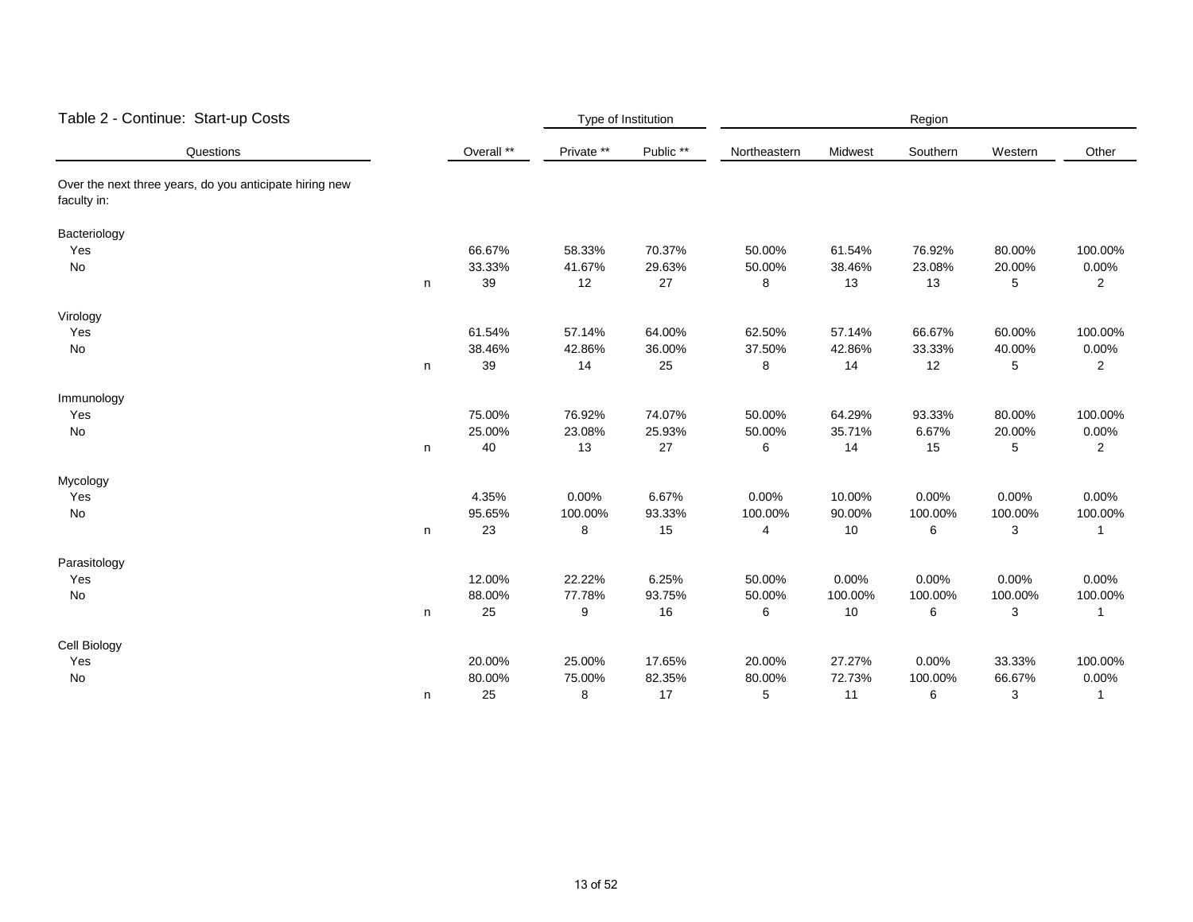## Table 2 - Continue: Start-up Costs

| Questions | | | Type of Institution | | Region | | | | |
|---|---|---|---|---|---|---|---|---|---|
| | | Overall ** | Private ** | Public ** | Northeastern | Midwest | Southern | Western | Other |
| Over the next three years, do you anticipate hiring new faculty in: | | | | | | | | | |
| Bacteriology | | | | | | | | | |
| Yes | | 66.67% | 58.33% | 70.37% | 50.00% | 61.54% | 76.92% | 80.00% | 100.00% |
| No | | 33.33% | 41.67% | 29.63% | 50.00% | 38.46% | 23.08% | 20.00% | 0.00% |
| | n | 39 | 12 | 27 | 8 | 13 | 13 | 5 | 2 |
| Virology | | | | | | | | | |
| Yes | | 61.54% | 57.14% | 64.00% | 62.50% | 57.14% | 66.67% | 60.00% | 100.00% |
| No | | 38.46% | 42.86% | 36.00% | 37.50% | 42.86% | 33.33% | 40.00% | 0.00% |
| | n | 39 | 14 | 25 | 8 | 14 | 12 | 5 | 2 |
| Immunology | | | | | | | | | |
| Yes | | 75.00% | 76.92% | 74.07% | 50.00% | 64.29% | 93.33% | 80.00% | 100.00% |
| No | | 25.00% | 23.08% | 25.93% | 50.00% | 35.71% | 6.67% | 20.00% | 0.00% |
| | n | 40 | 13 | 27 | 6 | 14 | 15 | 5 | 2 |
| Mycology | | | | | | | | | |
| Yes | | 4.35% | 0.00% | 6.67% | 0.00% | 10.00% | 0.00% | 0.00% | 0.00% |
| No | | 95.65% | 100.00% | 93.33% | 100.00% | 90.00% | 100.00% | 100.00% | 100.00% |
| | n | 23 | 8 | 15 | 4 | 10 | 6 | 3 | 1 |
| Parasitology | | | | | | | | | |
| Yes | | 12.00% | 22.22% | 6.25% | 50.00% | 0.00% | 0.00% | 0.00% | 0.00% |
| No | | 88.00% | 77.78% | 93.75% | 50.00% | 100.00% | 100.00% | 100.00% | 100.00% |
| | n | 25 | 9 | 16 | 6 | 10 | 6 | 3 | 1 |
| Cell Biology | | | | | | | | | |
| Yes | | 20.00% | 25.00% | 17.65% | 20.00% | 27.27% | 0.00% | 33.33% | 100.00% |
| No | | 80.00% | 75.00% | 82.35% | 80.00% | 72.73% | 100.00% | 66.67% | 0.00% |
| | n | 25 | 8 | 17 | 5 | 11 | 6 | 3 | 1 |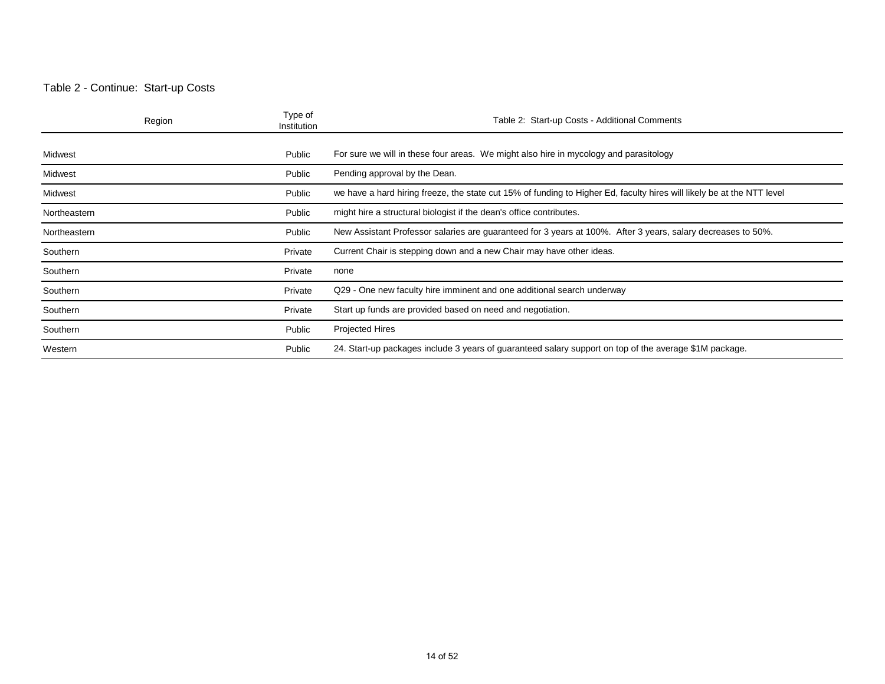Table 2 - Continue: Start-up Costs

| Region | Type of Institution | Table 2: Start-up Costs - Additional Comments |
| --- | --- | --- |
| Midwest | Public | For sure we will in these four areas. We might also hire in mycology and parasitology |
| Midwest | Public | Pending approval by the Dean. |
| Midwest | Public | we have a hard hiring freeze, the state cut 15% of funding to Higher Ed, faculty hires will likely be at the NTT level |
| Northeastern | Public | might hire a structural biologist if the dean's office contributes. |
| Northeastern | Public | New Assistant Professor salaries are guaranteed for 3 years at 100%. After 3 years, salary decreases to 50%. |
| Southern | Private | Current Chair is stepping down and a new Chair may have other ideas. |
| Southern | Private | none |
| Southern | Private | Q29 - One new faculty hire imminent and one additional search underway |
| Southern | Private | Start up funds are provided based on need and negotiation. |
| Southern | Public | Projected Hires |
| Western | Public | 24. Start-up packages include 3 years of guaranteed salary support on top of the average $1M package. |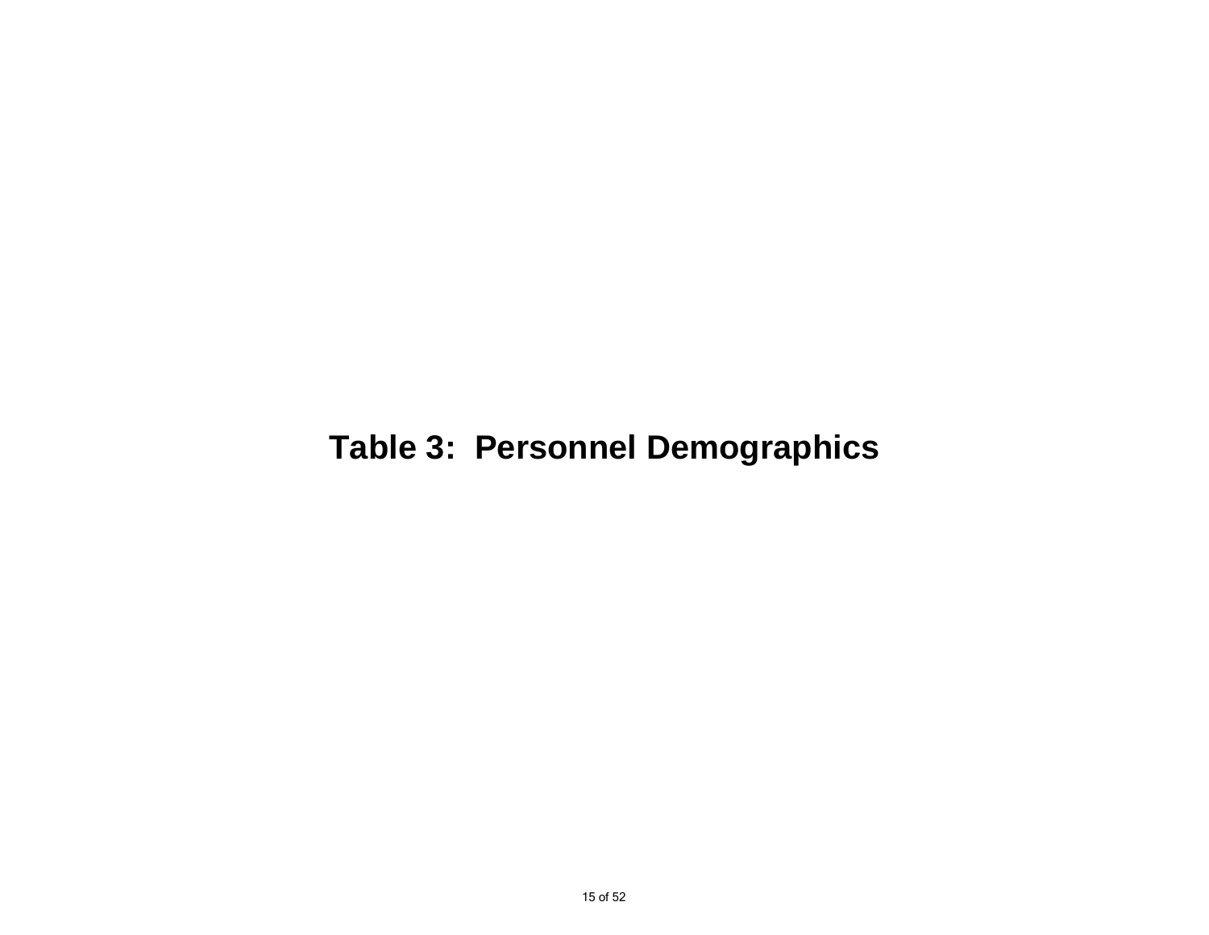# Table 3: Personnel Demographics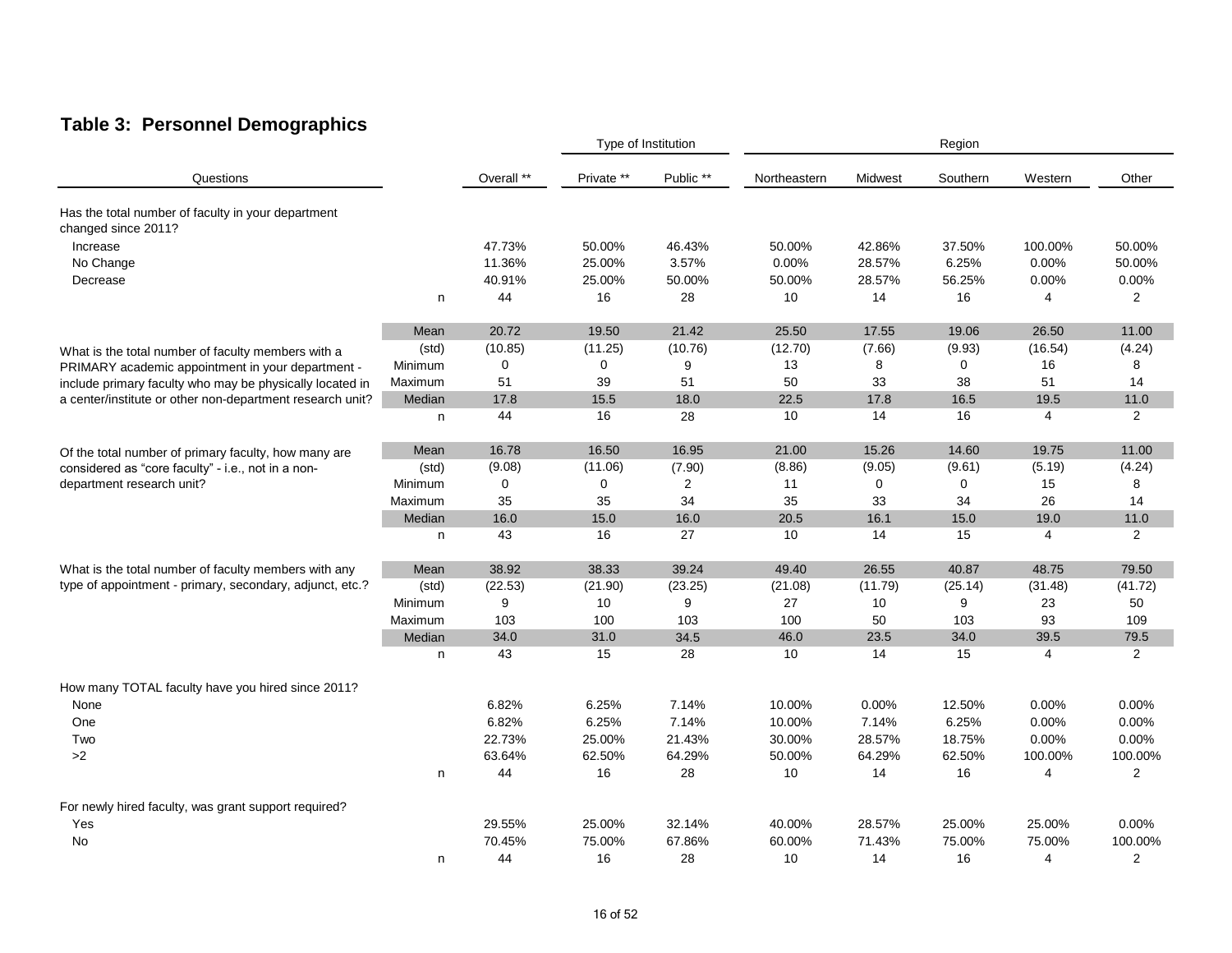## Table 3:  Personnel Demographics

| Questions | | Overall ** | Type of Institution | | Region | | | | |
|---|---|---|---|---|---|---|---|---|---|
| | | | Private ** | Public ** | Northeastern | Midwest | Southern | Western | Other |
| Has the total number of faculty in your department changed since 2011? | | | | | | | | | |
| Increase | | 47.73% | 50.00% | 46.43% | 50.00% | 42.86% | 37.50% | 100.00% | 50.00% |
| No Change | | 11.36% | 25.00% | 3.57% | 0.00% | 28.57% | 6.25% | 0.00% | 50.00% |
| Decrease | | 40.91% | 25.00% | 50.00% | 50.00% | 28.57% | 56.25% | 0.00% | 0.00% |
| | n | 44 | 16 | 28 | 10 | 14 | 16 | 4 | 2 |
| What is the total number of faculty members with a PRIMARY academic appointment in your department - include primary faculty who may be physically located in a center/institute or other non-department research unit? | Mean | 20.72 | 19.50 | 21.42 | 25.50 | 17.55 | 19.06 | 26.50 | 11.00 |
| | (std) | (10.85) | (11.25) | (10.76) | (12.70) | (7.66) | (9.93) | (16.54) | (4.24) |
| | Minimum | 0 | 0 | 9 | 13 | 8 | 0 | 16 | 8 |
| | Maximum | 51 | 39 | 51 | 50 | 33 | 38 | 51 | 14 |
| | Median | 17.8 | 15.5 | 18.0 | 22.5 | 17.8 | 16.5 | 19.5 | 11.0 |
| | n | 44 | 16 | 28 | 10 | 14 | 16 | 4 | 2 |
| Of the total number of primary faculty, how many are considered as "core faculty" - i.e., not in a non-department research unit? | Mean | 16.78 | 16.50 | 16.95 | 21.00 | 15.26 | 14.60 | 19.75 | 11.00 |
| | (std) | (9.08) | (11.06) | (7.90) | (8.86) | (9.05) | (9.61) | (5.19) | (4.24) |
| | Minimum | 0 | 0 | 2 | 11 | 0 | 0 | 15 | 8 |
| | Maximum | 35 | 35 | 34 | 35 | 33 | 34 | 26 | 14 |
| | Median | 16.0 | 15.0 | 16.0 | 20.5 | 16.1 | 15.0 | 19.0 | 11.0 |
| | n | 43 | 16 | 27 | 10 | 14 | 15 | 4 | 2 |
| What is the total number of faculty members with any type of appointment - primary, secondary, adjunct, etc.? | Mean | 38.92 | 38.33 | 39.24 | 49.40 | 26.55 | 40.87 | 48.75 | 79.50 |
| | (std) | (22.53) | (21.90) | (23.25) | (21.08) | (11.79) | (25.14) | (31.48) | (41.72) |
| | Minimum | 9 | 10 | 9 | 27 | 10 | 9 | 23 | 50 |
| | Maximum | 103 | 100 | 103 | 100 | 50 | 103 | 93 | 109 |
| | Median | 34.0 | 31.0 | 34.5 | 46.0 | 23.5 | 34.0 | 39.5 | 79.5 |
| | n | 43 | 15 | 28 | 10 | 14 | 15 | 4 | 2 |
| How many TOTAL faculty have you hired since 2011? | | | | | | | | | |
| None | | 6.82% | 6.25% | 7.14% | 10.00% | 0.00% | 12.50% | 0.00% | 0.00% |
| One | | 6.82% | 6.25% | 7.14% | 10.00% | 7.14% | 6.25% | 0.00% | 0.00% |
| Two | | 22.73% | 25.00% | 21.43% | 30.00% | 28.57% | 18.75% | 0.00% | 0.00% |
| >2 | | 63.64% | 62.50% | 64.29% | 50.00% | 64.29% | 62.50% | 100.00% | 100.00% |
| | n | 44 | 16 | 28 | 10 | 14 | 16 | 4 | 2 |
| For newly hired faculty, was grant support required? | | | | | | | | | |
| Yes | | 29.55% | 25.00% | 32.14% | 40.00% | 28.57% | 25.00% | 25.00% | 0.00% |
| No | | 70.45% | 75.00% | 67.86% | 60.00% | 71.43% | 75.00% | 75.00% | 100.00% |
| | n | 44 | 16 | 28 | 10 | 14 | 16 | 4 | 2 |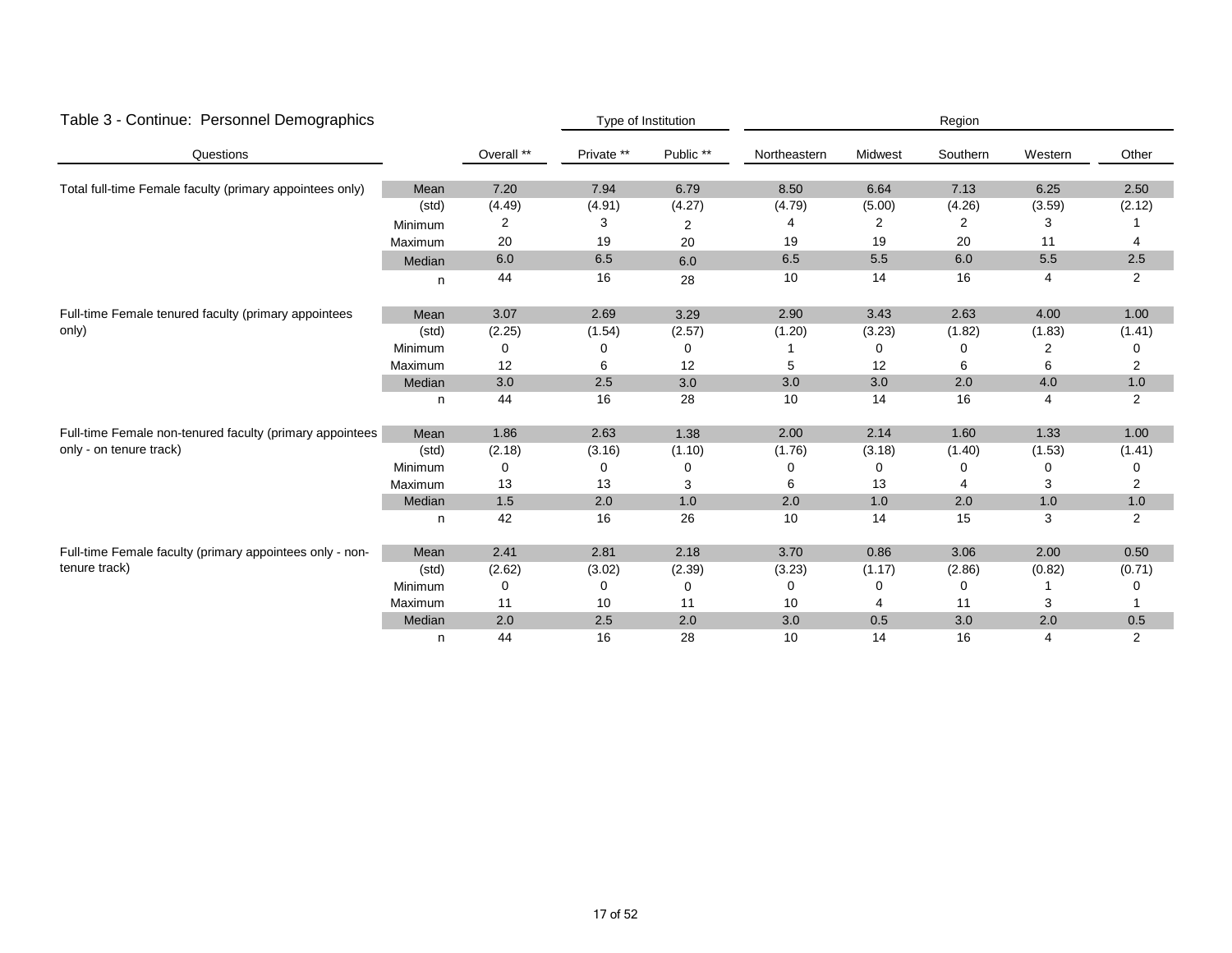## Table 3 - Continue: Personnel Demographics

| Questions | | Overall ** | Type of Institution: Private ** | Type of Institution: Public ** | Region: Northeastern | Region: Midwest | Region: Southern | Region: Western | Region: Other |
|---|---|---|---|---|---|---|---|---|---|
| Total full-time Female faculty (primary appointees only) | Mean | 7.20 | 7.94 | 6.79 | 8.50 | 6.64 | 7.13 | 6.25 | 2.50 |
| | (std) | (4.49) | (4.91) | (4.27) | (4.79) | (5.00) | (4.26) | (3.59) | (2.12) |
| | Minimum | 2 | 3 | 2 | 4 | 2 | 2 | 3 | 1 |
| | Maximum | 20 | 19 | 20 | 19 | 19 | 20 | 11 | 4 |
| | Median | 6.0 | 6.5 | 6.0 | 6.5 | 5.5 | 6.0 | 5.5 | 2.5 |
| | n | 44 | 16 | 28 | 10 | 14 | 16 | 4 | 2 |
| Full-time Female tenured faculty (primary appointees only) | Mean | 3.07 | 2.69 | 3.29 | 2.90 | 3.43 | 2.63 | 4.00 | 1.00 |
| | (std) | (2.25) | (1.54) | (2.57) | (1.20) | (3.23) | (1.82) | (1.83) | (1.41) |
| | Minimum | 0 | 0 | 0 | 1 | 0 | 0 | 2 | 0 |
| | Maximum | 12 | 6 | 12 | 5 | 12 | 6 | 6 | 2 |
| | Median | 3.0 | 2.5 | 3.0 | 3.0 | 3.0 | 2.0 | 4.0 | 1.0 |
| | n | 44 | 16 | 28 | 10 | 14 | 16 | 4 | 2 |
| Full-time Female non-tenured faculty (primary appointees only - on tenure track) | Mean | 1.86 | 2.63 | 1.38 | 2.00 | 2.14 | 1.60 | 1.33 | 1.00 |
| | (std) | (2.18) | (3.16) | (1.10) | (1.76) | (3.18) | (1.40) | (1.53) | (1.41) |
| | Minimum | 0 | 0 | 0 | 0 | 0 | 0 | 0 | 0 |
| | Maximum | 13 | 13 | 3 | 6 | 13 | 4 | 3 | 2 |
| | Median | 1.5 | 2.0 | 1.0 | 2.0 | 1.0 | 2.0 | 1.0 | 1.0 |
| | n | 42 | 16 | 26 | 10 | 14 | 15 | 3 | 2 |
| Full-time Female faculty (primary appointees only - non-tenure track) | Mean | 2.41 | 2.81 | 2.18 | 3.70 | 0.86 | 3.06 | 2.00 | 0.50 |
| | (std) | (2.62) | (3.02) | (2.39) | (3.23) | (1.17) | (2.86) | (0.82) | (0.71) |
| | Minimum | 0 | 0 | 0 | 0 | 0 | 0 | 1 | 0 |
| | Maximum | 11 | 10 | 11 | 10 | 4 | 11 | 3 | 1 |
| | Median | 2.0 | 2.5 | 2.0 | 3.0 | 0.5 | 3.0 | 2.0 | 0.5 |
| | n | 44 | 16 | 28 | 10 | 14 | 16 | 4 | 2 |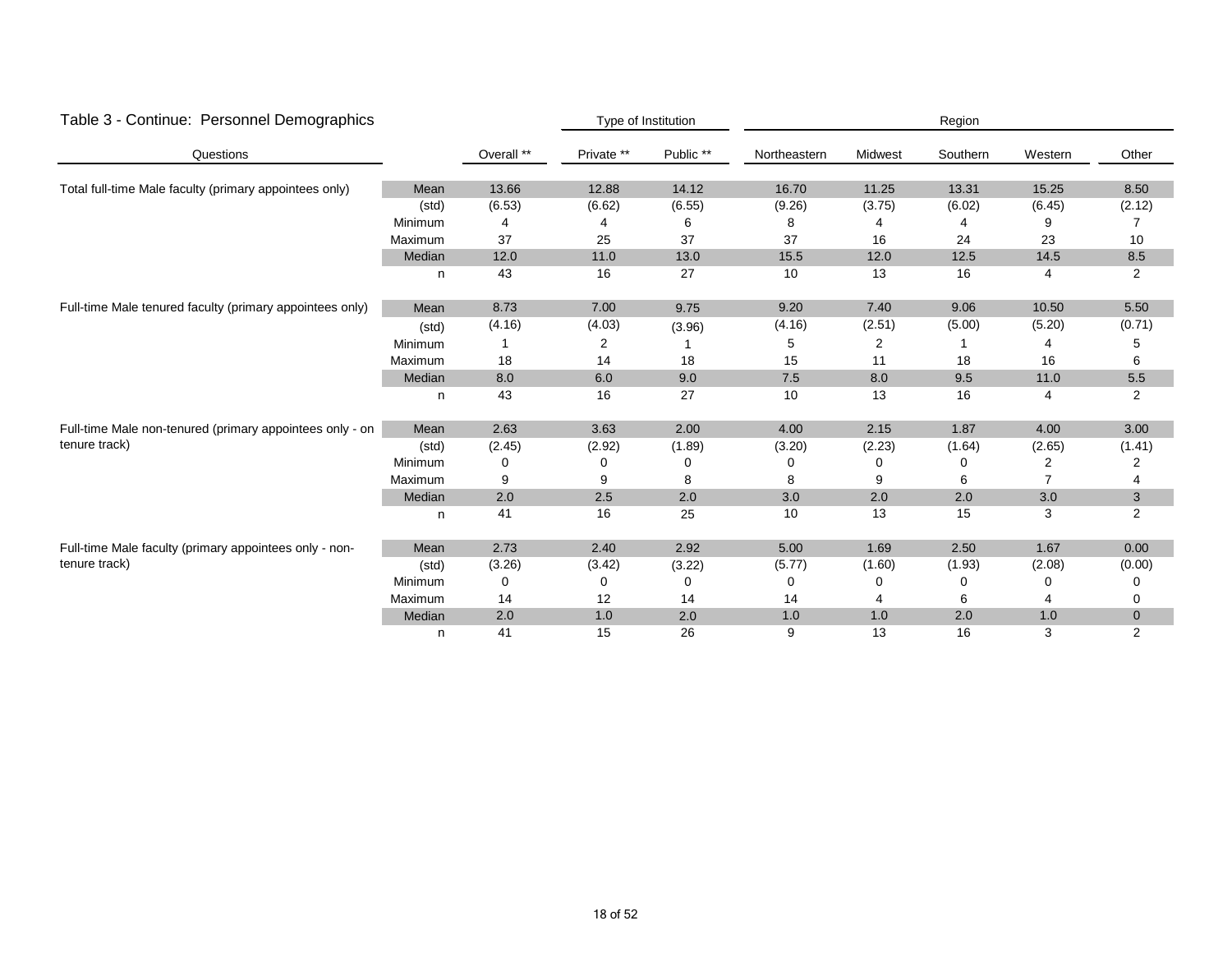## Table 3 - Continue: Personnel Demographics

| Questions | | Overall ** | Type of Institution | | Region | | | | |
|---|---|---|---|---|---|---|---|---|---|
| | | | Private ** | Public ** | Northeastern | Midwest | Southern | Western | Other |
| Total full-time Male faculty (primary appointees only) | Mean | 13.66 | 12.88 | 14.12 | 16.70 | 11.25 | 13.31 | 15.25 | 8.50 |
| | (std) | (6.53) | (6.62) | (6.55) | (9.26) | (3.75) | (6.02) | (6.45) | (2.12) |
| | Minimum | 4 | 4 | 6 | 8 | 4 | 4 | 9 | 7 |
| | Maximum | 37 | 25 | 37 | 37 | 16 | 24 | 23 | 10 |
| | Median | 12.0 | 11.0 | 13.0 | 15.5 | 12.0 | 12.5 | 14.5 | 8.5 |
| | n | 43 | 16 | 27 | 10 | 13 | 16 | 4 | 2 |
| Full-time Male tenured faculty (primary appointees only) | Mean | 8.73 | 7.00 | 9.75 | 9.20 | 7.40 | 9.06 | 10.50 | 5.50 |
| | (std) | (4.16) | (4.03) | (3.96) | (4.16) | (2.51) | (5.00) | (5.20) | (0.71) |
| | Minimum | 1 | 2 | 1 | 5 | 2 | 1 | 4 | 5 |
| | Maximum | 18 | 14 | 18 | 15 | 11 | 18 | 16 | 6 |
| | Median | 8.0 | 6.0 | 9.0 | 7.5 | 8.0 | 9.5 | 11.0 | 5.5 |
| | n | 43 | 16 | 27 | 10 | 13 | 16 | 4 | 2 |
| Full-time Male non-tenured (primary appointees only - on tenure track) | Mean | 2.63 | 3.63 | 2.00 | 4.00 | 2.15 | 1.87 | 4.00 | 3.00 |
| | (std) | (2.45) | (2.92) | (1.89) | (3.20) | (2.23) | (1.64) | (2.65) | (1.41) |
| | Minimum | 0 | 0 | 0 | 0 | 0 | 0 | 2 | 2 |
| | Maximum | 9 | 9 | 8 | 8 | 9 | 6 | 7 | 4 |
| | Median | 2.0 | 2.5 | 2.0 | 3.0 | 2.0 | 2.0 | 3.0 | 3 |
| | n | 41 | 16 | 25 | 10 | 13 | 15 | 3 | 2 |
| Full-time Male faculty (primary appointees only - non-tenure track) | Mean | 2.73 | 2.40 | 2.92 | 5.00 | 1.69 | 2.50 | 1.67 | 0.00 |
| | (std) | (3.26) | (3.42) | (3.22) | (5.77) | (1.60) | (1.93) | (2.08) | (0.00) |
| | Minimum | 0 | 0 | 0 | 0 | 0 | 0 | 0 | 0 |
| | Maximum | 14 | 12 | 14 | 14 | 4 | 6 | 4 | 0 |
| | Median | 2.0 | 1.0 | 2.0 | 1.0 | 1.0 | 2.0 | 1.0 | 0 |
| | n | 41 | 15 | 26 | 9 | 13 | 16 | 3 | 2 |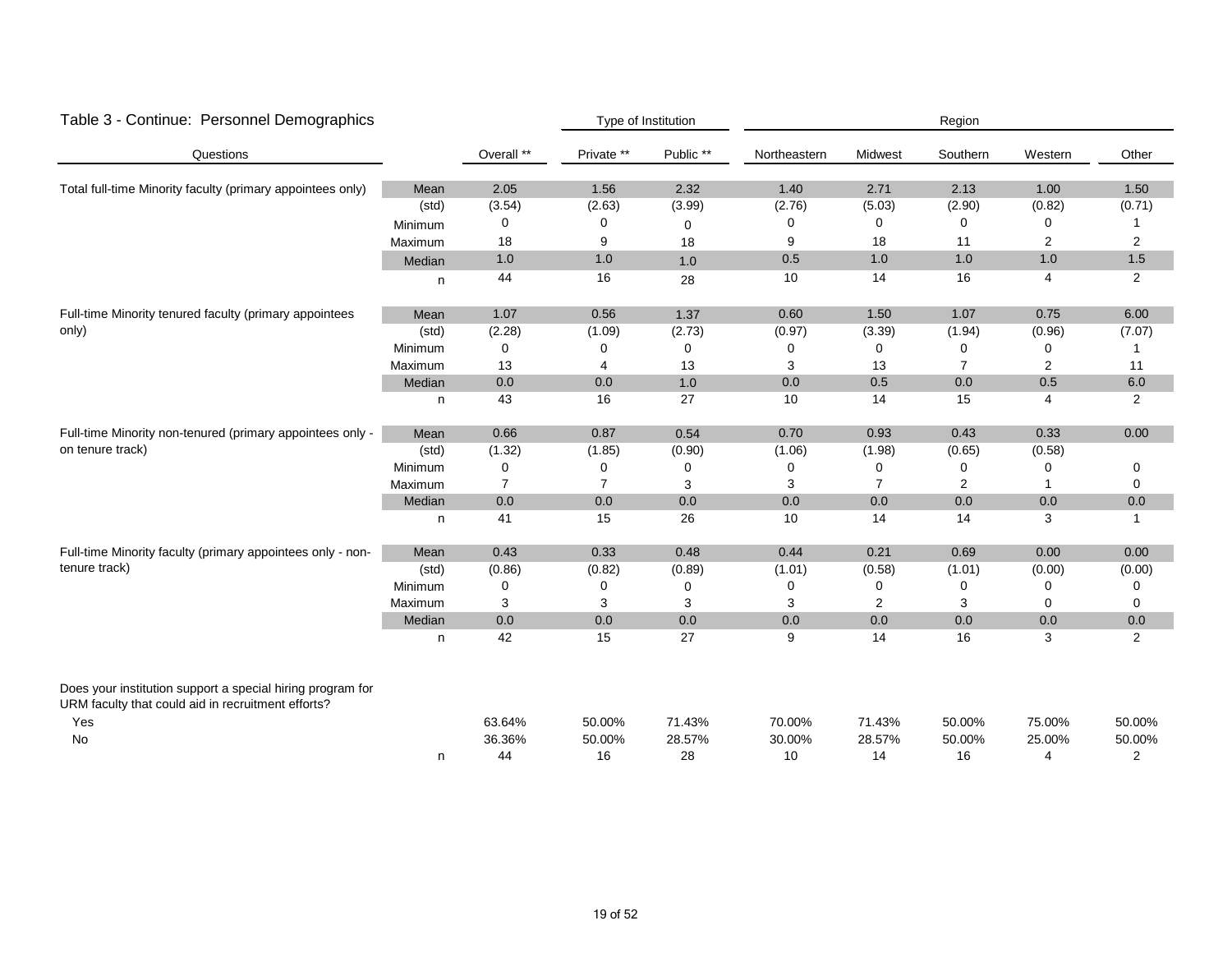## Table 3 - Continue: Personnel Demographics

| Questions | | Overall ** | Type of Institution: Private ** | Public ** | Region: Northeastern | Midwest | Southern | Western | Other |
|---|---|---|---|---|---|---|---|---|---|
| Total full-time Minority faculty (primary appointees only) | Mean | 2.05 | 1.56 | 2.32 | 1.40 | 2.71 | 2.13 | 1.00 | 1.50 |
| | (std) | (3.54) | (2.63) | (3.99) | (2.76) | (5.03) | (2.90) | (0.82) | (0.71) |
| | Minimum | 0 | 0 | 0 | 0 | 0 | 0 | 0 | 1 |
| | Maximum | 18 | 9 | 18 | 9 | 18 | 11 | 2 | 2 |
| | Median | 1.0 | 1.0 | 1.0 | 0.5 | 1.0 | 1.0 | 1.0 | 1.5 |
| | n | 44 | 16 | 28 | 10 | 14 | 16 | 4 | 2 |
| Full-time Minority tenured faculty (primary appointees only) | Mean | 1.07 | 0.56 | 1.37 | 0.60 | 1.50 | 1.07 | 0.75 | 6.00 |
| | (std) | (2.28) | (1.09) | (2.73) | (0.97) | (3.39) | (1.94) | (0.96) | (7.07) |
| | Minimum | 0 | 0 | 0 | 0 | 0 | 0 | 0 | 1 |
| | Maximum | 13 | 4 | 13 | 3 | 13 | 7 | 2 | 11 |
| | Median | 0.0 | 0.0 | 1.0 | 0.0 | 0.5 | 0.0 | 0.5 | 6.0 |
| | n | 43 | 16 | 27 | 10 | 14 | 15 | 4 | 2 |
| Full-time Minority non-tenured (primary appointees only - on tenure track) | Mean | 0.66 | 0.87 | 0.54 | 0.70 | 0.93 | 0.43 | 0.33 | 0.00 |
| | (std) | (1.32) | (1.85) | (0.90) | (1.06) | (1.98) | (0.65) | (0.58) | |
| | Minimum | 0 | 0 | 0 | 0 | 0 | 0 | 0 | 0 |
| | Maximum | 7 | 7 | 3 | 3 | 7 | 2 | 1 | 0 |
| | Median | 0.0 | 0.0 | 0.0 | 0.0 | 0.0 | 0.0 | 0.0 | 0.0 |
| | n | 41 | 15 | 26 | 10 | 14 | 14 | 3 | 1 |
| Full-time Minority faculty (primary appointees only - non-tenure track) | Mean | 0.43 | 0.33 | 0.48 | 0.44 | 0.21 | 0.69 | 0.00 | 0.00 |
| | (std) | (0.86) | (0.82) | (0.89) | (1.01) | (0.58) | (1.01) | (0.00) | (0.00) |
| | Minimum | 0 | 0 | 0 | 0 | 0 | 0 | 0 | 0 |
| | Maximum | 3 | 3 | 3 | 3 | 2 | 3 | 0 | 0 |
| | Median | 0.0 | 0.0 | 0.0 | 0.0 | 0.0 | 0.0 | 0.0 | 0.0 |
| | n | 42 | 15 | 27 | 9 | 14 | 16 | 3 | 2 |
| Does your institution support a special hiring program for URM faculty that could aid in recruitment efforts? | | | | | | | | | |
| Yes | | 63.64% | 50.00% | 71.43% | 70.00% | 71.43% | 50.00% | 75.00% | 50.00% |
| No | | 36.36% | 50.00% | 28.57% | 30.00% | 28.57% | 50.00% | 25.00% | 50.00% |
| | n | 44 | 16 | 28 | 10 | 14 | 16 | 4 | 2 |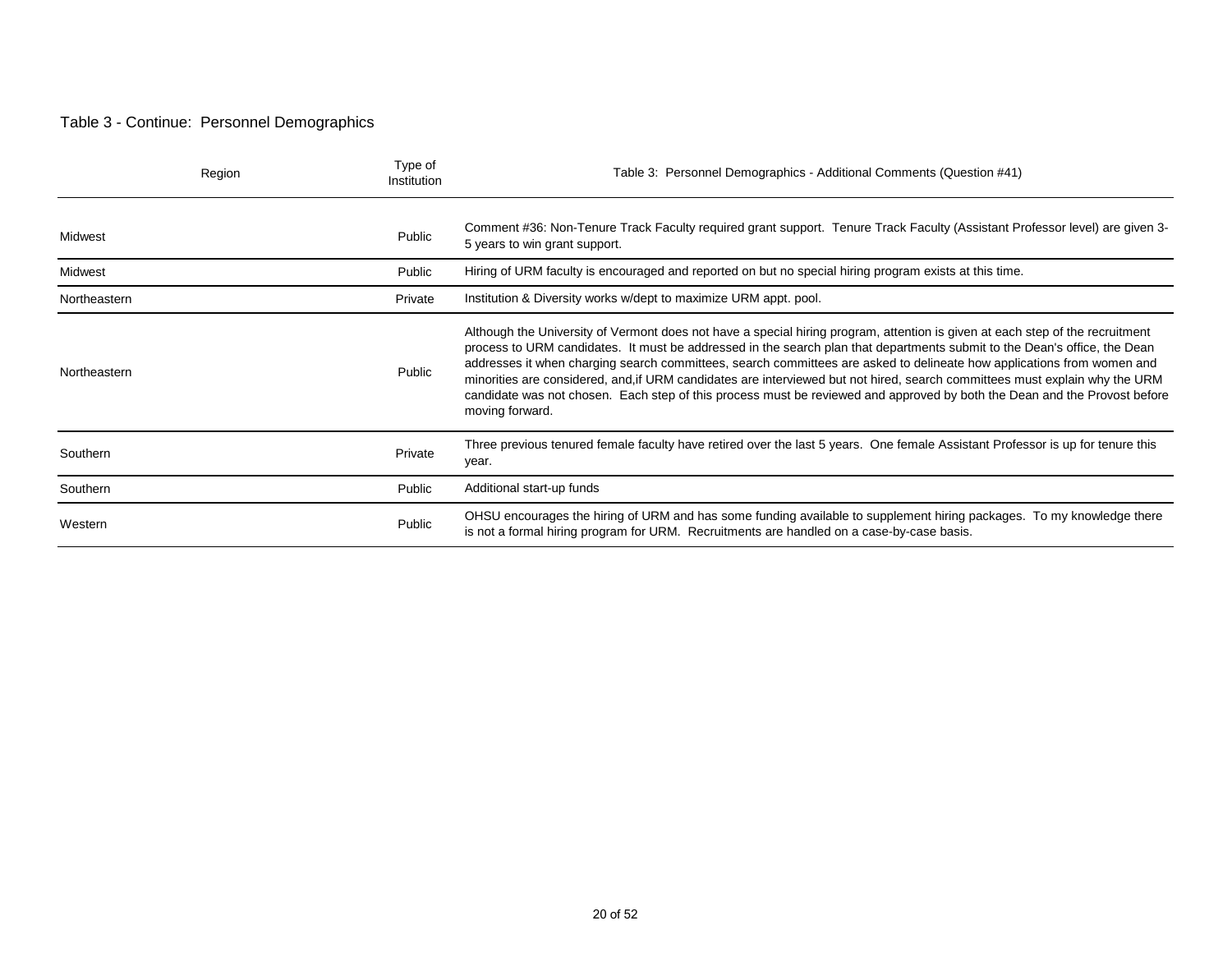Table 3 - Continue: Personnel Demographics

| Region | Type of Institution | Table 3: Personnel Demographics - Additional Comments (Question #41) |
|---|---|---|
| Midwest | Public | Comment #36: Non-Tenure Track Faculty required grant support. Tenure Track Faculty (Assistant Professor level) are given 3-5 years to win grant support. |
| Midwest | Public | Hiring of URM faculty is encouraged and reported on but no special hiring program exists at this time. |
| Northeastern | Private | Institution & Diversity works w/dept to maximize URM appt. pool. |
| Northeastern | Public | Although the University of Vermont does not have a special hiring program, attention is given at each step of the recruitment process to URM candidates. It must be addressed in the search plan that departments submit to the Dean's office, the Dean addresses it when charging search committees, search committees are asked to delineate how applications from women and minorities are considered, and,if URM candidates are interviewed but not hired, search committees must explain why the URM candidate was not chosen. Each step of this process must be reviewed and approved by both the Dean and the Provost before moving forward. |
| Southern | Private | Three previous tenured female faculty have retired over the last 5 years. One female Assistant Professor is up for tenure this year. |
| Southern | Public | Additional start-up funds |
| Western | Public | OHSU encourages the hiring of URM and has some funding available to supplement hiring packages. To my knowledge there is not a formal hiring program for URM. Recruitments are handled on a case-by-case basis. |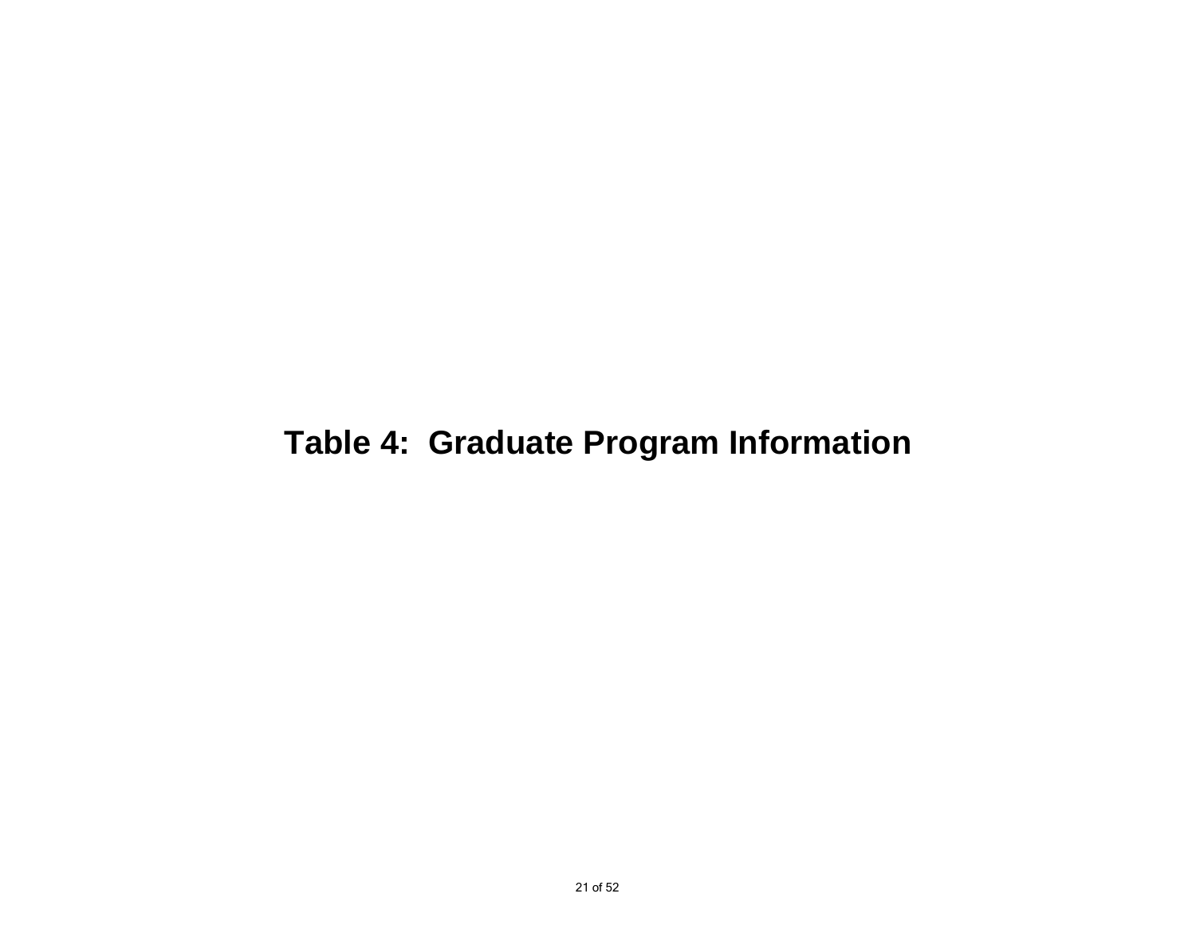# Table 4: Graduate Program Information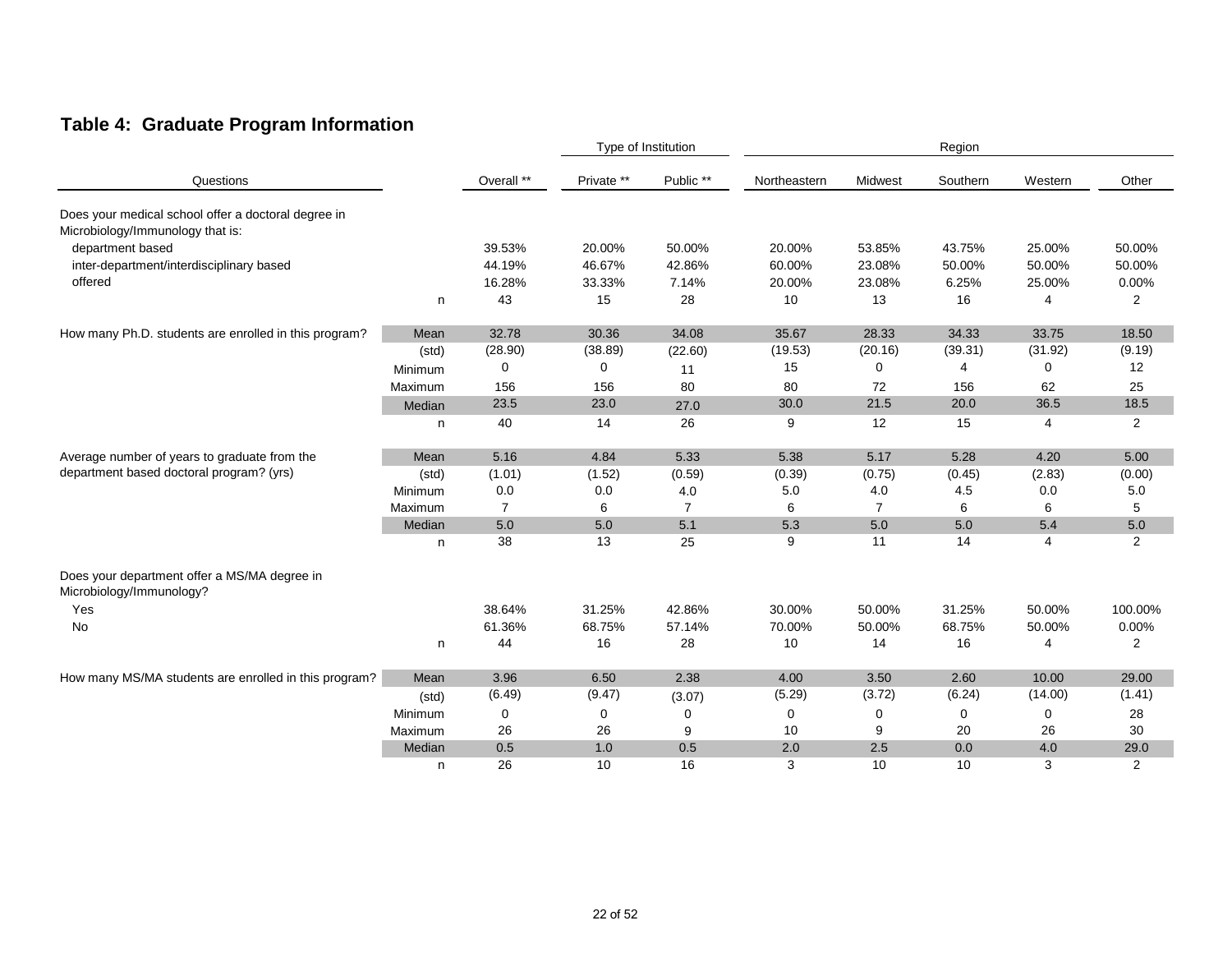## Table 4: Graduate Program Information

| Questions | | Overall ** | Type of Institution | | Region | | | | |
|---|---|---|---|---|---|---|---|---|---|
| | | | Private ** | Public ** | Northeastern | Midwest | Southern | Western | Other |
| Does your medical school offer a doctoral degree in Microbiology/Immunology that is: | | | | | | | | | |
| department based | | 39.53% | 20.00% | 50.00% | 20.00% | 53.85% | 43.75% | 25.00% | 50.00% |
| inter-department/interdisciplinary based | | 44.19% | 46.67% | 42.86% | 60.00% | 23.08% | 50.00% | 50.00% | 50.00% |
| offered | | 16.28% | 33.33% | 7.14% | 20.00% | 23.08% | 6.25% | 25.00% | 0.00% |
| | n | 43 | 15 | 28 | 10 | 13 | 16 | 4 | 2 |
| How many Ph.D. students are enrolled in this program? | Mean | 32.78 | 30.36 | 34.08 | 35.67 | 28.33 | 34.33 | 33.75 | 18.50 |
| | (std) | (28.90) | (38.89) | (22.60) | (19.53) | (20.16) | (39.31) | (31.92) | (9.19) |
| | Minimum | 0 | 0 | 11 | 15 | 0 | 4 | 0 | 12 |
| | Maximum | 156 | 156 | 80 | 80 | 72 | 156 | 62 | 25 |
| | Median | 23.5 | 23.0 | 27.0 | 30.0 | 21.5 | 20.0 | 36.5 | 18.5 |
| | n | 40 | 14 | 26 | 9 | 12 | 15 | 4 | 2 |
| Average number of years to graduate from the department based doctoral program? (yrs) | Mean | 5.16 | 4.84 | 5.33 | 5.38 | 5.17 | 5.28 | 4.20 | 5.00 |
| | (std) | (1.01) | (1.52) | (0.59) | (0.39) | (0.75) | (0.45) | (2.83) | (0.00) |
| | Minimum | 0.0 | 0.0 | 4.0 | 5.0 | 4.0 | 4.5 | 0.0 | 5.0 |
| | Maximum | 7 | 6 | 7 | 6 | 7 | 6 | 6 | 5 |
| | Median | 5.0 | 5.0 | 5.1 | 5.3 | 5.0 | 5.0 | 5.4 | 5.0 |
| | n | 38 | 13 | 25 | 9 | 11 | 14 | 4 | 2 |
| Does your department offer a MS/MA degree in Microbiology/Immunology? | | | | | | | | | |
| Yes | | 38.64% | 31.25% | 42.86% | 30.00% | 50.00% | 31.25% | 50.00% | 100.00% |
| No | | 61.36% | 68.75% | 57.14% | 70.00% | 50.00% | 68.75% | 50.00% | 0.00% |
| | n | 44 | 16 | 28 | 10 | 14 | 16 | 4 | 2 |
| How many MS/MA students are enrolled in this program? | Mean | 3.96 | 6.50 | 2.38 | 4.00 | 3.50 | 2.60 | 10.00 | 29.00 |
| | (std) | (6.49) | (9.47) | (3.07) | (5.29) | (3.72) | (6.24) | (14.00) | (1.41) |
| | Minimum | 0 | 0 | 0 | 0 | 0 | 0 | 0 | 28 |
| | Maximum | 26 | 26 | 9 | 10 | 9 | 20 | 26 | 30 |
| | Median | 0.5 | 1.0 | 0.5 | 2.0 | 2.5 | 0.0 | 4.0 | 29.0 |
| | n | 26 | 10 | 16 | 3 | 10 | 10 | 3 | 2 |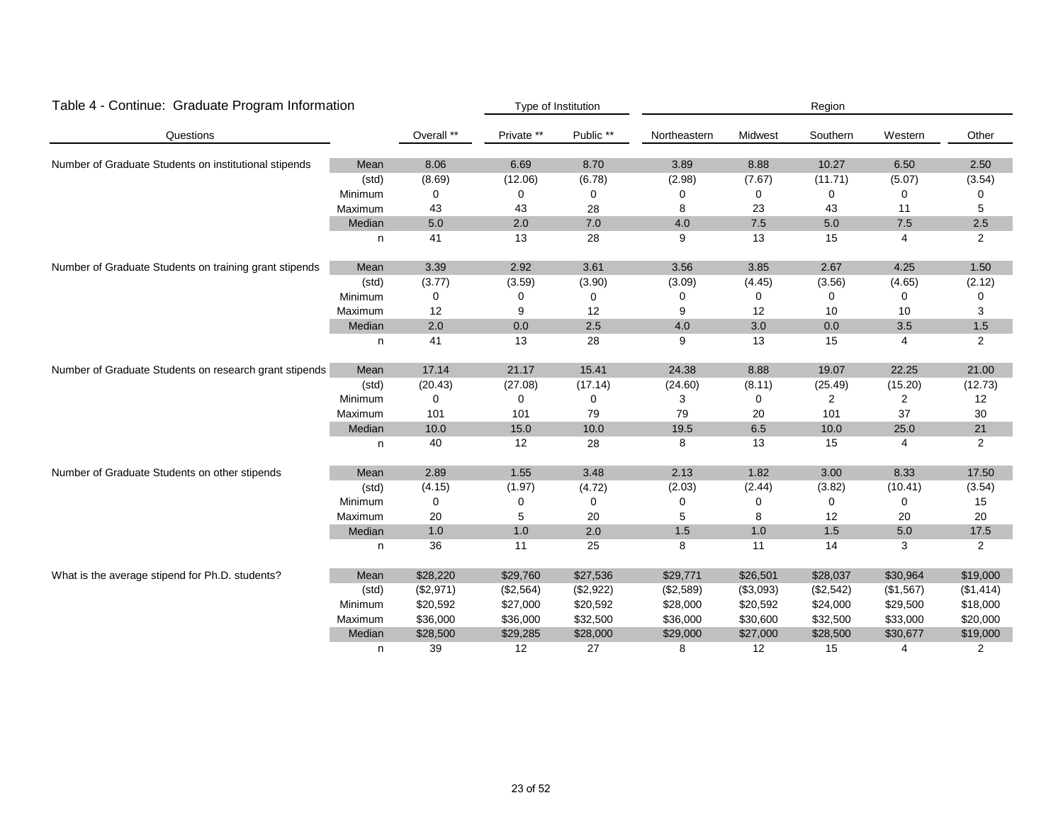## Table 4 - Continue: Graduate Program Information

| Questions | | Overall ** | Type of Institution: Private ** | Public ** | Region: Northeastern | Midwest | Southern | Western | Other |
|---|---|---|---|---|---|---|---|---|---|
| Number of Graduate Students on institutional stipends | Mean | 8.06 | 6.69 | 8.70 | 3.89 | 8.88 | 10.27 | 6.50 | 2.50 |
| | (std) | (8.69) | (12.06) | (6.78) | (2.98) | (7.67) | (11.71) | (5.07) | (3.54) |
| | Minimum | 0 | 0 | 0 | 0 | 0 | 0 | 0 | 0 |
| | Maximum | 43 | 43 | 28 | 8 | 23 | 43 | 11 | 5 |
| | Median | 5.0 | 2.0 | 7.0 | 4.0 | 7.5 | 5.0 | 7.5 | 2.5 |
| | n | 41 | 13 | 28 | 9 | 13 | 15 | 4 | 2 |
| Number of Graduate Students on training grant stipends | Mean | 3.39 | 2.92 | 3.61 | 3.56 | 3.85 | 2.67 | 4.25 | 1.50 |
| | (std) | (3.77) | (3.59) | (3.90) | (3.09) | (4.45) | (3.56) | (4.65) | (2.12) |
| | Minimum | 0 | 0 | 0 | 0 | 0 | 0 | 0 | 0 |
| | Maximum | 12 | 9 | 12 | 9 | 12 | 10 | 10 | 3 |
| | Median | 2.0 | 0.0 | 2.5 | 4.0 | 3.0 | 0.0 | 3.5 | 1.5 |
| | n | 41 | 13 | 28 | 9 | 13 | 15 | 4 | 2 |
| Number of Graduate Students on research grant stipends | Mean | 17.14 | 21.17 | 15.41 | 24.38 | 8.88 | 19.07 | 22.25 | 21.00 |
| | (std) | (20.43) | (27.08) | (17.14) | (24.60) | (8.11) | (25.49) | (15.20) | (12.73) |
| | Minimum | 0 | 0 | 0 | 3 | 0 | 2 | 2 | 12 |
| | Maximum | 101 | 101 | 79 | 79 | 20 | 101 | 37 | 30 |
| | Median | 10.0 | 15.0 | 10.0 | 19.5 | 6.5 | 10.0 | 25.0 | 21 |
| | n | 40 | 12 | 28 | 8 | 13 | 15 | 4 | 2 |
| Number of Graduate Students on other stipends | Mean | 2.89 | 1.55 | 3.48 | 2.13 | 1.82 | 3.00 | 8.33 | 17.50 |
| | (std) | (4.15) | (1.97) | (4.72) | (2.03) | (2.44) | (3.82) | (10.41) | (3.54) |
| | Minimum | 0 | 0 | 0 | 0 | 0 | 0 | 0 | 15 |
| | Maximum | 20 | 5 | 20 | 5 | 8 | 12 | 20 | 20 |
| | Median | 1.0 | 1.0 | 2.0 | 1.5 | 1.0 | 1.5 | 5.0 | 17.5 |
| | n | 36 | 11 | 25 | 8 | 11 | 14 | 3 | 2 |
| What is the average stipend for Ph.D. students? | Mean | $28,220 | $29,760 | $27,536 | $29,771 | $26,501 | $28,037 | $30,964 | $19,000 |
| | (std) | ($2,971) | ($2,564) | ($2,922) | ($2,589) | ($3,093) | ($2,542) | ($1,567) | ($1,414) |
| | Minimum | $20,592 | $27,000 | $20,592 | $28,000 | $20,592 | $24,000 | $29,500 | $18,000 |
| | Maximum | $36,000 | $36,000 | $32,500 | $36,000 | $30,600 | $32,500 | $33,000 | $20,000 |
| | Median | $28,500 | $29,285 | $28,000 | $29,000 | $27,000 | $28,500 | $30,677 | $19,000 |
| | n | 39 | 12 | 27 | 8 | 12 | 15 | 4 | 2 |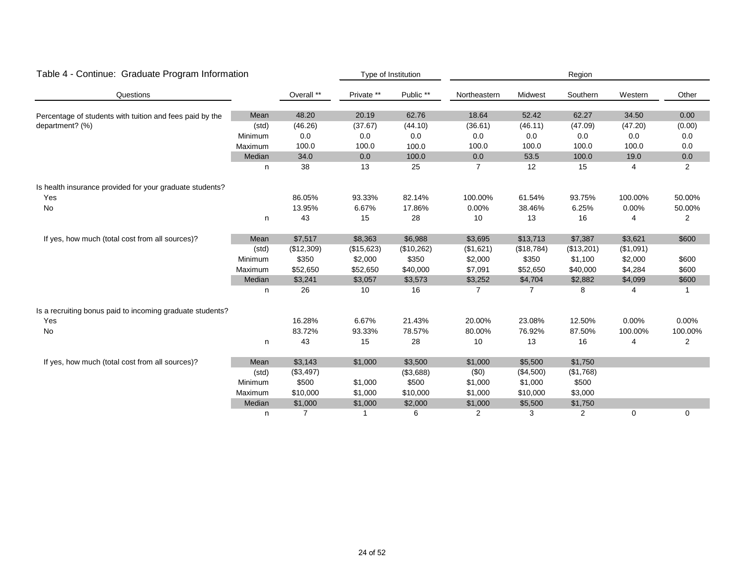## Table 4 - Continue: Graduate Program Information

| Questions | | Overall ** | Private ** | Public ** | Northeastern | Midwest | Southern | Western | Other |
|---|---|---|---|---|---|---|---|---|---|
| | | | Type of Institution | | Region | | | | |
| Percentage of students with tuition and fees paid by the department? (%) | Mean | 48.20 | 20.19 | 62.76 | 18.64 | 52.42 | 62.27 | 34.50 | 0.00 |
| | (std) | (46.26) | (37.67) | (44.10) | (36.61) | (46.11) | (47.09) | (47.20) | (0.00) |
| | Minimum | 0.0 | 0.0 | 0.0 | 0.0 | 0.0 | 0.0 | 0.0 | 0.0 |
| | Maximum | 100.0 | 100.0 | 100.0 | 100.0 | 100.0 | 100.0 | 100.0 | 0.0 |
| | Median | 34.0 | 0.0 | 100.0 | 0.0 | 53.5 | 100.0 | 19.0 | 0.0 |
| | n | 38 | 13 | 25 | 7 | 12 | 15 | 4 | 2 |
| Is health insurance provided for your graduate students? | | | | | | | | | |
| Yes | | 86.05% | 93.33% | 82.14% | 100.00% | 61.54% | 93.75% | 100.00% | 50.00% |
| No | | 13.95% | 6.67% | 17.86% | 0.00% | 38.46% | 6.25% | 0.00% | 50.00% |
| | n | 43 | 15 | 28 | 10 | 13 | 16 | 4 | 2 |
| If yes, how much (total cost from all sources)? | Mean | $7,517 | $8,363 | $6,988 | $3,695 | $13,713 | $7,387 | $3,621 | $600 |
| | (std) | ($12,309) | ($15,623) | ($10,262) | ($1,621) | ($18,784) | ($13,201) | ($1,091) | |
| | Minimum | $350 | $2,000 | $350 | $2,000 | $350 | $1,100 | $2,000 | $600 |
| | Maximum | $52,650 | $52,650 | $40,000 | $7,091 | $52,650 | $40,000 | $4,284 | $600 |
| | Median | $3,241 | $3,057 | $3,573 | $3,252 | $4,704 | $2,882 | $4,099 | $600 |
| | n | 26 | 10 | 16 | 7 | 7 | 8 | 4 | 1 |
| Is a recruiting bonus paid to incoming graduate students? | | | | | | | | | |
| Yes | | 16.28% | 6.67% | 21.43% | 20.00% | 23.08% | 12.50% | 0.00% | 0.00% |
| No | | 83.72% | 93.33% | 78.57% | 80.00% | 76.92% | 87.50% | 100.00% | 100.00% |
| | n | 43 | 15 | 28 | 10 | 13 | 16 | 4 | 2 |
| If yes, how much (total cost from all sources)? | Mean | $3,143 | $1,000 | $3,500 | $1,000 | $5,500 | $1,750 | | |
| | (std) | ($3,497) | | ($3,688) | ($0) | ($4,500) | ($1,768) | | |
| | Minimum | $500 | $1,000 | $500 | $1,000 | $1,000 | $500 | | |
| | Maximum | $10,000 | $1,000 | $10,000 | $1,000 | $10,000 | $3,000 | | |
| | Median | $1,000 | $1,000 | $2,000 | $1,000 | $5,500 | $1,750 | | |
| | n | 7 | 1 | 6 | 2 | 3 | 2 | 0 | 0 |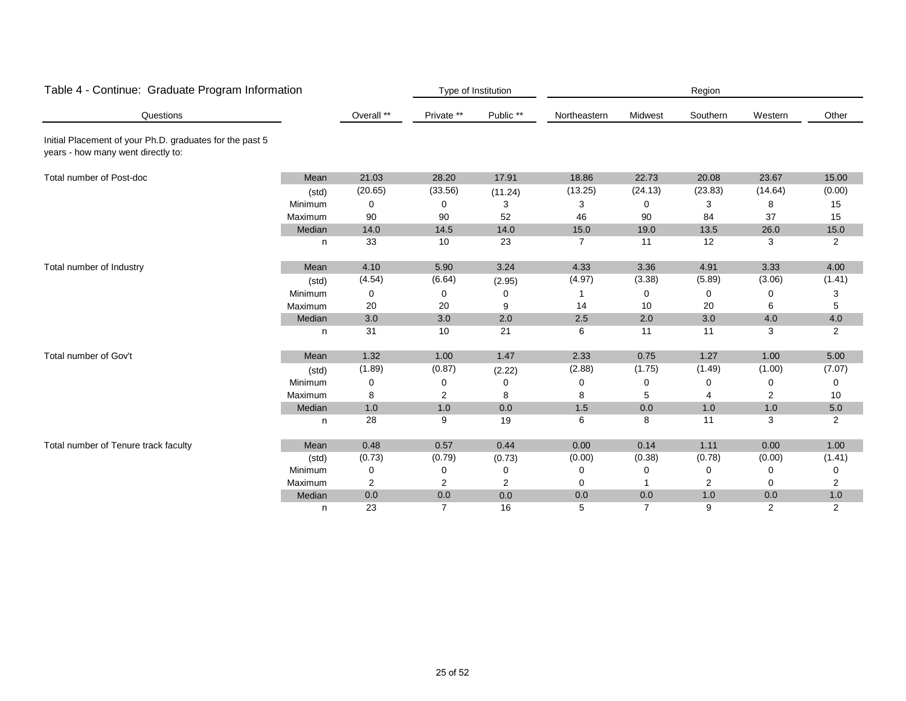## Table 4 - Continue: Graduate Program Information

| Questions | | Overall ** | Type of Institution | | Region | | | | |
|---|---|---|---|---|---|---|---|---|---|
| | | | Private ** | Public ** | Northeastern | Midwest | Southern | Western | Other |
| Initial Placement of your Ph.D. graduates for the past 5 years - how many went directly to: | | | | | | | | | |
| Total number of Post-doc | Mean | 21.03 | 28.20 | 17.91 | 18.86 | 22.73 | 20.08 | 23.67 | 15.00 |
| | (std) | (20.65) | (33.56) | (11.24) | (13.25) | (24.13) | (23.83) | (14.64) | (0.00) |
| | Minimum | 0 | 0 | 3 | 3 | 0 | 3 | 8 | 15 |
| | Maximum | 90 | 90 | 52 | 46 | 90 | 84 | 37 | 15 |
| | Median | 14.0 | 14.5 | 14.0 | 15.0 | 19.0 | 13.5 | 26.0 | 15.0 |
| | n | 33 | 10 | 23 | 7 | 11 | 12 | 3 | 2 |
| Total number of Industry | Mean | 4.10 | 5.90 | 3.24 | 4.33 | 3.36 | 4.91 | 3.33 | 4.00 |
| | (std) | (4.54) | (6.64) | (2.95) | (4.97) | (3.38) | (5.89) | (3.06) | (1.41) |
| | Minimum | 0 | 0 | 0 | 1 | 0 | 0 | 0 | 3 |
| | Maximum | 20 | 20 | 9 | 14 | 10 | 20 | 6 | 5 |
| | Median | 3.0 | 3.0 | 2.0 | 2.5 | 2.0 | 3.0 | 4.0 | 4.0 |
| | n | 31 | 10 | 21 | 6 | 11 | 11 | 3 | 2 |
| Total number of Gov't | Mean | 1.32 | 1.00 | 1.47 | 2.33 | 0.75 | 1.27 | 1.00 | 5.00 |
| | (std) | (1.89) | (0.87) | (2.22) | (2.88) | (1.75) | (1.49) | (1.00) | (7.07) |
| | Minimum | 0 | 0 | 0 | 0 | 0 | 0 | 0 | 0 |
| | Maximum | 8 | 2 | 8 | 8 | 5 | 4 | 2 | 10 |
| | Median | 1.0 | 1.0 | 0.0 | 1.5 | 0.0 | 1.0 | 1.0 | 5.0 |
| | n | 28 | 9 | 19 | 6 | 8 | 11 | 3 | 2 |
| Total number of Tenure track faculty | Mean | 0.48 | 0.57 | 0.44 | 0.00 | 0.14 | 1.11 | 0.00 | 1.00 |
| | (std) | (0.73) | (0.79) | (0.73) | (0.00) | (0.38) | (0.78) | (0.00) | (1.41) |
| | Minimum | 0 | 0 | 0 | 0 | 0 | 0 | 0 | 0 |
| | Maximum | 2 | 2 | 2 | 0 | 1 | 2 | 0 | 2 |
| | Median | 0.0 | 0.0 | 0.0 | 0.0 | 0.0 | 1.0 | 0.0 | 1.0 |
| | n | 23 | 7 | 16 | 5 | 7 | 9 | 2 | 2 |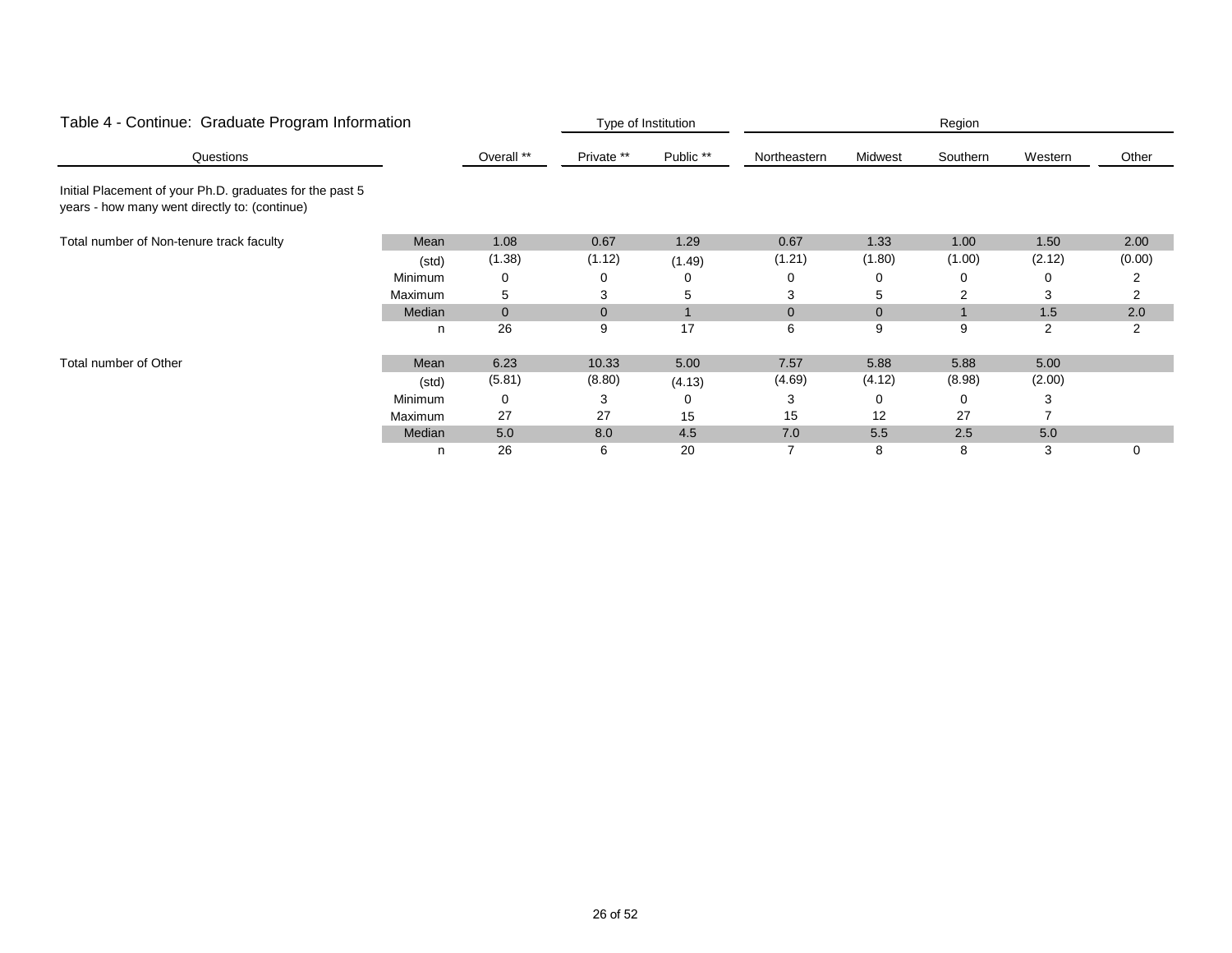## Table 4 - Continue: Graduate Program Information

| Questions | | Overall ** | Type of Institution: Private ** | Public ** | Region: Northeastern | Midwest | Southern | Western | Other |
|---|---|---|---|---|---|---|---|---|---|
| Initial Placement of your Ph.D. graduates for the past 5 years - how many went directly to: (continue) | | | | | | | | | |
| Total number of Non-tenure track faculty | Mean | 1.08 | 0.67 | 1.29 | 0.67 | 1.33 | 1.00 | 1.50 | 2.00 |
| | (std) | (1.38) | (1.12) | (1.49) | (1.21) | (1.80) | (1.00) | (2.12) | (0.00) |
| | Minimum | 0 | 0 | 0 | 0 | 0 | 0 | 0 | 2 |
| | Maximum | 5 | 3 | 5 | 3 | 5 | 2 | 3 | 2 |
| | Median | 0 | 0 | 1 | 0 | 0 | 1 | 1.5 | 2.0 |
| | n | 26 | 9 | 17 | 6 | 9 | 9 | 2 | 2 |
| Total number of Other | Mean | 6.23 | 10.33 | 5.00 | 7.57 | 5.88 | 5.88 | 5.00 | |
| | (std) | (5.81) | (8.80) | (4.13) | (4.69) | (4.12) | (8.98) | (2.00) | |
| | Minimum | 0 | 3 | 0 | 3 | 0 | 0 | 3 | |
| | Maximum | 27 | 27 | 15 | 15 | 12 | 27 | 7 | |
| | Median | 5.0 | 8.0 | 4.5 | 7.0 | 5.5 | 2.5 | 5.0 | |
| | n | 26 | 6 | 20 | 7 | 8 | 8 | 3 | 0 |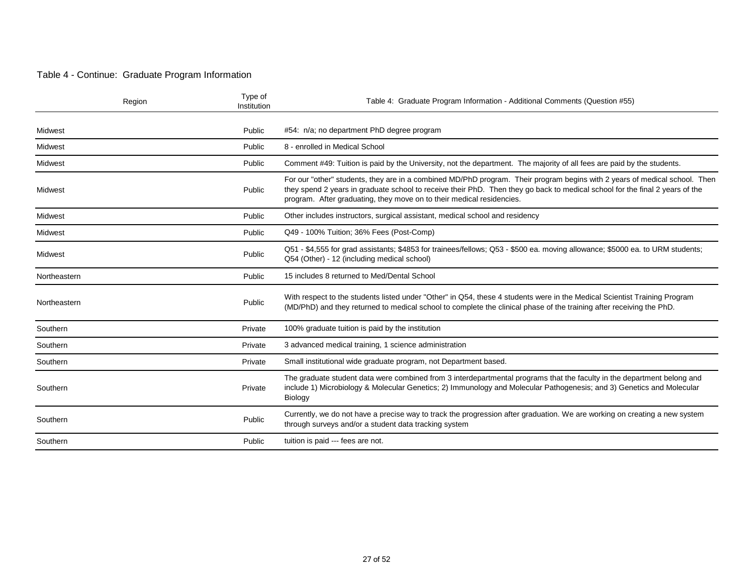Table 4 - Continue: Graduate Program Information

| Region | Type of Institution | Table 4: Graduate Program Information - Additional Comments (Question #55) |
|---|---|---|
| Midwest | Public | #54: n/a; no department PhD degree program |
| Midwest | Public | 8 - enrolled in Medical School |
| Midwest | Public | Comment #49: Tuition is paid by the University, not the department. The majority of all fees are paid by the students. |
| Midwest | Public | For our "other" students, they are in a combined MD/PhD program. Their program begins with 2 years of medical school. Then they spend 2 years in graduate school to receive their PhD. Then they go back to medical school for the final 2 years of the program. After graduating, they move on to their medical residencies. |
| Midwest | Public | Other includes instructors, surgical assistant, medical school and residency |
| Midwest | Public | Q49 - 100% Tuition; 36% Fees (Post-Comp) |
| Midwest | Public | Q51 - $4,555 for grad assistants; $4853 for trainees/fellows; Q53 - $500 ea. moving allowance; $5000 ea. to URM students; Q54 (Other) - 12 (including medical school) |
| Northeastern | Public | 15 includes 8 returned to Med/Dental School |
| Northeastern | Public | With respect to the students listed under "Other" in Q54, these 4 students were in the Medical Scientist Training Program (MD/PhD) and they returned to medical school to complete the clinical phase of the training after receiving the PhD. |
| Southern | Private | 100% graduate tuition is paid by the institution |
| Southern | Private | 3 advanced medical training, 1 science administration |
| Southern | Private | Small institutional wide graduate program, not Department based. |
| Southern | Private | The graduate student data were combined from 3 interdepartmental programs that the faculty in the department belong and include 1) Microbiology & Molecular Genetics; 2) Immunology and Molecular Pathogenesis; and 3) Genetics and Molecular Biology |
| Southern | Public | Currently, we do not have a precise way to track the progression after graduation. We are working on creating a new system through surveys and/or a student data tracking system |
| Southern | Public | tuition is paid --- fees are not. |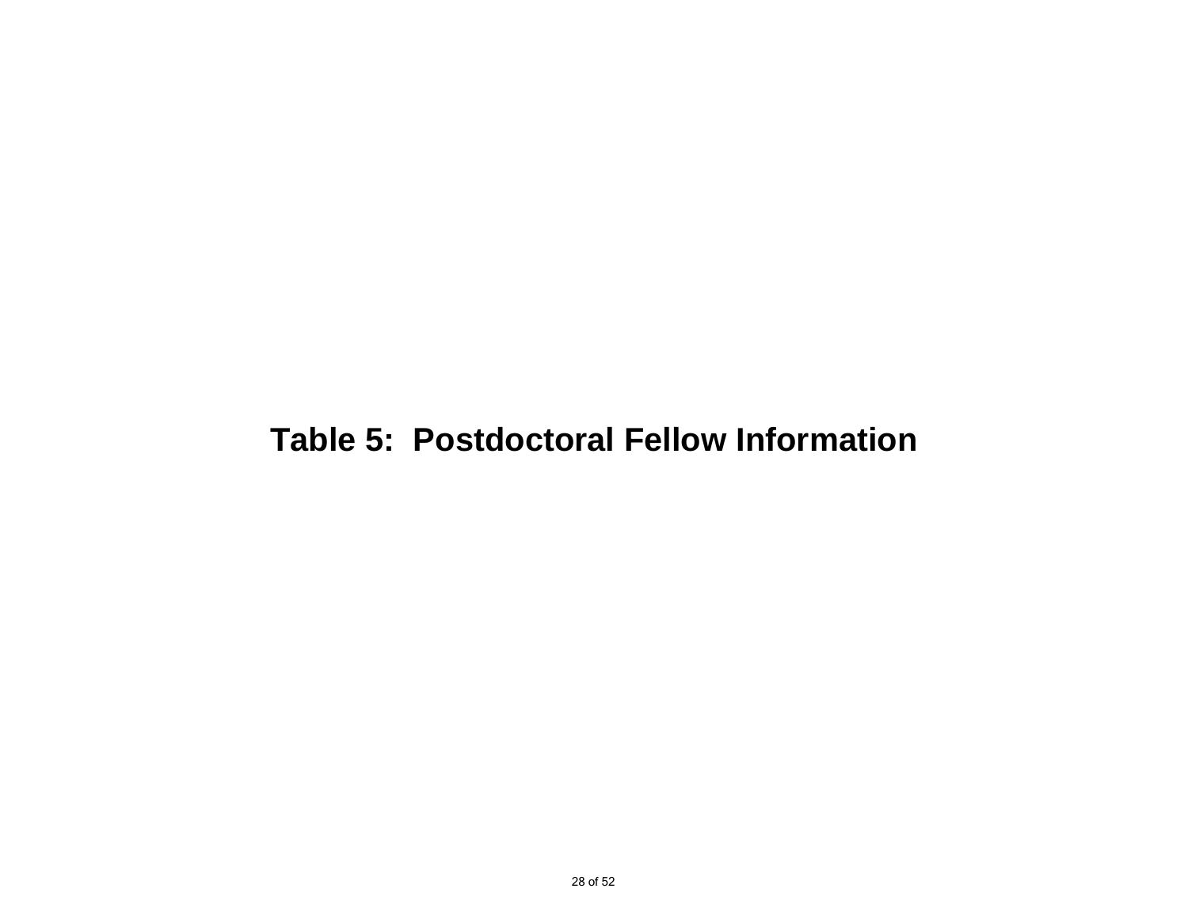# Table 5: Postdoctoral Fellow Information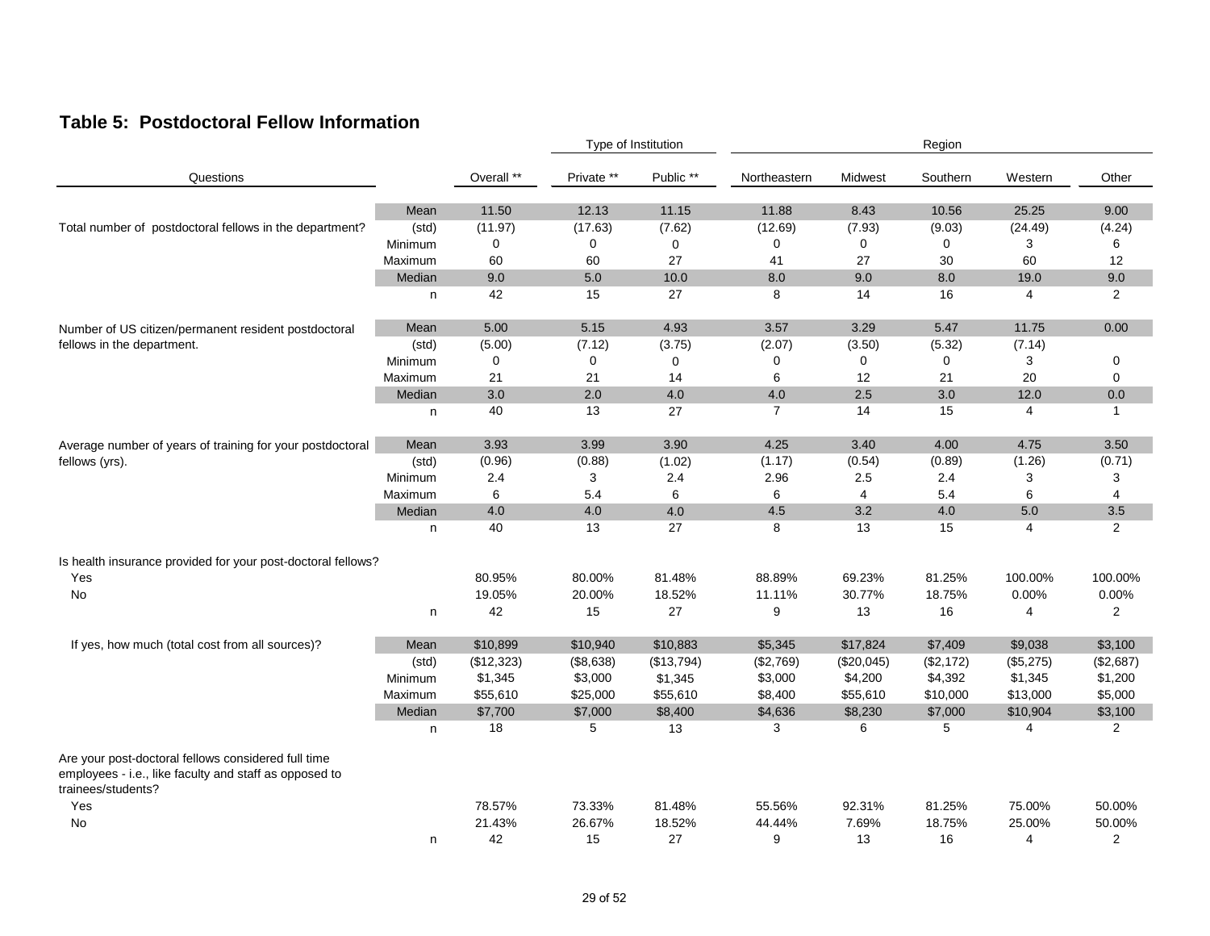## Table 5: Postdoctoral Fellow Information

| Questions | | | Type of Institution | | Region | | | | |
|---|---|---|---|---|---|---|---|---|---|
| | | Overall ** | Private ** | Public ** | Northeastern | Midwest | Southern | Western | Other |
| Total number of postdoctoral fellows in the department? | Mean | 11.50 | 12.13 | 11.15 | 11.88 | 8.43 | 10.56 | 25.25 | 9.00 |
| | (std) | (11.97) | (17.63) | (7.62) | (12.69) | (7.93) | (9.03) | (24.49) | (4.24) |
| | Minimum | 0 | 0 | 0 | 0 | 0 | 0 | 3 | 6 |
| | Maximum | 60 | 60 | 27 | 41 | 27 | 30 | 60 | 12 |
| | Median | 9.0 | 5.0 | 10.0 | 8.0 | 9.0 | 8.0 | 19.0 | 9.0 |
| | n | 42 | 15 | 27 | 8 | 14 | 16 | 4 | 2 |
| Number of US citizen/permanent resident postdoctoral fellows in the department. | Mean | 5.00 | 5.15 | 4.93 | 3.57 | 3.29 | 5.47 | 11.75 | 0.00 |
| | (std) | (5.00) | (7.12) | (3.75) | (2.07) | (3.50) | (5.32) | (7.14) | |
| | Minimum | 0 | 0 | 0 | 0 | 0 | 0 | 3 | 0 |
| | Maximum | 21 | 21 | 14 | 6 | 12 | 21 | 20 | 0 |
| | Median | 3.0 | 2.0 | 4.0 | 4.0 | 2.5 | 3.0 | 12.0 | 0.0 |
| | n | 40 | 13 | 27 | 7 | 14 | 15 | 4 | 1 |
| Average number of years of training for your postdoctoral fellows (yrs). | Mean | 3.93 | 3.99 | 3.90 | 4.25 | 3.40 | 4.00 | 4.75 | 3.50 |
| | (std) | (0.96) | (0.88) | (1.02) | (1.17) | (0.54) | (0.89) | (1.26) | (0.71) |
| | Minimum | 2.4 | 3 | 2.4 | 2.96 | 2.5 | 2.4 | 3 | 3 |
| | Maximum | 6 | 5.4 | 6 | 6 | 4 | 5.4 | 6 | 4 |
| | Median | 4.0 | 4.0 | 4.0 | 4.5 | 3.2 | 4.0 | 5.0 | 3.5 |
| | n | 40 | 13 | 27 | 8 | 13 | 15 | 4 | 2 |
| Is health insurance provided for your post-doctoral fellows? | | | | | | | | | |
| Yes | | 80.95% | 80.00% | 81.48% | 88.89% | 69.23% | 81.25% | 100.00% | 100.00% |
| No | | 19.05% | 20.00% | 18.52% | 11.11% | 30.77% | 18.75% | 0.00% | 0.00% |
| | n | 42 | 15 | 27 | 9 | 13 | 16 | 4 | 2 |
| If yes, how much (total cost from all sources)? | Mean | $10,899 | $10,940 | $10,883 | $5,345 | $17,824 | $7,409 | $9,038 | $3,100 |
| | (std) | ($12,323) | ($8,638) | ($13,794) | ($2,769) | ($20,045) | ($2,172) | ($5,275) | ($2,687) |
| | Minimum | $1,345 | $3,000 | $1,345 | $3,000 | $4,200 | $4,392 | $1,345 | $1,200 |
| | Maximum | $55,610 | $25,000 | $55,610 | $8,400 | $55,610 | $10,000 | $13,000 | $5,000 |
| | Median | $7,700 | $7,000 | $8,400 | $4,636 | $8,230 | $7,000 | $10,904 | $3,100 |
| | n | 18 | 5 | 13 | 3 | 6 | 5 | 4 | 2 |
| Are your post-doctoral fellows considered full time employees - i.e., like faculty and staff as opposed to trainees/students? | | | | | | | | | |
| Yes | | 78.57% | 73.33% | 81.48% | 55.56% | 92.31% | 81.25% | 75.00% | 50.00% |
| No | | 21.43% | 26.67% | 18.52% | 44.44% | 7.69% | 18.75% | 25.00% | 50.00% |
| | n | 42 | 15 | 27 | 9 | 13 | 16 | 4 | 2 |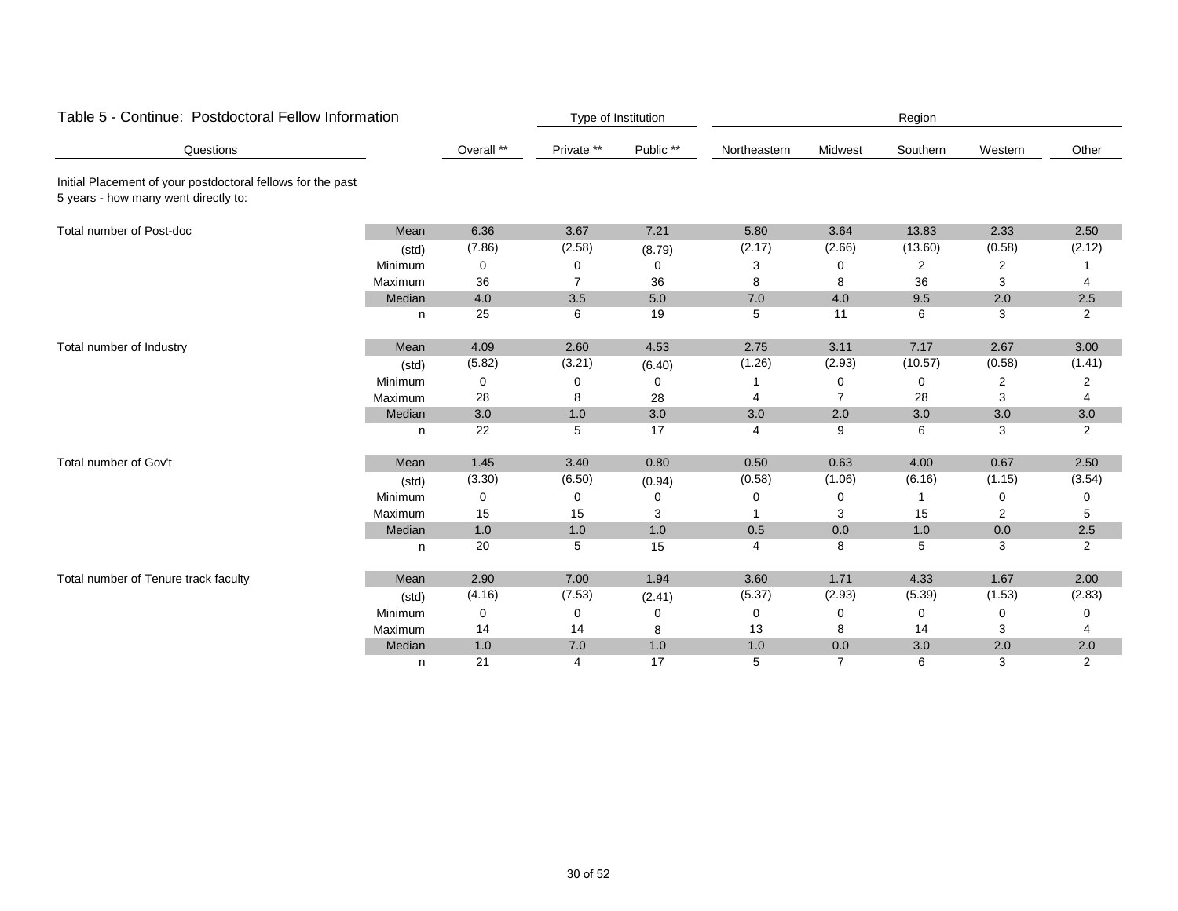# Table 5 - Continue: Postdoctoral Fellow Information

| Questions | | Overall ** | Type of Institution: Private ** | Public ** | Region: Northeastern | Midwest | Southern | Western | Other |
|---|---|---|---|---|---|---|---|---|---|
| Initial Placement of your postdoctoral fellows for the past 5 years - how many went directly to: | | | | | | | | | |
| Total number of Post-doc | Mean | 6.36 | 3.67 | 7.21 | 5.80 | 3.64 | 13.83 | 2.33 | 2.50 |
| | (std) | (7.86) | (2.58) | (8.79) | (2.17) | (2.66) | (13.60) | (0.58) | (2.12) |
| | Minimum | 0 | 0 | 0 | 3 | 0 | 2 | 2 | 1 |
| | Maximum | 36 | 7 | 36 | 8 | 8 | 36 | 3 | 4 |
| | Median | 4.0 | 3.5 | 5.0 | 7.0 | 4.0 | 9.5 | 2.0 | 2.5 |
| | n | 25 | 6 | 19 | 5 | 11 | 6 | 3 | 2 |
| Total number of Industry | Mean | 4.09 | 2.60 | 4.53 | 2.75 | 3.11 | 7.17 | 2.67 | 3.00 |
| | (std) | (5.82) | (3.21) | (6.40) | (1.26) | (2.93) | (10.57) | (0.58) | (1.41) |
| | Minimum | 0 | 0 | 0 | 1 | 0 | 0 | 2 | 2 |
| | Maximum | 28 | 8 | 28 | 4 | 7 | 28 | 3 | 4 |
| | Median | 3.0 | 1.0 | 3.0 | 3.0 | 2.0 | 3.0 | 3.0 | 3.0 |
| | n | 22 | 5 | 17 | 4 | 9 | 6 | 3 | 2 |
| Total number of Gov't | Mean | 1.45 | 3.40 | 0.80 | 0.50 | 0.63 | 4.00 | 0.67 | 2.50 |
| | (std) | (3.30) | (6.50) | (0.94) | (0.58) | (1.06) | (6.16) | (1.15) | (3.54) |
| | Minimum | 0 | 0 | 0 | 0 | 0 | 1 | 0 | 0 |
| | Maximum | 15 | 15 | 3 | 1 | 3 | 15 | 2 | 5 |
| | Median | 1.0 | 1.0 | 1.0 | 0.5 | 0.0 | 1.0 | 0.0 | 2.5 |
| | n | 20 | 5 | 15 | 4 | 8 | 5 | 3 | 2 |
| Total number of Tenure track faculty | Mean | 2.90 | 7.00 | 1.94 | 3.60 | 1.71 | 4.33 | 1.67 | 2.00 |
| | (std) | (4.16) | (7.53) | (2.41) | (5.37) | (2.93) | (5.39) | (1.53) | (2.83) |
| | Minimum | 0 | 0 | 0 | 0 | 0 | 0 | 0 | 0 |
| | Maximum | 14 | 14 | 8 | 13 | 8 | 14 | 3 | 4 |
| | Median | 1.0 | 7.0 | 1.0 | 1.0 | 0.0 | 3.0 | 2.0 | 2.0 |
| | n | 21 | 4 | 17 | 5 | 7 | 6 | 3 | 2 |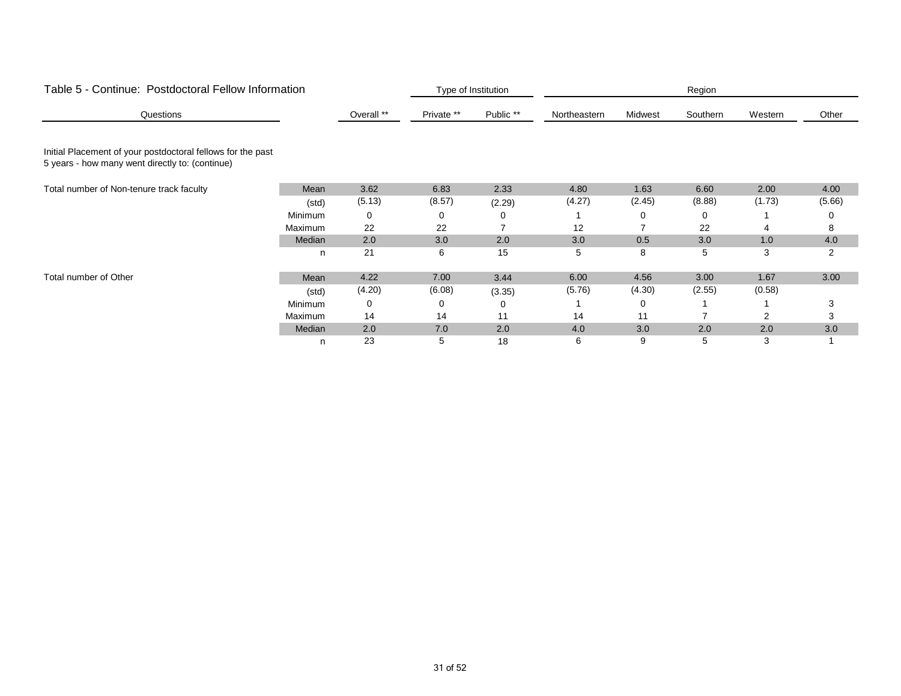## Table 5 - Continue: Postdoctoral Fellow Information

| Questions | | Overall ** | Type of Institution | | Region | | | | |
|---|---|---|---|---|---|---|---|---|---|
| | | | Private ** | Public ** | Northeastern | Midwest | Southern | Western | Other |
| Initial Placement of your postdoctoral fellows for the past 5 years - how many went directly to: (continue) | | | | | | | | | |
| Total number of Non-tenure track faculty | Mean | 3.62 | 6.83 | 2.33 | 4.80 | 1.63 | 6.60 | 2.00 | 4.00 |
| | (std) | (5.13) | (8.57) | (2.29) | (4.27) | (2.45) | (8.88) | (1.73) | (5.66) |
| | Minimum | 0 | 0 | 0 | 1 | 0 | 0 | 1 | 0 |
| | Maximum | 22 | 22 | 7 | 12 | 7 | 22 | 4 | 8 |
| | Median | 2.0 | 3.0 | 2.0 | 3.0 | 0.5 | 3.0 | 1.0 | 4.0 |
| | n | 21 | 6 | 15 | 5 | 8 | 5 | 3 | 2 |
| Total number of Other | Mean | 4.22 | 7.00 | 3.44 | 6.00 | 4.56 | 3.00 | 1.67 | 3.00 |
| | (std) | (4.20) | (6.08) | (3.35) | (5.76) | (4.30) | (2.55) | (0.58) | |
| | Minimum | 0 | 0 | 0 | 1 | 0 | 1 | 1 | 3 |
| | Maximum | 14 | 14 | 11 | 14 | 11 | 7 | 2 | 3 |
| | Median | 2.0 | 7.0 | 2.0 | 4.0 | 3.0 | 2.0 | 2.0 | 3.0 |
| | n | 23 | 5 | 18 | 6 | 9 | 5 | 3 | 1 |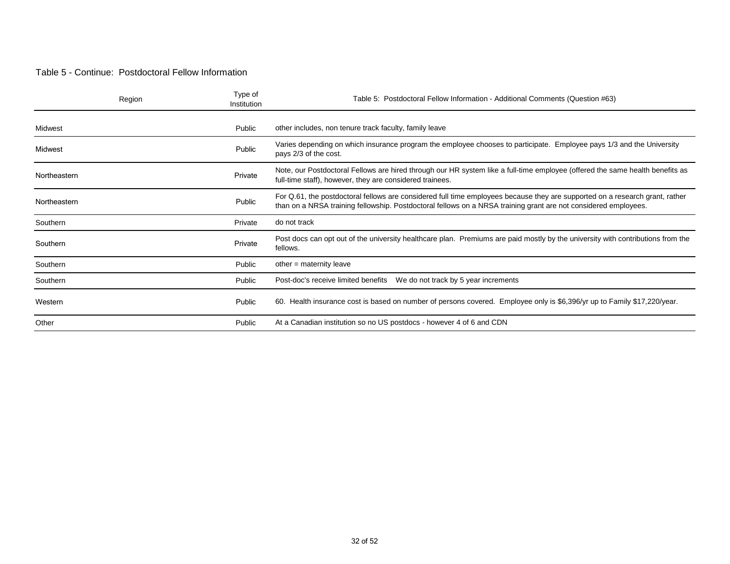Table 5 - Continue: Postdoctoral Fellow Information

| Region | Type of Institution | Table 5: Postdoctoral Fellow Information - Additional Comments (Question #63) |
|---|---|---|
| Midwest | Public | other includes, non tenure track faculty, family leave |
| Midwest | Public | Varies depending on which insurance program the employee chooses to participate. Employee pays 1/3 and the University pays 2/3 of the cost. |
| Northeastern | Private | Note, our Postdoctoral Fellows are hired through our HR system like a full-time employee (offered the same health benefits as full-time staff), however, they are considered trainees. |
| Northeastern | Public | For Q.61, the postdoctoral fellows are considered full time employees because they are supported on a research grant, rather than on a NRSA training fellowship. Postdoctoral fellows on a NRSA training grant are not considered employees. |
| Southern | Private | do not track |
| Southern | Private | Post docs can opt out of the university healthcare plan. Premiums are paid mostly by the university with contributions from the fellows. |
| Southern | Public | other = maternity leave |
| Southern | Public | Post-doc's receive limited benefits We do not track by 5 year increments |
| Western | Public | 60. Health insurance cost is based on number of persons covered. Employee only is $6,396/yr up to Family $17,220/year. |
| Other | Public | At a Canadian institution so no US postdocs - however 4 of 6 and CDN |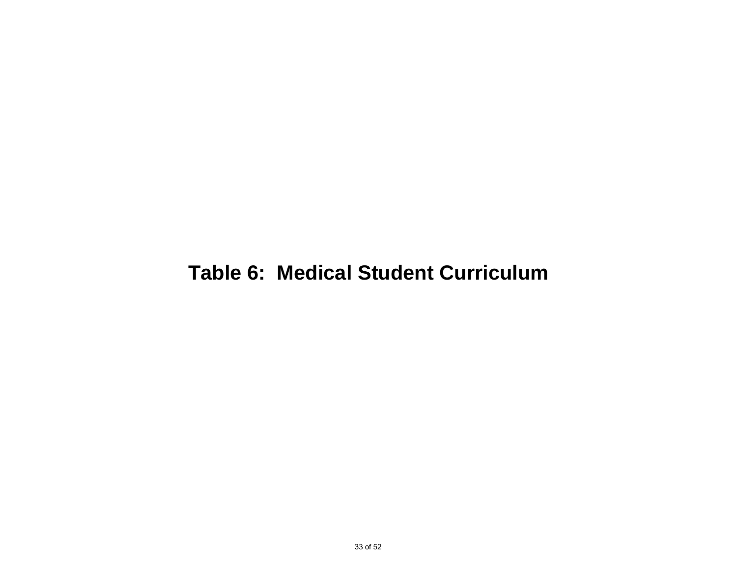# Table 6: Medical Student Curriculum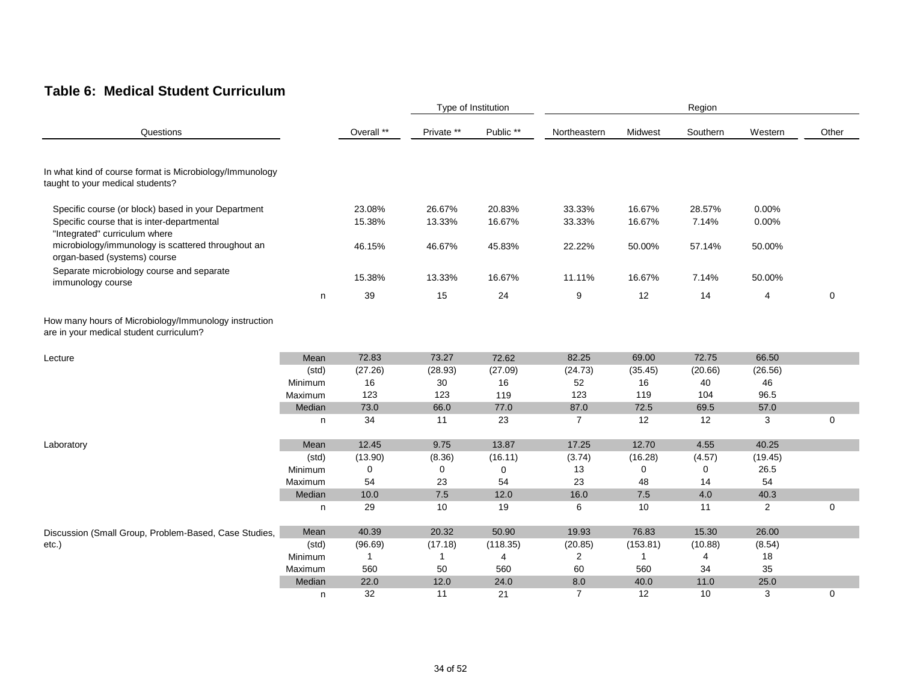## Table 6: Medical Student Curriculum

| Questions | | Overall ** | Type of Institution: Private ** | Public ** | Region: Northeastern | Midwest | Southern | Western | Other |
|---|---|---|---|---|---|---|---|---|---|
| In what kind of course format is Microbiology/Immunology taught to your medical students? | | | | | | | | | |
| Specific course (or block) based in your Department | | 23.08% | 26.67% | 20.83% | 33.33% | 16.67% | 28.57% | 0.00% | |
| Specific course that is inter-departmental | | 15.38% | 13.33% | 16.67% | 33.33% | 16.67% | 7.14% | 0.00% | |
| "Integrated" curriculum where microbiology/immunology is scattered throughout an organ-based (systems) course | | 46.15% | 46.67% | 45.83% | 22.22% | 50.00% | 57.14% | 50.00% | |
| Separate microbiology course and separate immunology course | | 15.38% | 13.33% | 16.67% | 11.11% | 16.67% | 7.14% | 50.00% | |
| | n | 39 | 15 | 24 | 9 | 12 | 14 | 4 | 0 |
| How many hours of Microbiology/Immunology instruction are in your medical student curriculum? | | | | | | | | | |
| Lecture | Mean | 72.83 | 73.27 | 72.62 | 82.25 | 69.00 | 72.75 | 66.50 | |
| | (std) | (27.26) | (28.93) | (27.09) | (24.73) | (35.45) | (20.66) | (26.56) | |
| | Minimum | 16 | 30 | 16 | 52 | 16 | 40 | 46 | |
| | Maximum | 123 | 123 | 119 | 123 | 119 | 104 | 96.5 | |
| | Median | 73.0 | 66.0 | 77.0 | 87.0 | 72.5 | 69.5 | 57.0 | |
| | n | 34 | 11 | 23 | 7 | 12 | 12 | 3 | 0 |
| Laboratory | Mean | 12.45 | 9.75 | 13.87 | 17.25 | 12.70 | 4.55 | 40.25 | |
| | (std) | (13.90) | (8.36) | (16.11) | (3.74) | (16.28) | (4.57) | (19.45) | |
| | Minimum | 0 | 0 | 0 | 13 | 0 | 0 | 26.5 | |
| | Maximum | 54 | 23 | 54 | 23 | 48 | 14 | 54 | |
| | Median | 10.0 | 7.5 | 12.0 | 16.0 | 7.5 | 4.0 | 40.3 | |
| | n | 29 | 10 | 19 | 6 | 10 | 11 | 2 | 0 |
| Discussion (Small Group, Problem-Based, Case Studies, etc.) | Mean | 40.39 | 20.32 | 50.90 | 19.93 | 76.83 | 15.30 | 26.00 | |
| | (std) | (96.69) | (17.18) | (118.35) | (20.85) | (153.81) | (10.88) | (8.54) | |
| | Minimum | 1 | 1 | 4 | 2 | 1 | 4 | 18 | |
| | Maximum | 560 | 50 | 560 | 60 | 560 | 34 | 35 | |
| | Median | 22.0 | 12.0 | 24.0 | 8.0 | 40.0 | 11.0 | 25.0 | |
| | n | 32 | 11 | 21 | 7 | 12 | 10 | 3 | 0 |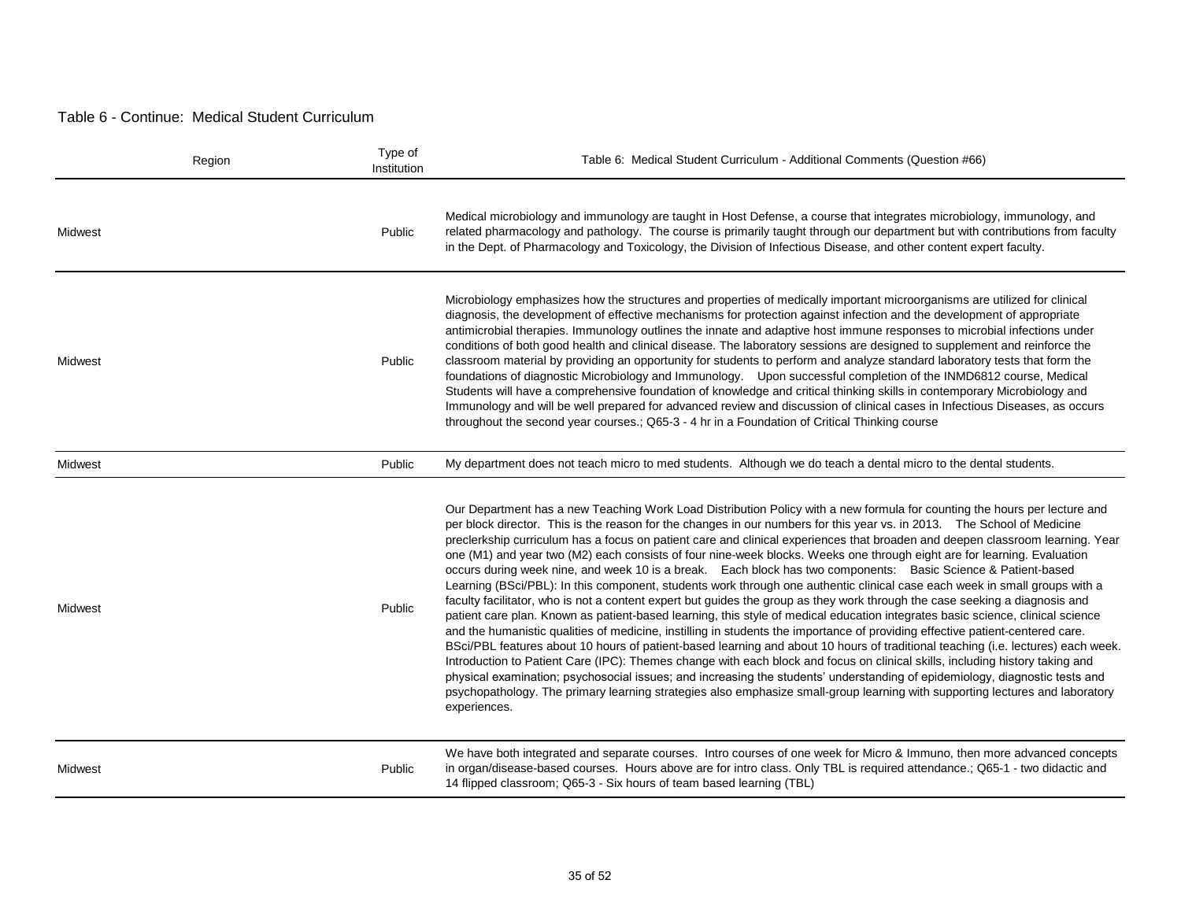Table 6 - Continue: Medical Student Curriculum

| Region | Type of Institution | Table 6: Medical Student Curriculum - Additional Comments (Question #66) |
|---|---|---|
| Midwest | Public | Medical microbiology and immunology are taught in Host Defense, a course that integrates microbiology, immunology, and related pharmacology and pathology. The course is primarily taught through our department but with contributions from faculty in the Dept. of Pharmacology and Toxicology, the Division of Infectious Disease, and other content expert faculty. |
| Midwest | Public | Microbiology emphasizes how the structures and properties of medically important microorganisms are utilized for clinical diagnosis, the development of effective mechanisms for protection against infection and the development of appropriate antimicrobial therapies. Immunology outlines the innate and adaptive host immune responses to microbial infections under conditions of both good health and clinical disease. The laboratory sessions are designed to supplement and reinforce the classroom material by providing an opportunity for students to perform and analyze standard laboratory tests that form the foundations of diagnostic Microbiology and Immunology. Upon successful completion of the INMD6812 course, Medical Students will have a comprehensive foundation of knowledge and critical thinking skills in contemporary Microbiology and Immunology and will be well prepared for advanced review and discussion of clinical cases in Infectious Diseases, as occurs throughout the second year courses.; Q65-3 - 4 hr in a Foundation of Critical Thinking course |
| Midwest | Public | My department does not teach micro to med students. Although we do teach a dental micro to the dental students. |
| Midwest | Public | Our Department has a new Teaching Work Load Distribution Policy with a new formula for counting the hours per lecture and per block director. This is the reason for the changes in our numbers for this year vs. in 2013. The School of Medicine preclerkship curriculum has a focus on patient care and clinical experiences that broaden and deepen classroom learning. Year one (M1) and year two (M2) each consists of four nine-week blocks. Weeks one through eight are for learning. Evaluation occurs during week nine, and week 10 is a break. Each block has two components: Basic Science & Patient-based Learning (BSci/PBL): In this component, students work through one authentic clinical case each week in small groups with a faculty facilitator, who is not a content expert but guides the group as they work through the case seeking a diagnosis and patient care plan. Known as patient-based learning, this style of medical education integrates basic science, clinical science and the humanistic qualities of medicine, instilling in students the importance of providing effective patient-centered care. BSci/PBL features about 10 hours of patient-based learning and about 10 hours of traditional teaching (i.e. lectures) each week. Introduction to Patient Care (IPC): Themes change with each block and focus on clinical skills, including history taking and physical examination; psychosocial issues; and increasing the students' understanding of epidemiology, diagnostic tests and psychopathology. The primary learning strategies also emphasize small-group learning with supporting lectures and laboratory experiences. |
| Midwest | Public | We have both integrated and separate courses. Intro courses of one week for Micro & Immuno, then more advanced concepts in organ/disease-based courses. Hours above are for intro class. Only TBL is required attendance.; Q65-1 - two didactic and 14 flipped classroom; Q65-3 - Six hours of team based learning (TBL) |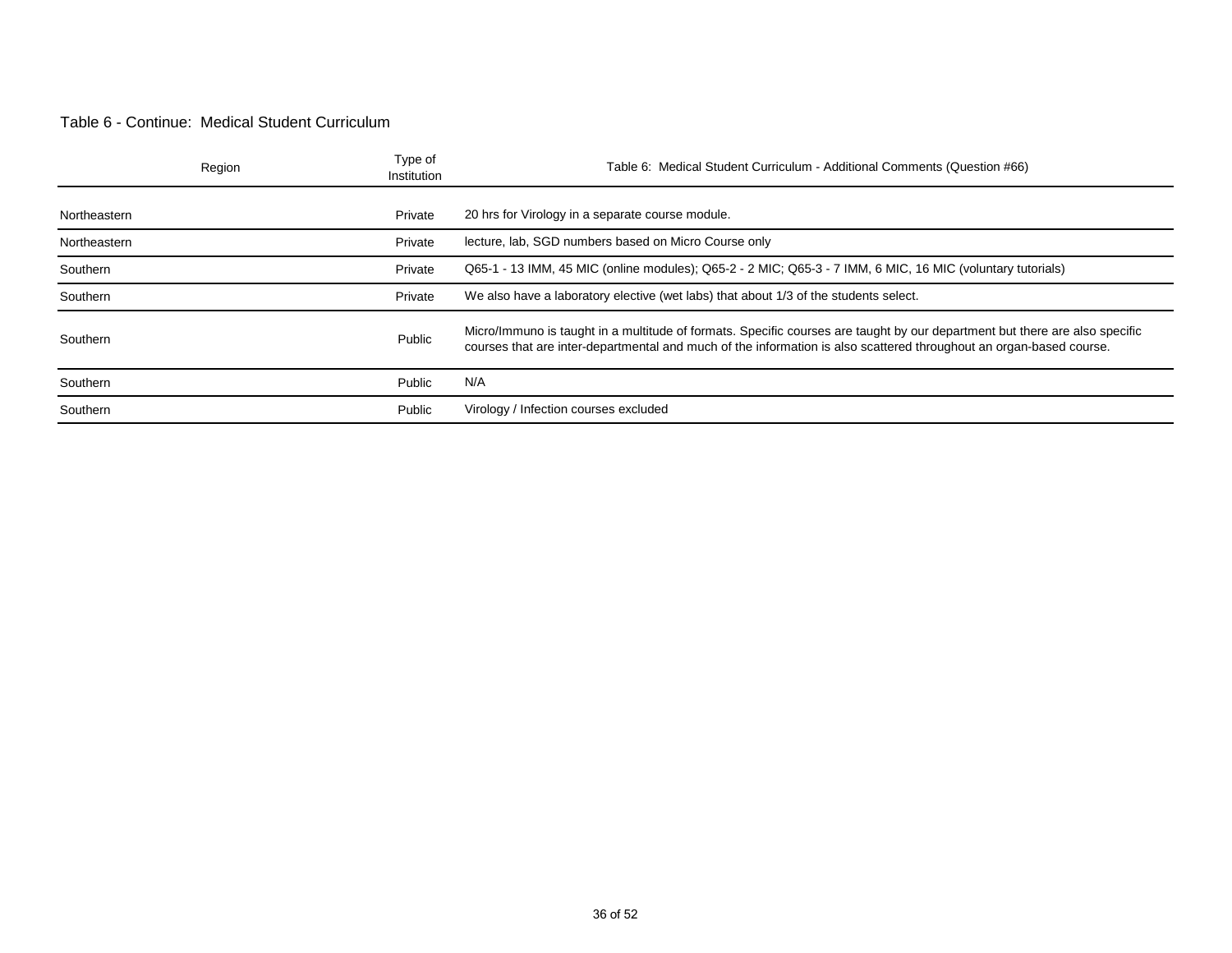Table 6 - Continue: Medical Student Curriculum

| Region | Type of Institution | Table 6: Medical Student Curriculum - Additional Comments (Question #66) |
|---|---|---|
| Northeastern | Private | 20 hrs for Virology in a separate course module. |
| Northeastern | Private | lecture, lab, SGD numbers based on Micro Course only |
| Southern | Private | Q65-1 - 13 IMM, 45 MIC (online modules); Q65-2 - 2 MIC; Q65-3 - 7 IMM, 6 MIC, 16 MIC (voluntary tutorials) |
| Southern | Private | We also have a laboratory elective (wet labs) that about 1/3 of the students select. |
| Southern | Public | Micro/Immuno is taught in a multitude of formats. Specific courses are taught by our department but there are also specific courses that are inter-departmental and much of the information is also scattered throughout an organ-based course. |
| Southern | Public | N/A |
| Southern | Public | Virology / Infection courses excluded |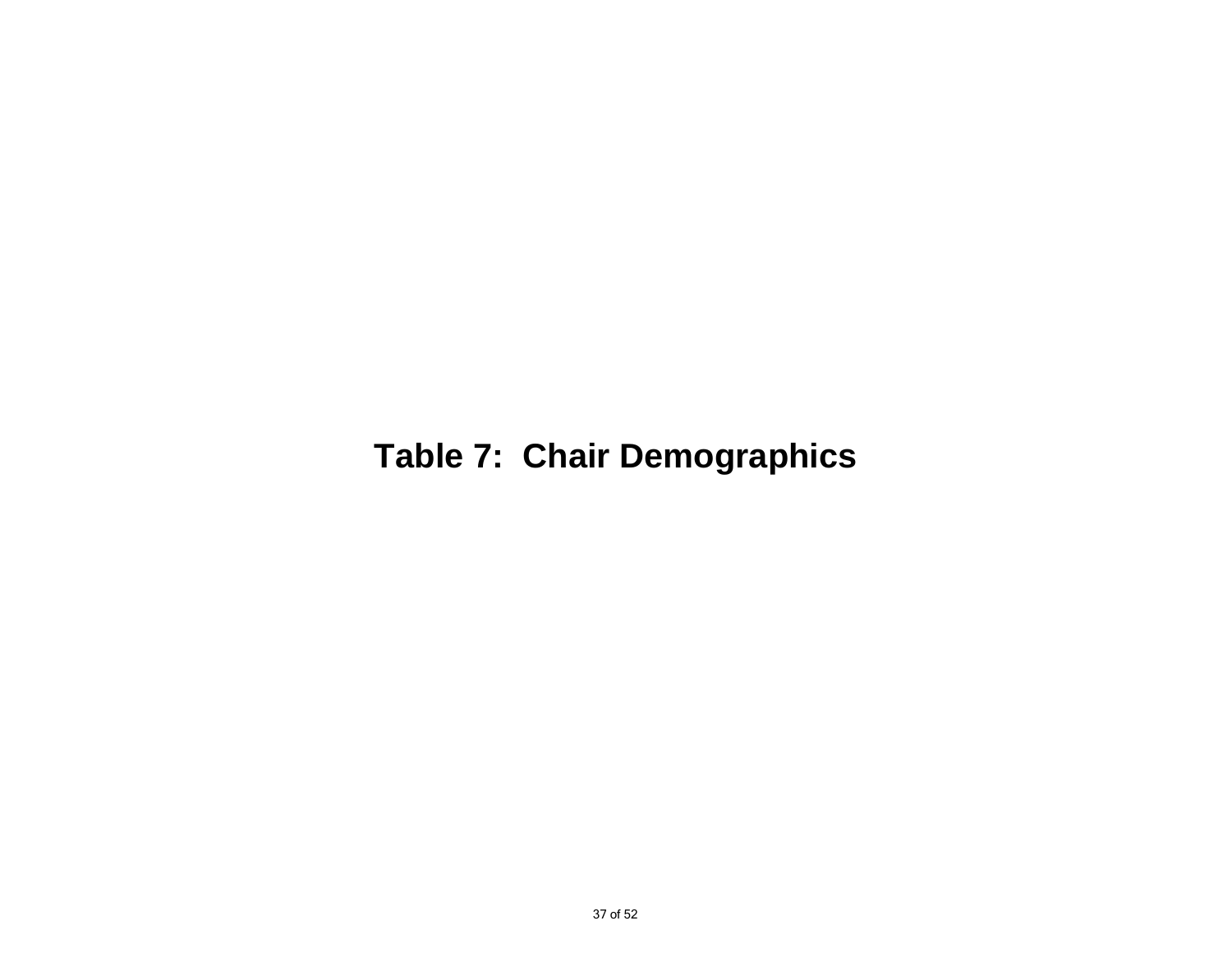# Table 7: Chair Demographics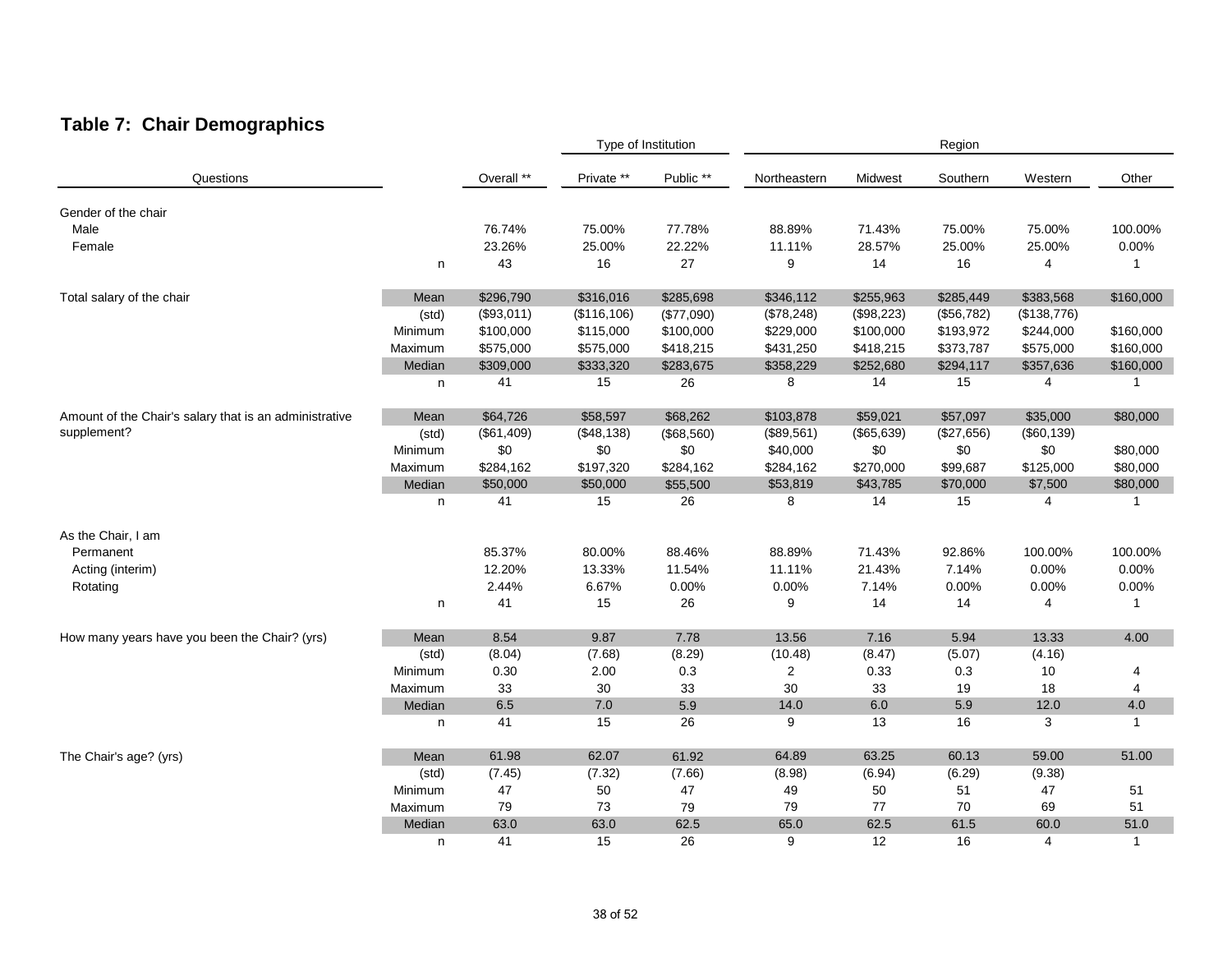## Table 7: Chair Demographics

| Questions | | Overall ** | Private ** | Public ** | Northeastern | Midwest | Southern | Western | Other |
|---|---|---|---|---|---|---|---|---|---|
| | | | Type of Institution | | Region | | | | |
| Gender of the chair | | | | | | | | | |
| Male | | 76.74% | 75.00% | 77.78% | 88.89% | 71.43% | 75.00% | 75.00% | 100.00% |
| Female | | 23.26% | 25.00% | 22.22% | 11.11% | 28.57% | 25.00% | 25.00% | 0.00% |
| | n | 43 | 16 | 27 | 9 | 14 | 16 | 4 | 1 |
| Total salary of the chair | Mean | $296,790 | $316,016 | $285,698 | $346,112 | $255,963 | $285,449 | $383,568 | $160,000 |
| | (std) | ($93,011) | ($116,106) | ($77,090) | ($78,248) | ($98,223) | ($56,782) | ($138,776) | |
| | Minimum | $100,000 | $115,000 | $100,000 | $229,000 | $100,000 | $193,972 | $244,000 | $160,000 |
| | Maximum | $575,000 | $575,000 | $418,215 | $431,250 | $418,215 | $373,787 | $575,000 | $160,000 |
| | Median | $309,000 | $333,320 | $283,675 | $358,229 | $252,680 | $294,117 | $357,636 | $160,000 |
| | n | 41 | 15 | 26 | 8 | 14 | 15 | 4 | 1 |
| Amount of the Chair's salary that is an administrative supplement? | Mean | $64,726 | $58,597 | $68,262 | $103,878 | $59,021 | $57,097 | $35,000 | $80,000 |
| | (std) | ($61,409) | ($48,138) | ($68,560) | ($89,561) | ($65,639) | ($27,656) | ($60,139) | |
| | Minimum | $0 | $0 | $0 | $40,000 | $0 | $0 | $0 | $80,000 |
| | Maximum | $284,162 | $197,320 | $284,162 | $284,162 | $270,000 | $99,687 | $125,000 | $80,000 |
| | Median | $50,000 | $50,000 | $55,500 | $53,819 | $43,785 | $70,000 | $7,500 | $80,000 |
| | n | 41 | 15 | 26 | 8 | 14 | 15 | 4 | 1 |
| As the Chair, I am | | | | | | | | | |
| Permanent | | 85.37% | 80.00% | 88.46% | 88.89% | 71.43% | 92.86% | 100.00% | 100.00% |
| Acting (interim) | | 12.20% | 13.33% | 11.54% | 11.11% | 21.43% | 7.14% | 0.00% | 0.00% |
| Rotating | | 2.44% | 6.67% | 0.00% | 0.00% | 7.14% | 0.00% | 0.00% | 0.00% |
| | n | 41 | 15 | 26 | 9 | 14 | 14 | 4 | 1 |
| How many years have you been the Chair? (yrs) | Mean | 8.54 | 9.87 | 7.78 | 13.56 | 7.16 | 5.94 | 13.33 | 4.00 |
| | (std) | (8.04) | (7.68) | (8.29) | (10.48) | (8.47) | (5.07) | (4.16) | |
| | Minimum | 0.30 | 2.00 | 0.3 | 2 | 0.33 | 0.3 | 10 | 4 |
| | Maximum | 33 | 30 | 33 | 30 | 33 | 19 | 18 | 4 |
| | Median | 6.5 | 7.0 | 5.9 | 14.0 | 6.0 | 5.9 | 12.0 | 4.0 |
| | n | 41 | 15 | 26 | 9 | 13 | 16 | 3 | 1 |
| The Chair's age? (yrs) | Mean | 61.98 | 62.07 | 61.92 | 64.89 | 63.25 | 60.13 | 59.00 | 51.00 |
| | (std) | (7.45) | (7.32) | (7.66) | (8.98) | (6.94) | (6.29) | (9.38) | |
| | Minimum | 47 | 50 | 47 | 49 | 50 | 51 | 47 | 51 |
| | Maximum | 79 | 73 | 79 | 79 | 77 | 70 | 69 | 51 |
| | Median | 63.0 | 63.0 | 62.5 | 65.0 | 62.5 | 61.5 | 60.0 | 51.0 |
| | n | 41 | 15 | 26 | 9 | 12 | 16 | 4 | 1 |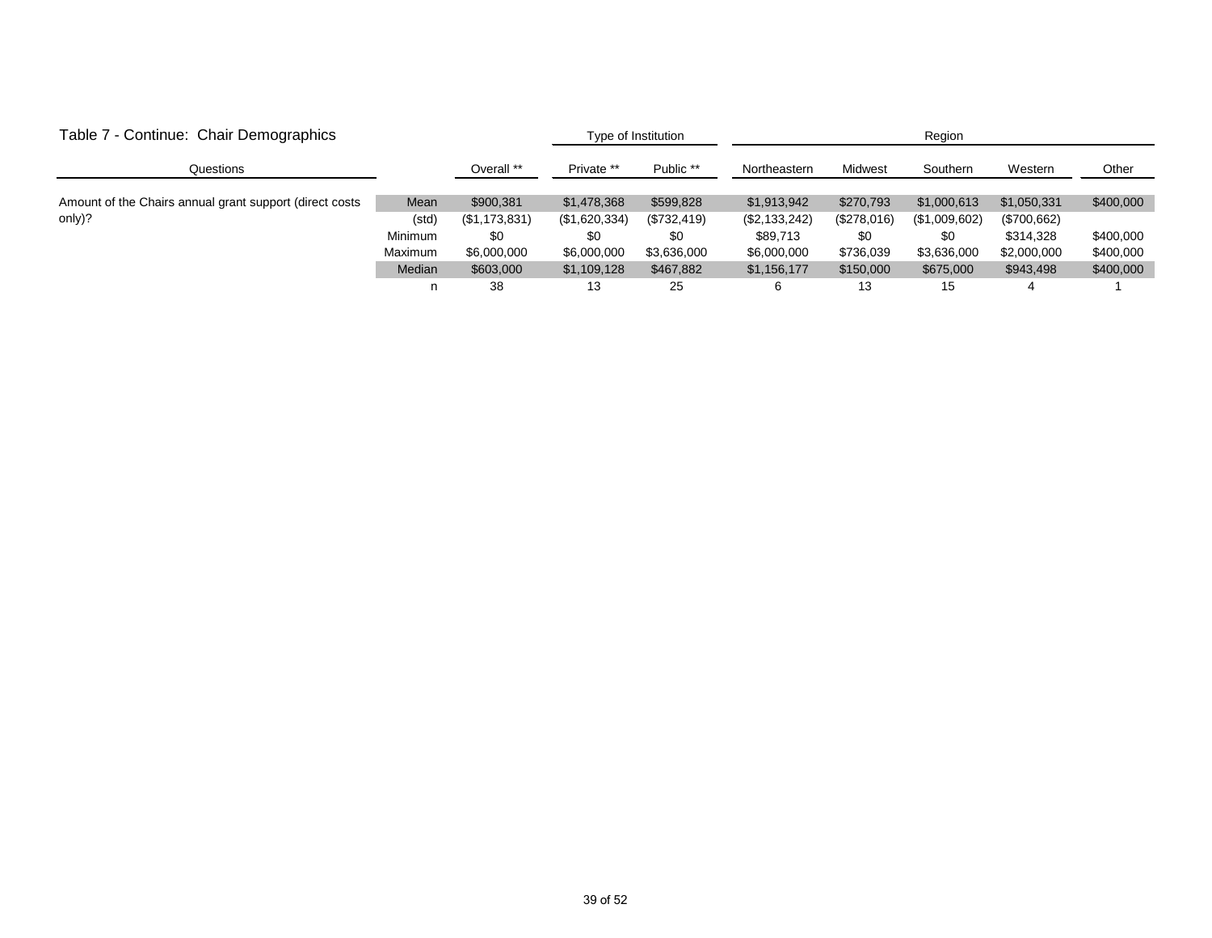Table 7 - Continue: Chair Demographics

| Questions | | Overall ** | Type of Institution | | Region | | | | |
|---|---|---|---|---|---|---|---|---|---|
| | | | Private ** | Public ** | Northeastern | Midwest | Southern | Western | Other |
| Amount of the Chairs annual grant support (direct costs only)? | Mean | $900,381 | $1,478,368 | $599,828 | $1,913,942 | $270,793 | $1,000,613 | $1,050,331 | $400,000 |
| | (std) | ($1,173,831) | ($1,620,334) | ($732,419) | ($2,133,242) | ($278,016) | ($1,009,602) | ($700,662) | |
| | Minimum | $0 | $0 | $0 | $89,713 | $0 | $0 | $314,328 | $400,000 |
| | Maximum | $6,000,000 | $6,000,000 | $3,636,000 | $6,000,000 | $736,039 | $3,636,000 | $2,000,000 | $400,000 |
| | Median | $603,000 | $1,109,128 | $467,882 | $1,156,177 | $150,000 | $675,000 | $943,498 | $400,000 |
| | n | 38 | 13 | 25 | 6 | 13 | 15 | 4 | 1 |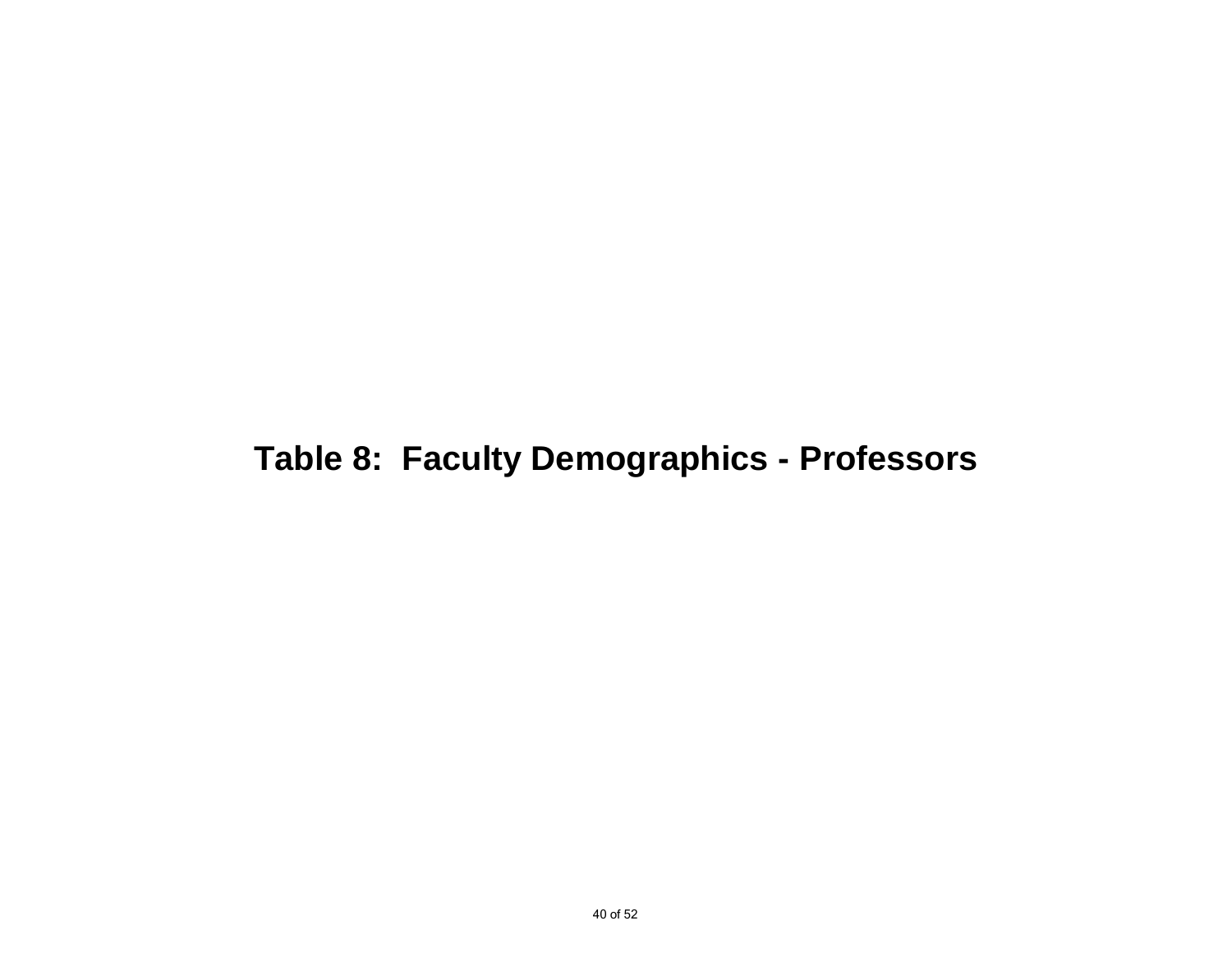# Table 8: Faculty Demographics - Professors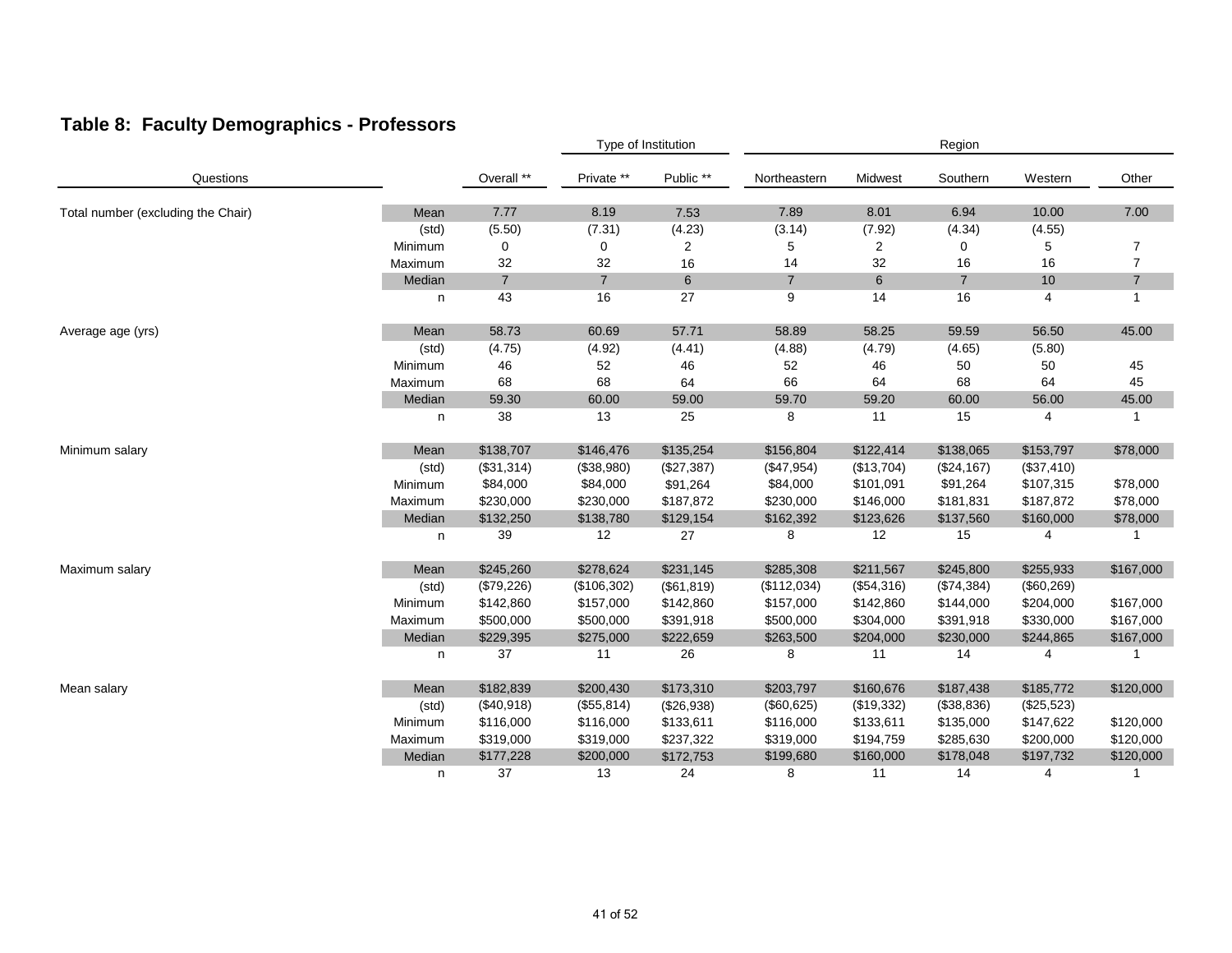## Table 8: Faculty Demographics - Professors

| Questions | | | Type of Institution | | Region | | | | |
|---|---|---|---|---|---|---|---|---|---|
| | | Overall ** | Private ** | Public ** | Northeastern | Midwest | Southern | Western | Other |
| Total number (excluding the Chair) | Mean | 7.77 | 8.19 | 7.53 | 7.89 | 8.01 | 6.94 | 10.00 | 7.00 |
| | (std) | (5.50) | (7.31) | (4.23) | (3.14) | (7.92) | (4.34) | (4.55) | |
| | Minimum | 0 | 0 | 2 | 5 | 2 | 0 | 5 | 7 |
| | Maximum | 32 | 32 | 16 | 14 | 32 | 16 | 16 | 7 |
| | Median | 7 | 7 | 6 | 7 | 6 | 7 | 10 | 7 |
| | n | 43 | 16 | 27 | 9 | 14 | 16 | 4 | 1 |
| Average age (yrs) | Mean | 58.73 | 60.69 | 57.71 | 58.89 | 58.25 | 59.59 | 56.50 | 45.00 |
| | (std) | (4.75) | (4.92) | (4.41) | (4.88) | (4.79) | (4.65) | (5.80) | |
| | Minimum | 46 | 52 | 46 | 52 | 46 | 50 | 50 | 45 |
| | Maximum | 68 | 68 | 64 | 66 | 64 | 68 | 64 | 45 |
| | Median | 59.30 | 60.00 | 59.00 | 59.70 | 59.20 | 60.00 | 56.00 | 45.00 |
| | n | 38 | 13 | 25 | 8 | 11 | 15 | 4 | 1 |
| Minimum salary | Mean | $138,707 | $146,476 | $135,254 | $156,804 | $122,414 | $138,065 | $153,797 | $78,000 |
| | (std) | ($31,314) | ($38,980) | ($27,387) | ($47,954) | ($13,704) | ($24,167) | ($37,410) | |
| | Minimum | $84,000 | $84,000 | $91,264 | $84,000 | $101,091 | $91,264 | $107,315 | $78,000 |
| | Maximum | $230,000 | $230,000 | $187,872 | $230,000 | $146,000 | $181,831 | $187,872 | $78,000 |
| | Median | $132,250 | $138,780 | $129,154 | $162,392 | $123,626 | $137,560 | $160,000 | $78,000 |
| | n | 39 | 12 | 27 | 8 | 12 | 15 | 4 | 1 |
| Maximum salary | Mean | $245,260 | $278,624 | $231,145 | $285,308 | $211,567 | $245,800 | $255,933 | $167,000 |
| | (std) | ($79,226) | ($106,302) | ($61,819) | ($112,034) | ($54,316) | ($74,384) | ($60,269) | |
| | Minimum | $142,860 | $157,000 | $142,860 | $157,000 | $142,860 | $144,000 | $204,000 | $167,000 |
| | Maximum | $500,000 | $500,000 | $391,918 | $500,000 | $304,000 | $391,918 | $330,000 | $167,000 |
| | Median | $229,395 | $275,000 | $222,659 | $263,500 | $204,000 | $230,000 | $244,865 | $167,000 |
| | n | 37 | 11 | 26 | 8 | 11 | 14 | 4 | 1 |
| Mean salary | Mean | $182,839 | $200,430 | $173,310 | $203,797 | $160,676 | $187,438 | $185,772 | $120,000 |
| | (std) | ($40,918) | ($55,814) | ($26,938) | ($60,625) | ($19,332) | ($38,836) | ($25,523) | |
| | Minimum | $116,000 | $116,000 | $133,611 | $116,000 | $133,611 | $135,000 | $147,622 | $120,000 |
| | Maximum | $319,000 | $319,000 | $237,322 | $319,000 | $194,759 | $285,630 | $200,000 | $120,000 |
| | Median | $177,228 | $200,000 | $172,753 | $199,680 | $160,000 | $178,048 | $197,732 | $120,000 |
| | n | 37 | 13 | 24 | 8 | 11 | 14 | 4 | 1 |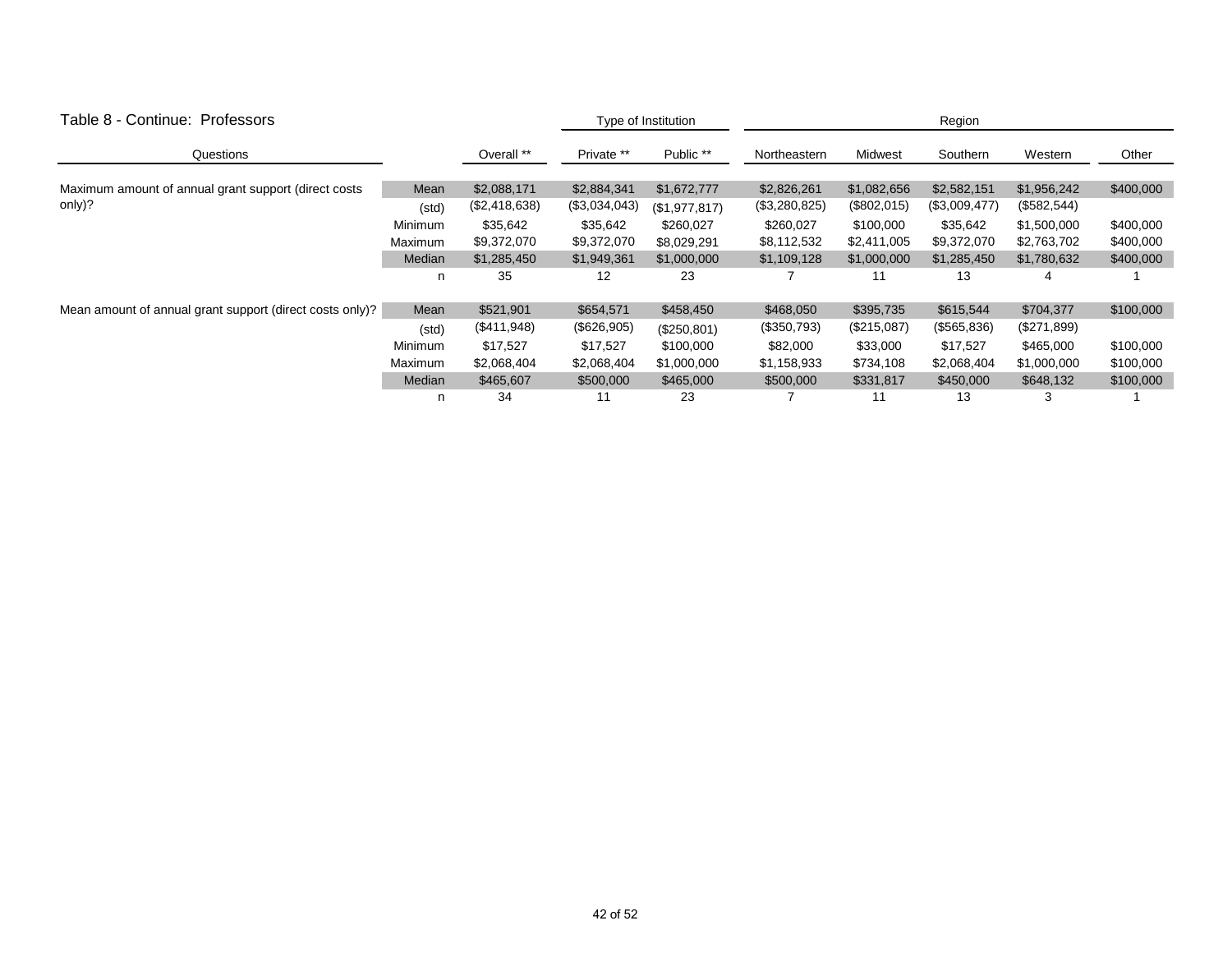Table 8 - Continue: Professors

| Questions | | Overall ** | Type of Institution: Private ** | Public ** | Region: Northeastern | Midwest | Southern | Western | Other |
|---|---|---|---|---|---|---|---|---|---|
| Maximum amount of annual grant support (direct costs only)? | Mean | $2,088,171 | $2,884,341 | $1,672,777 | $2,826,261 | $1,082,656 | $2,582,151 | $1,956,242 | $400,000 |
| | (std) | ($2,418,638) | ($3,034,043) | ($1,977,817) | ($3,280,825) | ($802,015) | ($3,009,477) | ($582,544) | |
| | Minimum | $35,642 | $35,642 | $260,027 | $260,027 | $100,000 | $35,642 | $1,500,000 | $400,000 |
| | Maximum | $9,372,070 | $9,372,070 | $8,029,291 | $8,112,532 | $2,411,005 | $9,372,070 | $2,763,702 | $400,000 |
| | Median | $1,285,450 | $1,949,361 | $1,000,000 | $1,109,128 | $1,000,000 | $1,285,450 | $1,780,632 | $400,000 |
| | n | 35 | 12 | 23 | 7 | 11 | 13 | 4 | 1 |
| Mean amount of annual grant support (direct costs only)? | Mean | $521,901 | $654,571 | $458,450 | $468,050 | $395,735 | $615,544 | $704,377 | $100,000 |
| | (std) | ($411,948) | ($626,905) | ($250,801) | ($350,793) | ($215,087) | ($565,836) | ($271,899) | |
| | Minimum | $17,527 | $17,527 | $100,000 | $82,000 | $33,000 | $17,527 | $465,000 | $100,000 |
| | Maximum | $2,068,404 | $2,068,404 | $1,000,000 | $1,158,933 | $734,108 | $2,068,404 | $1,000,000 | $100,000 |
| | Median | $465,607 | $500,000 | $465,000 | $500,000 | $331,817 | $450,000 | $648,132 | $100,000 |
| | n | 34 | 11 | 23 | 7 | 11 | 13 | 3 | 1 |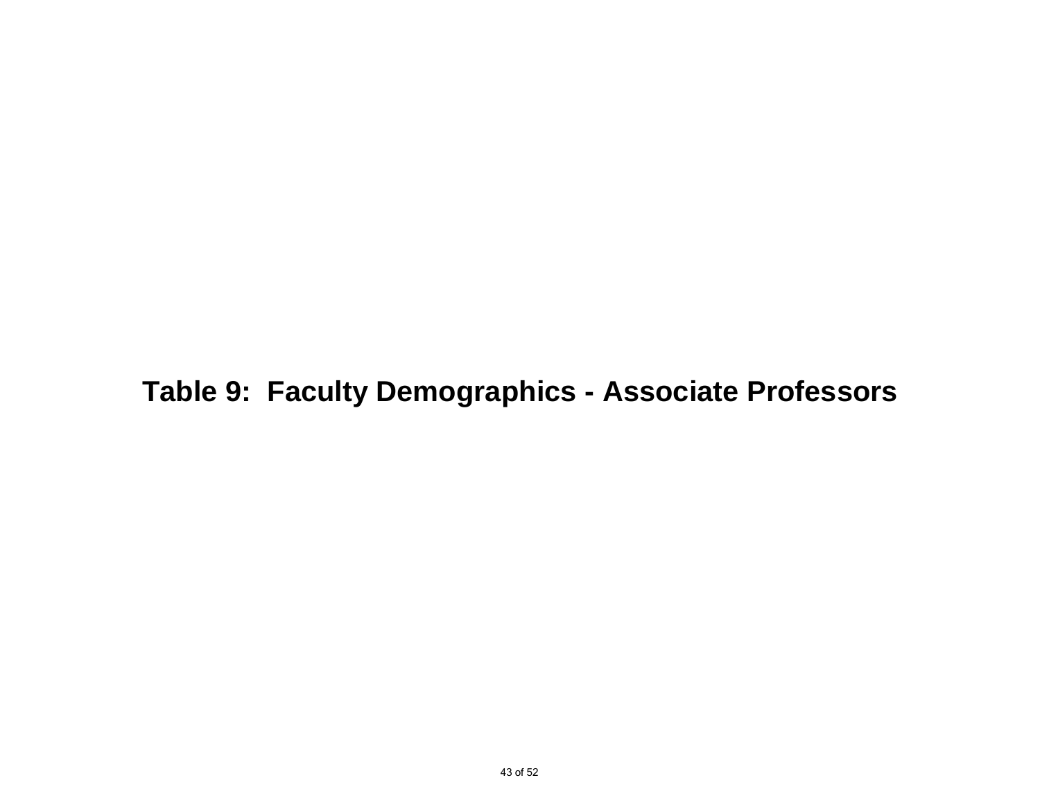# Table 9: Faculty Demographics - Associate Professors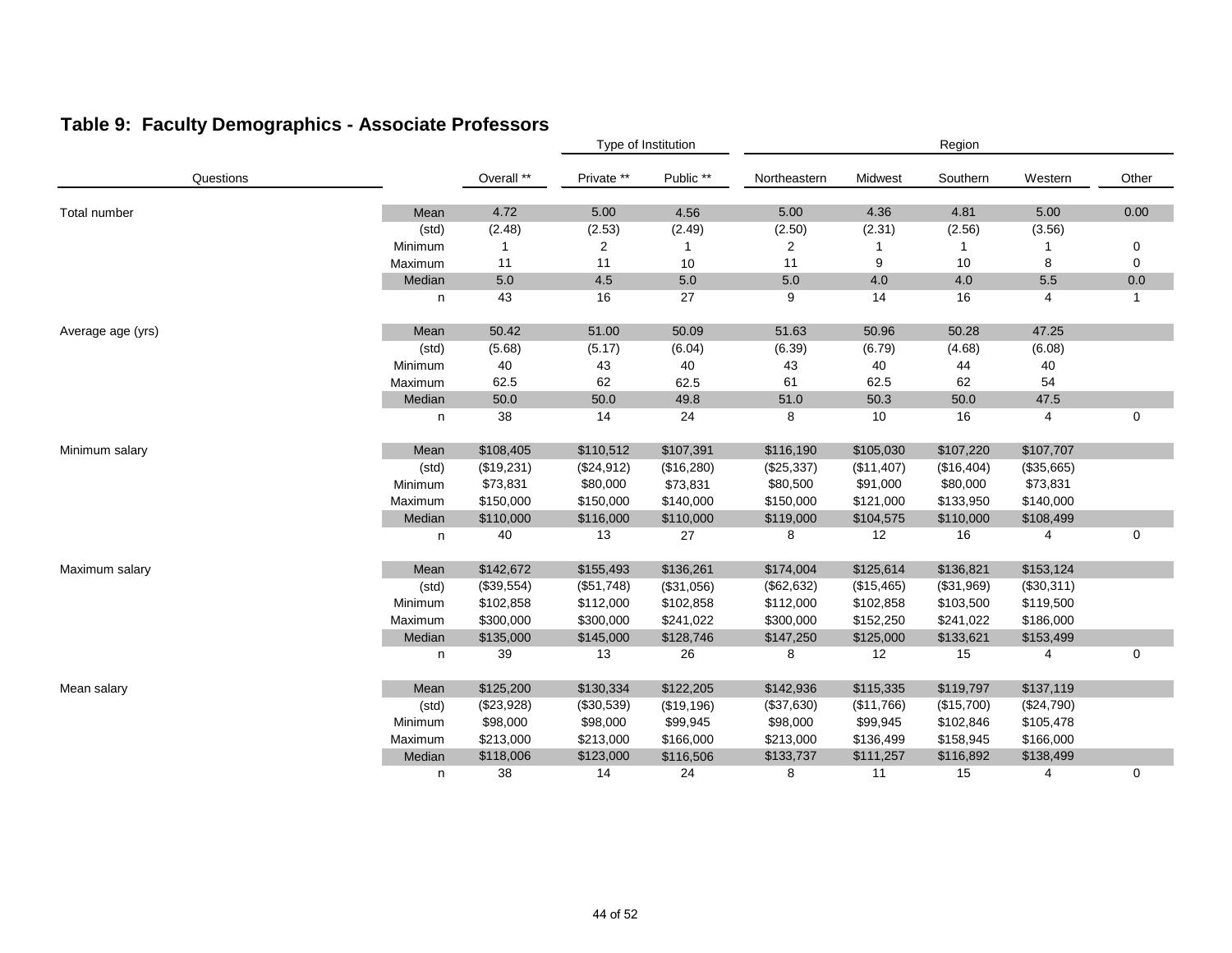## Table 9: Faculty Demographics - Associate Professors

| Questions | | Overall ** | Type of Institution | | Region | | | | |
|---|---|---|---|---|---|---|---|---|---|
| | | | Private ** | Public ** | Northeastern | Midwest | Southern | Western | Other |
| Total number | Mean | 4.72 | 5.00 | 4.56 | 5.00 | 4.36 | 4.81 | 5.00 | 0.00 |
| | (std) | (2.48) | (2.53) | (2.49) | (2.50) | (2.31) | (2.56) | (3.56) | |
| | Minimum | 1 | 2 | 1 | 2 | 1 | 1 | 1 | 0 |
| | Maximum | 11 | 11 | 10 | 11 | 9 | 10 | 8 | 0 |
| | Median | 5.0 | 4.5 | 5.0 | 5.0 | 4.0 | 4.0 | 5.5 | 0.0 |
| | n | 43 | 16 | 27 | 9 | 14 | 16 | 4 | 1 |
| Average age (yrs) | Mean | 50.42 | 51.00 | 50.09 | 51.63 | 50.96 | 50.28 | 47.25 | |
| | (std) | (5.68) | (5.17) | (6.04) | (6.39) | (6.79) | (4.68) | (6.08) | |
| | Minimum | 40 | 43 | 40 | 43 | 40 | 44 | 40 | |
| | Maximum | 62.5 | 62 | 62.5 | 61 | 62.5 | 62 | 54 | |
| | Median | 50.0 | 50.0 | 49.8 | 51.0 | 50.3 | 50.0 | 47.5 | |
| | n | 38 | 14 | 24 | 8 | 10 | 16 | 4 | 0 |
| Minimum salary | Mean | $108,405 | $110,512 | $107,391 | $116,190 | $105,030 | $107,220 | $107,707 | |
| | (std) | ($19,231) | ($24,912) | ($16,280) | ($25,337) | ($11,407) | ($16,404) | ($35,665) | |
| | Minimum | $73,831 | $80,000 | $73,831 | $80,500 | $91,000 | $80,000 | $73,831 | |
| | Maximum | $150,000 | $150,000 | $140,000 | $150,000 | $121,000 | $133,950 | $140,000 | |
| | Median | $110,000 | $116,000 | $110,000 | $119,000 | $104,575 | $110,000 | $108,499 | |
| | n | 40 | 13 | 27 | 8 | 12 | 16 | 4 | 0 |
| Maximum salary | Mean | $142,672 | $155,493 | $136,261 | $174,004 | $125,614 | $136,821 | $153,124 | |
| | (std) | ($39,554) | ($51,748) | ($31,056) | ($62,632) | ($15,465) | ($31,969) | ($30,311) | |
| | Minimum | $102,858 | $112,000 | $102,858 | $112,000 | $102,858 | $103,500 | $119,500 | |
| | Maximum | $300,000 | $300,000 | $241,022 | $300,000 | $152,250 | $241,022 | $186,000 | |
| | Median | $135,000 | $145,000 | $128,746 | $147,250 | $125,000 | $133,621 | $153,499 | |
| | n | 39 | 13 | 26 | 8 | 12 | 15 | 4 | 0 |
| Mean salary | Mean | $125,200 | $130,334 | $122,205 | $142,936 | $115,335 | $119,797 | $137,119 | |
| | (std) | ($23,928) | ($30,539) | ($19,196) | ($37,630) | ($11,766) | ($15,700) | ($24,790) | |
| | Minimum | $98,000 | $98,000 | $99,945 | $98,000 | $99,945 | $102,846 | $105,478 | |
| | Maximum | $213,000 | $213,000 | $166,000 | $213,000 | $136,499 | $158,945 | $166,000 | |
| | Median | $118,006 | $123,000 | $116,506 | $133,737 | $111,257 | $116,892 | $138,499 | |
| | n | 38 | 14 | 24 | 8 | 11 | 15 | 4 | 0 |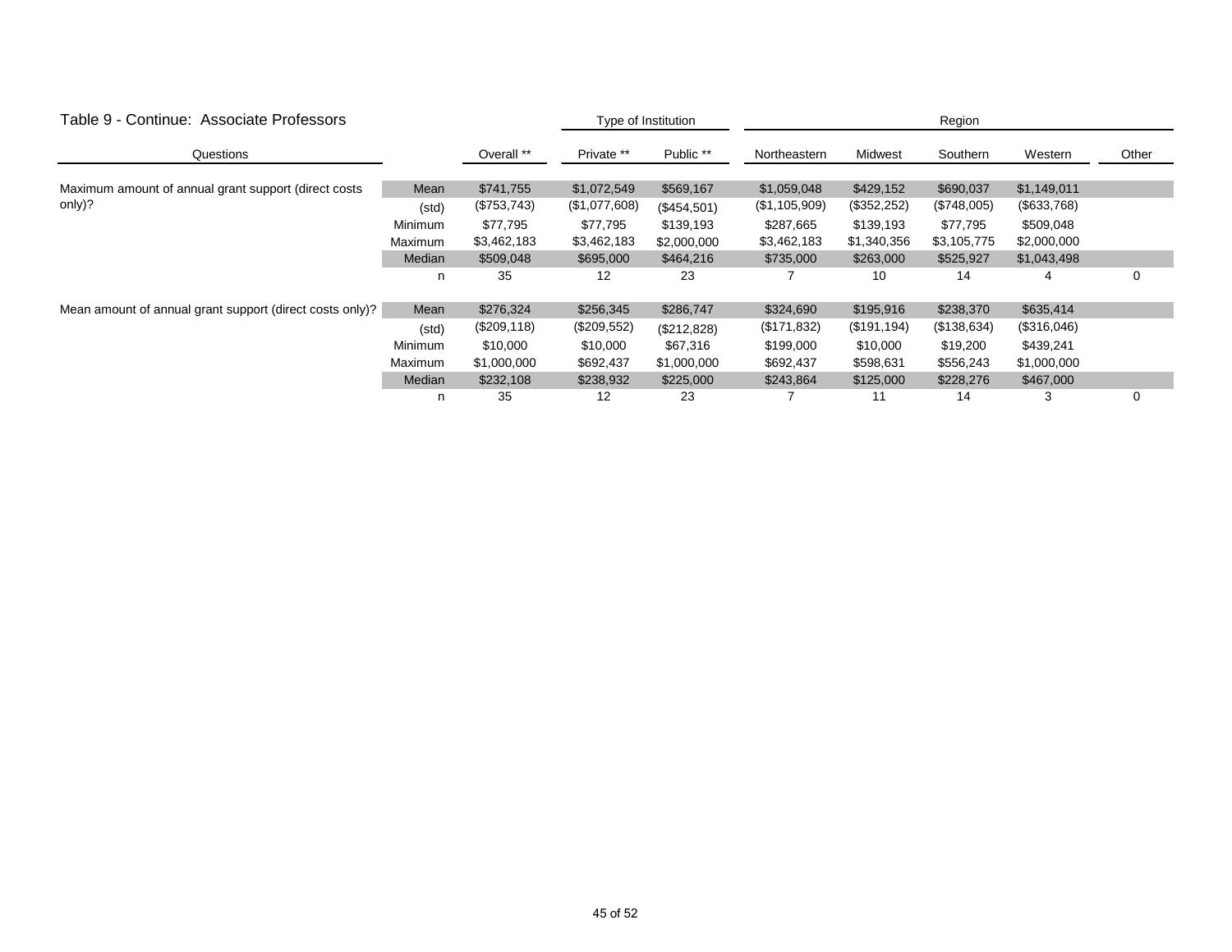## Table 9 - Continue: Associate Professors

| Questions | | Overall ** | Type of Institution | | Region | | | | |
|---|---|---|---|---|---|---|---|---|---|
| | | | Private ** | Public ** | Northeastern | Midwest | Southern | Western | Other |
| Maximum amount of annual grant support (direct costs only)? | Mean | $741,755 | $1,072,549 | $569,167 | $1,059,048 | $429,152 | $690,037 | $1,149,011 | |
| | (std) | ($753,743) | ($1,077,608) | ($454,501) | ($1,105,909) | ($352,252) | ($748,005) | ($633,768) | |
| | Minimum | $77,795 | $77,795 | $139,193 | $287,665 | $139,193 | $77,795 | $509,048 | |
| | Maximum | $3,462,183 | $3,462,183 | $2,000,000 | $3,462,183 | $1,340,356 | $3,105,775 | $2,000,000 | |
| | Median | $509,048 | $695,000 | $464,216 | $735,000 | $263,000 | $525,927 | $1,043,498 | |
| | n | 35 | 12 | 23 | 7 | 10 | 14 | 4 | 0 |
| Mean amount of annual grant support (direct costs only)? | Mean | $276,324 | $256,345 | $286,747 | $324,690 | $195,916 | $238,370 | $635,414 | |
| | (std) | ($209,118) | ($209,552) | ($212,828) | ($171,832) | ($191,194) | ($138,634) | ($316,046) | |
| | Minimum | $10,000 | $10,000 | $67,316 | $199,000 | $10,000 | $19,200 | $439,241 | |
| | Maximum | $1,000,000 | $692,437 | $1,000,000 | $692,437 | $598,631 | $556,243 | $1,000,000 | |
| | Median | $232,108 | $238,932 | $225,000 | $243,864 | $125,000 | $228,276 | $467,000 | |
| | n | 35 | 12 | 23 | 7 | 11 | 14 | 3 | 0 |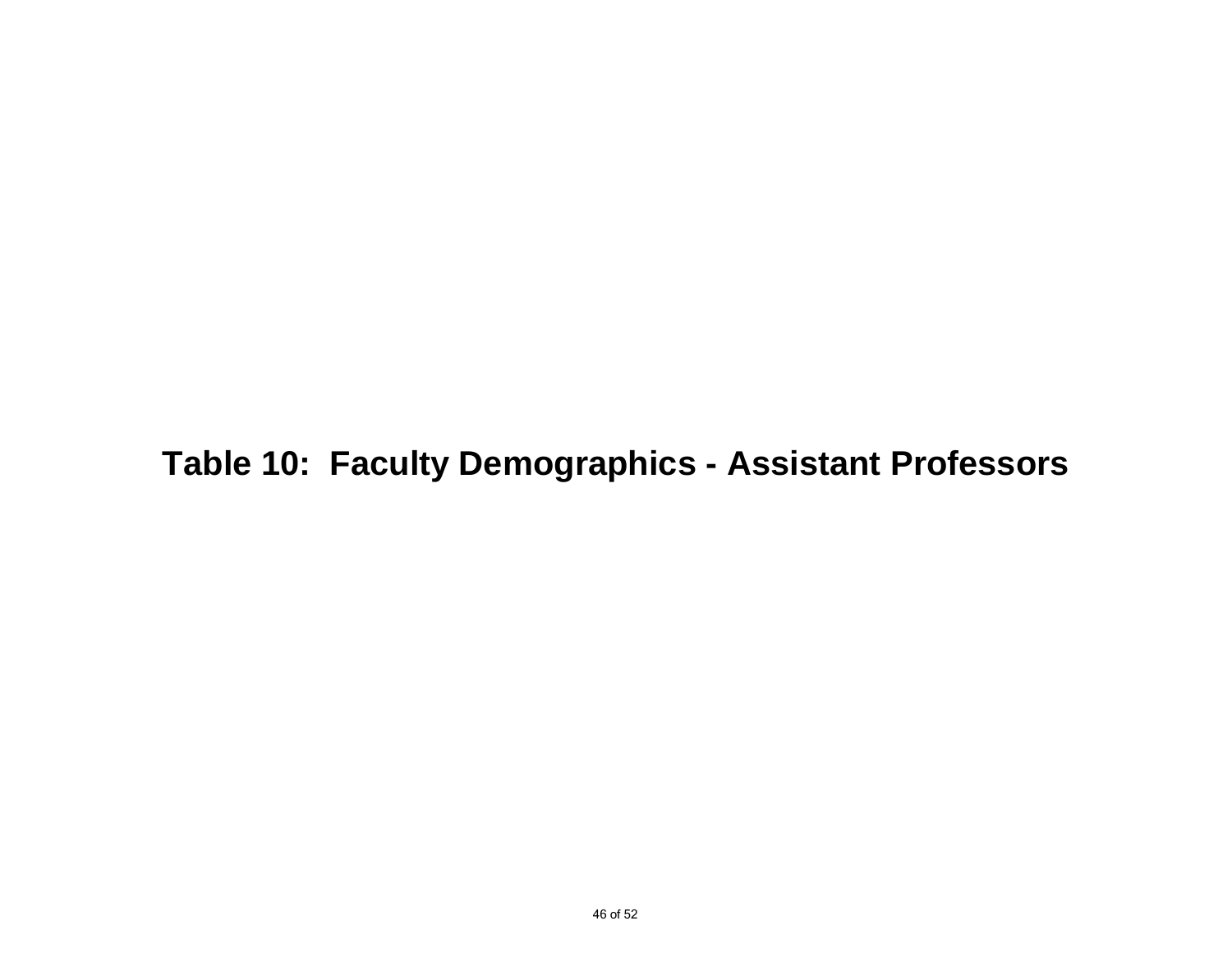# Table 10: Faculty Demographics - Assistant Professors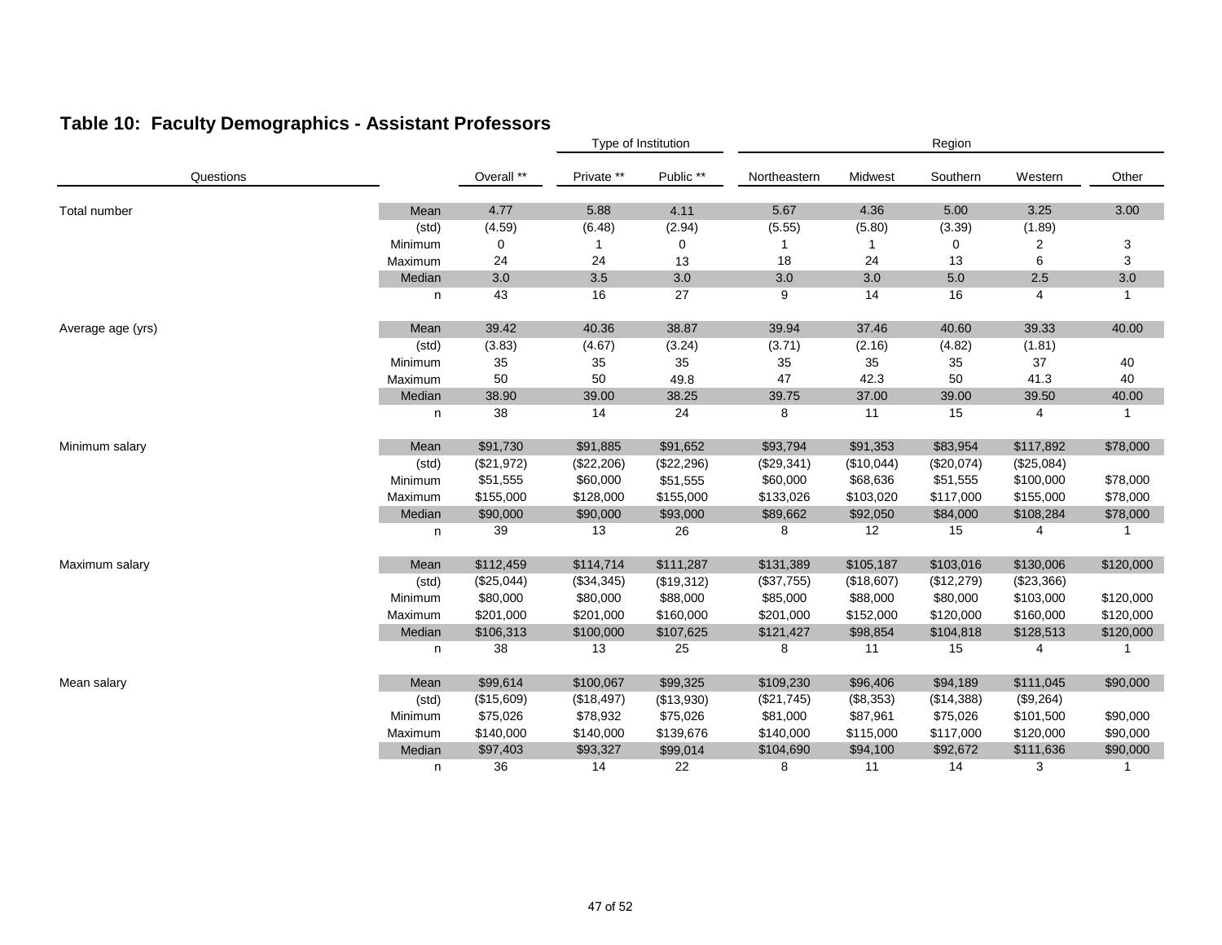## Table 10: Faculty Demographics - Assistant Professors

| Questions | | | Type of Institution | | Region | | | | |
|---|---|---|---|---|---|---|---|---|---|
| | | Overall ** | Private ** | Public ** | Northeastern | Midwest | Southern | Western | Other |
| Total number | Mean | 4.77 | 5.88 | 4.11 | 5.67 | 4.36 | 5.00 | 3.25 | 3.00 |
| | (std) | (4.59) | (6.48) | (2.94) | (5.55) | (5.80) | (3.39) | (1.89) | |
| | Minimum | 0 | 1 | 0 | 1 | 1 | 0 | 2 | 3 |
| | Maximum | 24 | 24 | 13 | 18 | 24 | 13 | 6 | 3 |
| | Median | 3.0 | 3.5 | 3.0 | 3.0 | 3.0 | 5.0 | 2.5 | 3.0 |
| | n | 43 | 16 | 27 | 9 | 14 | 16 | 4 | 1 |
| Average age (yrs) | Mean | 39.42 | 40.36 | 38.87 | 39.94 | 37.46 | 40.60 | 39.33 | 40.00 |
| | (std) | (3.83) | (4.67) | (3.24) | (3.71) | (2.16) | (4.82) | (1.81) | |
| | Minimum | 35 | 35 | 35 | 35 | 35 | 35 | 37 | 40 |
| | Maximum | 50 | 50 | 49.8 | 47 | 42.3 | 50 | 41.3 | 40 |
| | Median | 38.90 | 39.00 | 38.25 | 39.75 | 37.00 | 39.00 | 39.50 | 40.00 |
| | n | 38 | 14 | 24 | 8 | 11 | 15 | 4 | 1 |
| Minimum salary | Mean | $91,730 | $91,885 | $91,652 | $93,794 | $91,353 | $83,954 | $117,892 | $78,000 |
| | (std) | ($21,972) | ($22,206) | ($22,296) | ($29,341) | ($10,044) | ($20,074) | ($25,084) | |
| | Minimum | $51,555 | $60,000 | $51,555 | $60,000 | $68,636 | $51,555 | $100,000 | $78,000 |
| | Maximum | $155,000 | $128,000 | $155,000 | $133,026 | $103,020 | $117,000 | $155,000 | $78,000 |
| | Median | $90,000 | $90,000 | $93,000 | $89,662 | $92,050 | $84,000 | $108,284 | $78,000 |
| | n | 39 | 13 | 26 | 8 | 12 | 15 | 4 | 1 |
| Maximum salary | Mean | $112,459 | $114,714 | $111,287 | $131,389 | $105,187 | $103,016 | $130,006 | $120,000 |
| | (std) | ($25,044) | ($34,345) | ($19,312) | ($37,755) | ($18,607) | ($12,279) | ($23,366) | |
| | Minimum | $80,000 | $80,000 | $88,000 | $85,000 | $88,000 | $80,000 | $103,000 | $120,000 |
| | Maximum | $201,000 | $201,000 | $160,000 | $201,000 | $152,000 | $120,000 | $160,000 | $120,000 |
| | Median | $106,313 | $100,000 | $107,625 | $121,427 | $98,854 | $104,818 | $128,513 | $120,000 |
| | n | 38 | 13 | 25 | 8 | 11 | 15 | 4 | 1 |
| Mean salary | Mean | $99,614 | $100,067 | $99,325 | $109,230 | $96,406 | $94,189 | $111,045 | $90,000 |
| | (std) | ($15,609) | ($18,497) | ($13,930) | ($21,745) | ($8,353) | ($14,388) | ($9,264) | |
| | Minimum | $75,026 | $78,932 | $75,026 | $81,000 | $87,961 | $75,026 | $101,500 | $90,000 |
| | Maximum | $140,000 | $140,000 | $139,676 | $140,000 | $115,000 | $117,000 | $120,000 | $90,000 |
| | Median | $97,403 | $93,327 | $99,014 | $104,690 | $94,100 | $92,672 | $111,636 | $90,000 |
| | n | 36 | 14 | 22 | 8 | 11 | 14 | 3 | 1 |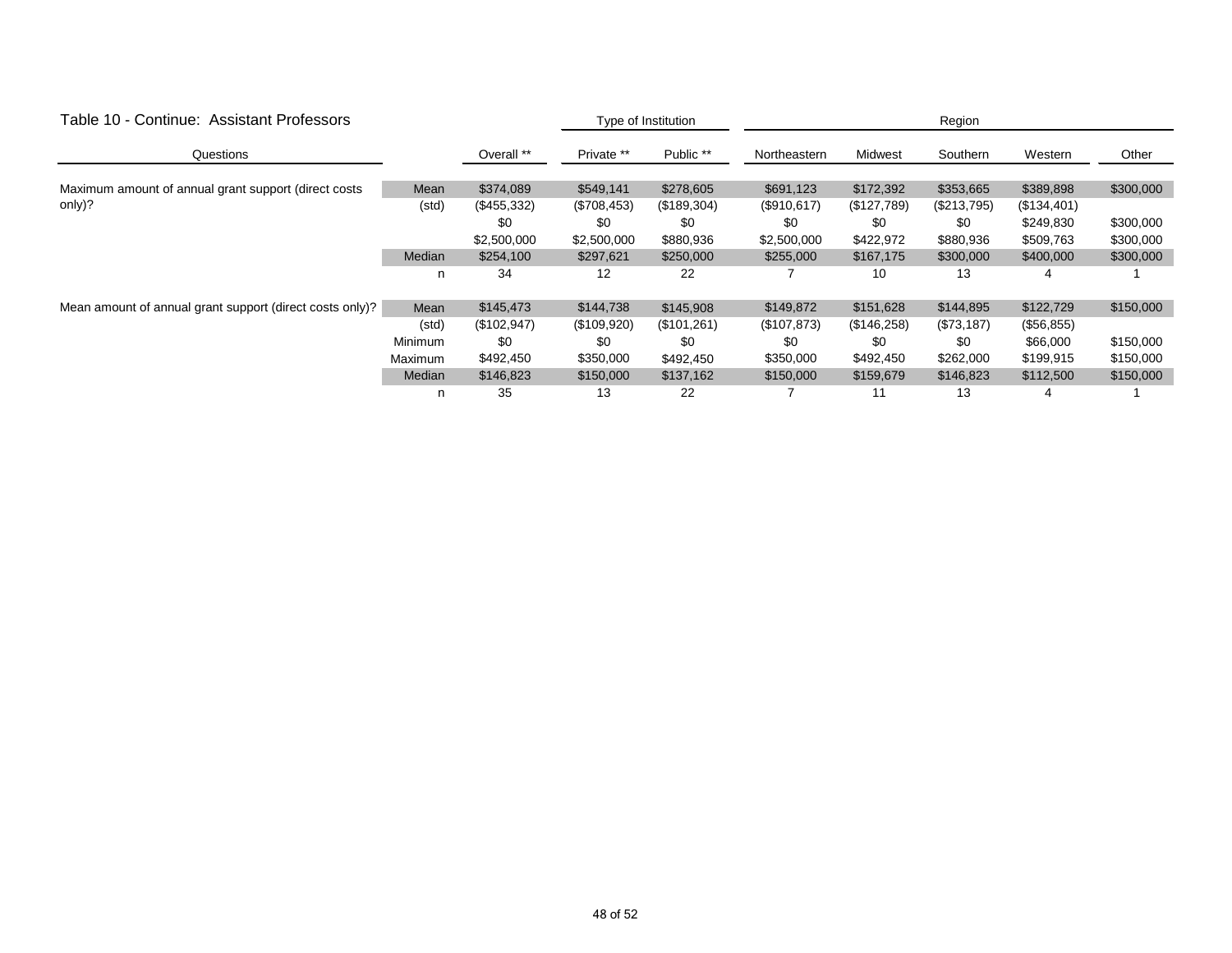## Table 10 - Continue: Assistant Professors

| Questions | | Overall ** | Type of Institution: Private ** | Public ** | Region: Northeastern | Midwest | Southern | Western | Other |
|---|---|---|---|---|---|---|---|---|---|
| Maximum amount of annual grant support (direct costs only)? | Mean | $374,089 | $549,141 | $278,605 | $691,123 | $172,392 | $353,665 | $389,898 | $300,000 |
| | (std) | ($455,332) | ($708,453) | ($189,304) | ($910,617) | ($127,789) | ($213,795) | ($134,401) | |
| | | $0 | $0 | $0 | $0 | $0 | $0 | $249,830 | $300,000 |
| | | $2,500,000 | $2,500,000 | $880,936 | $2,500,000 | $422,972 | $880,936 | $509,763 | $300,000 |
| | Median | $254,100 | $297,621 | $250,000 | $255,000 | $167,175 | $300,000 | $400,000 | $300,000 |
| | n | 34 | 12 | 22 | 7 | 10 | 13 | 4 | 1 |
| Mean amount of annual grant support (direct costs only)? | Mean | $145,473 | $144,738 | $145,908 | $149,872 | $151,628 | $144,895 | $122,729 | $150,000 |
| | (std) | ($102,947) | ($109,920) | ($101,261) | ($107,873) | ($146,258) | ($73,187) | ($56,855) | |
| | Minimum | $0 | $0 | $0 | $0 | $0 | $0 | $66,000 | $150,000 |
| | Maximum | $492,450 | $350,000 | $492,450 | $350,000 | $492,450 | $262,000 | $199,915 | $150,000 |
| | Median | $146,823 | $150,000 | $137,162 | $150,000 | $159,679 | $146,823 | $112,500 | $150,000 |
| | n | 35 | 13 | 22 | 7 | 11 | 13 | 4 | 1 |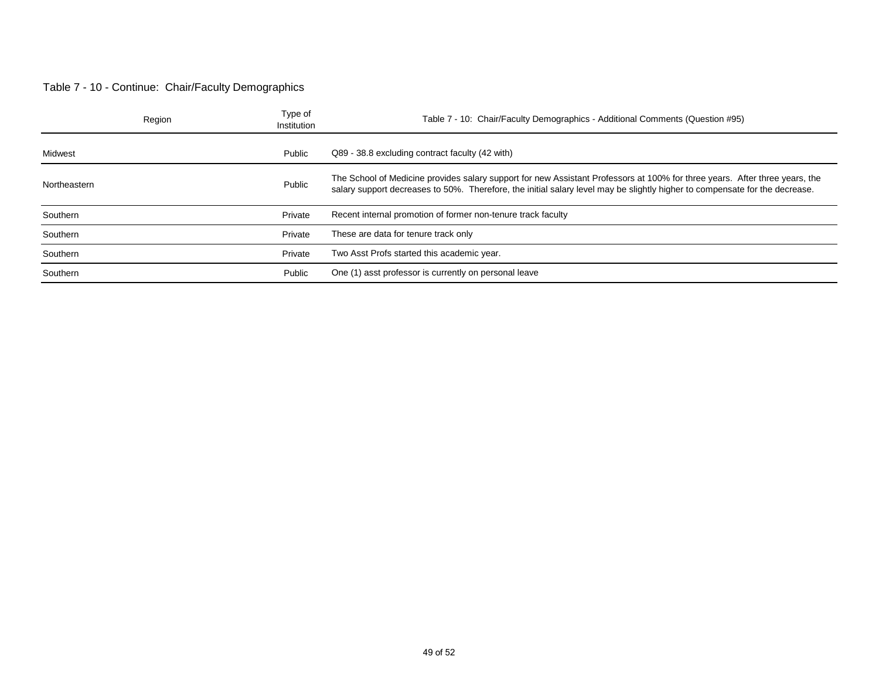Table 7 - 10 - Continue: Chair/Faculty Demographics

| Region | Type of Institution | Table 7 - 10: Chair/Faculty Demographics - Additional Comments (Question #95) |
|---|---|---|
| Midwest | Public | Q89 - 38.8 excluding contract faculty (42 with) |
| Northeastern | Public | The School of Medicine provides salary support for new Assistant Professors at 100% for three years. After three years, the salary support decreases to 50%. Therefore, the initial salary level may be slightly higher to compensate for the decrease. |
| Southern | Private | Recent internal promotion of former non-tenure track faculty |
| Southern | Private | These are data for tenure track only |
| Southern | Private | Two Asst Profs started this academic year. |
| Southern | Public | One (1) asst professor is currently on personal leave |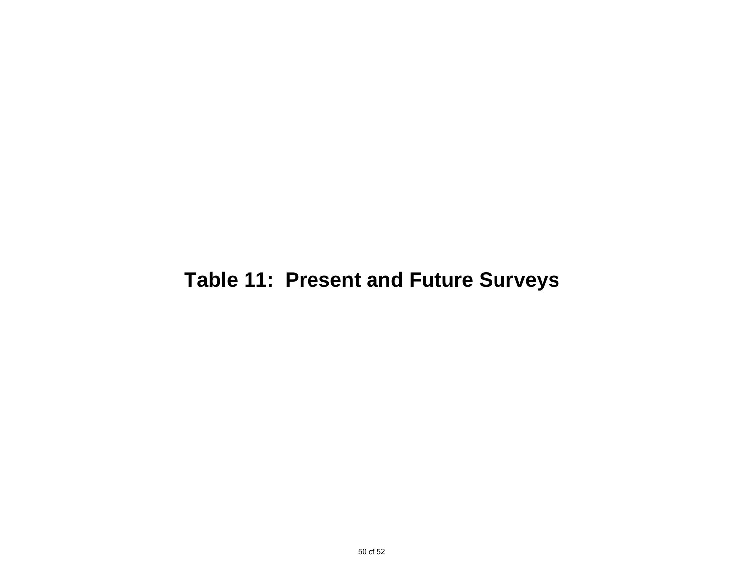# Table 11:  Present and Future Surveys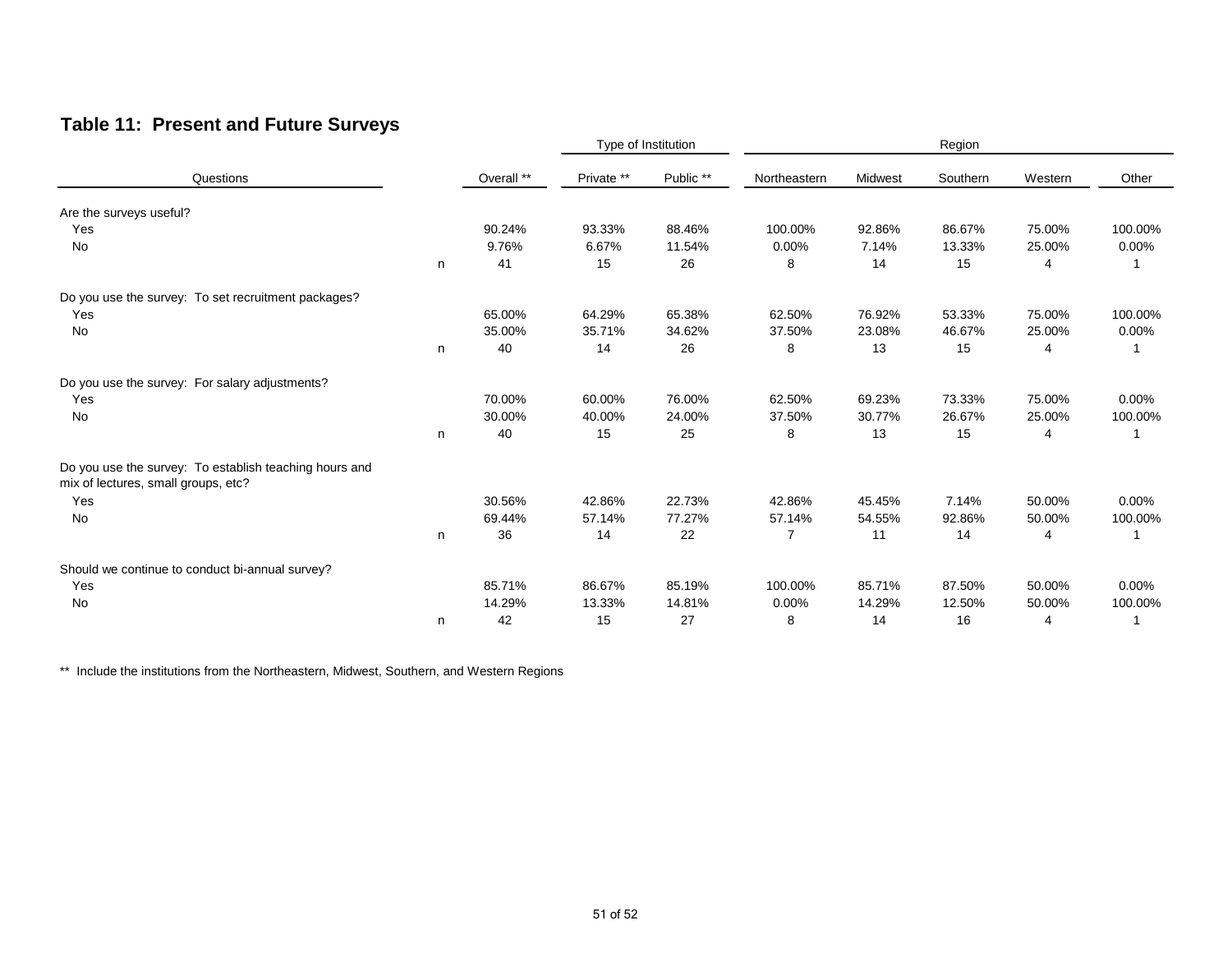## Table 11: Present and Future Surveys

| Questions | | Overall ** | Type of Institution | | Region | | | | |
|---|---|---|---|---|---|---|---|---|---|
| | | | Private ** | Public ** | Northeastern | Midwest | Southern | Western | Other |
| Are the surveys useful? | | | | | | | | | |
| Yes | | 90.24% | 93.33% | 88.46% | 100.00% | 92.86% | 86.67% | 75.00% | 100.00% |
| No | | 9.76% | 6.67% | 11.54% | 0.00% | 7.14% | 13.33% | 25.00% | 0.00% |
| | n | 41 | 15 | 26 | 8 | 14 | 15 | 4 | 1 |
| Do you use the survey: To set recruitment packages? | | | | | | | | | |
| Yes | | 65.00% | 64.29% | 65.38% | 62.50% | 76.92% | 53.33% | 75.00% | 100.00% |
| No | | 35.00% | 35.71% | 34.62% | 37.50% | 23.08% | 46.67% | 25.00% | 0.00% |
| | n | 40 | 14 | 26 | 8 | 13 | 15 | 4 | 1 |
| Do you use the survey: For salary adjustments? | | | | | | | | | |
| Yes | | 70.00% | 60.00% | 76.00% | 62.50% | 69.23% | 73.33% | 75.00% | 0.00% |
| No | | 30.00% | 40.00% | 24.00% | 37.50% | 30.77% | 26.67% | 25.00% | 100.00% |
| | n | 40 | 15 | 25 | 8 | 13 | 15 | 4 | 1 |
| Do you use the survey: To establish teaching hours and mix of lectures, small groups, etc? | | | | | | | | | |
| Yes | | 30.56% | 42.86% | 22.73% | 42.86% | 45.45% | 7.14% | 50.00% | 0.00% |
| No | | 69.44% | 57.14% | 77.27% | 57.14% | 54.55% | 92.86% | 50.00% | 100.00% |
| | n | 36 | 14 | 22 | 7 | 11 | 14 | 4 | 1 |
| Should we continue to conduct bi-annual survey? | | | | | | | | | |
| Yes | | 85.71% | 86.67% | 85.19% | 100.00% | 85.71% | 87.50% | 50.00% | 0.00% |
| No | | 14.29% | 13.33% | 14.81% | 0.00% | 14.29% | 12.50% | 50.00% | 100.00% |
| | n | 42 | 15 | 27 | 8 | 14 | 16 | 4 | 1 |

** Include the institutions from the Northeastern, Midwest, Southern, and Western Regions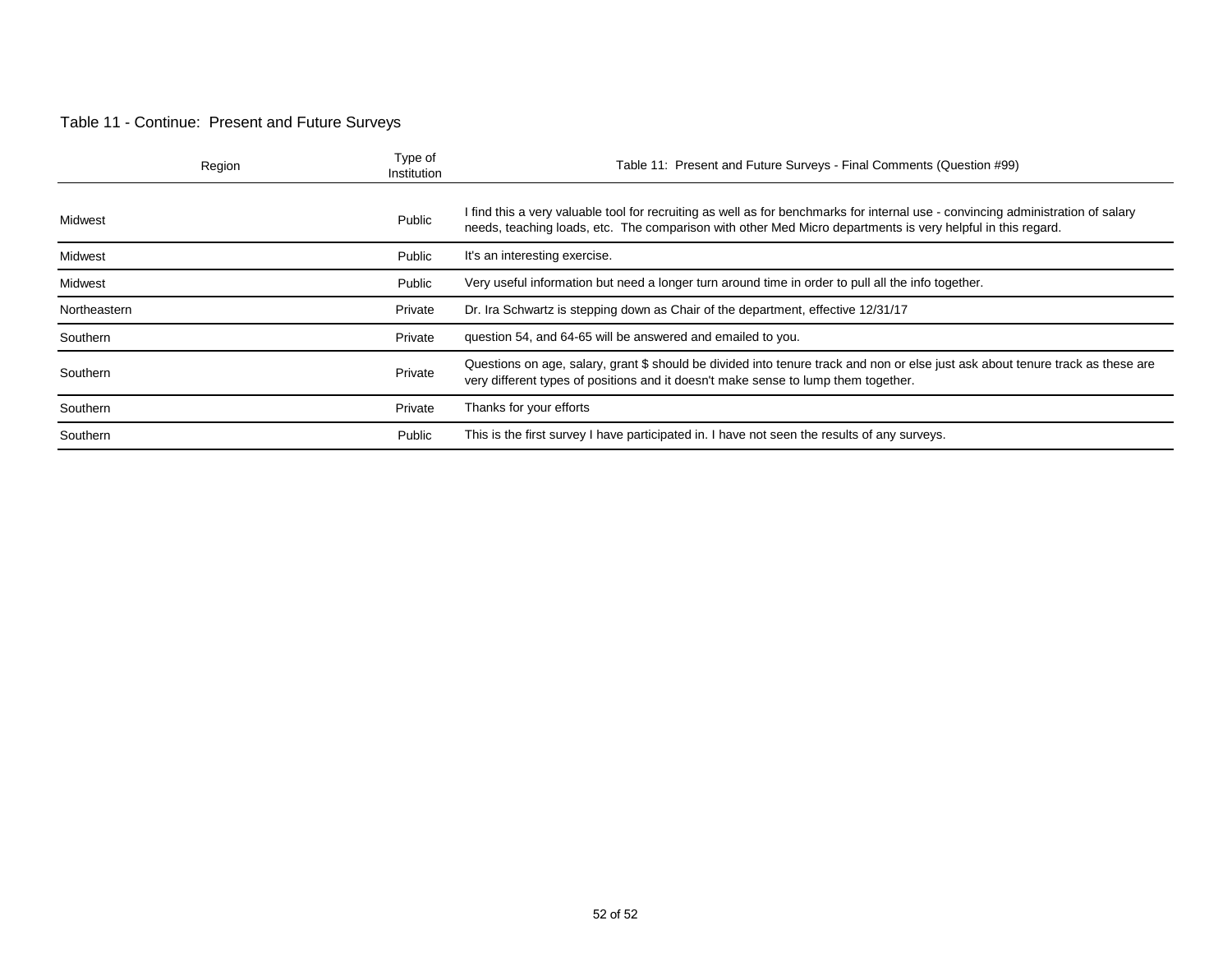Table 11 - Continue:  Present and Future Surveys

| Region | Type of Institution | Table 11:  Present and Future Surveys - Final Comments (Question #99) |
|---|---|---|
| Midwest | Public | I find this a very valuable tool for recruiting as well as for benchmarks for internal use - convincing administration of salary needs, teaching loads, etc.  The comparison with other Med Micro departments is very helpful in this regard. |
| Midwest | Public | It's an interesting exercise. |
| Midwest | Public | Very useful information but need a longer turn around time in order to pull all the info together. |
| Northeastern | Private | Dr. Ira Schwartz is stepping down as Chair of the department, effective 12/31/17 |
| Southern | Private | question 54, and 64-65 will be answered and emailed to you. |
| Southern | Private | Questions on age, salary, grant $ should be divided into tenure track and non or else just ask about tenure track as these are very different types of positions and it doesn't make sense to lump them together. |
| Southern | Private | Thanks for your efforts |
| Southern | Public | This is the first survey I have participated in. I have not seen the results of any surveys. |